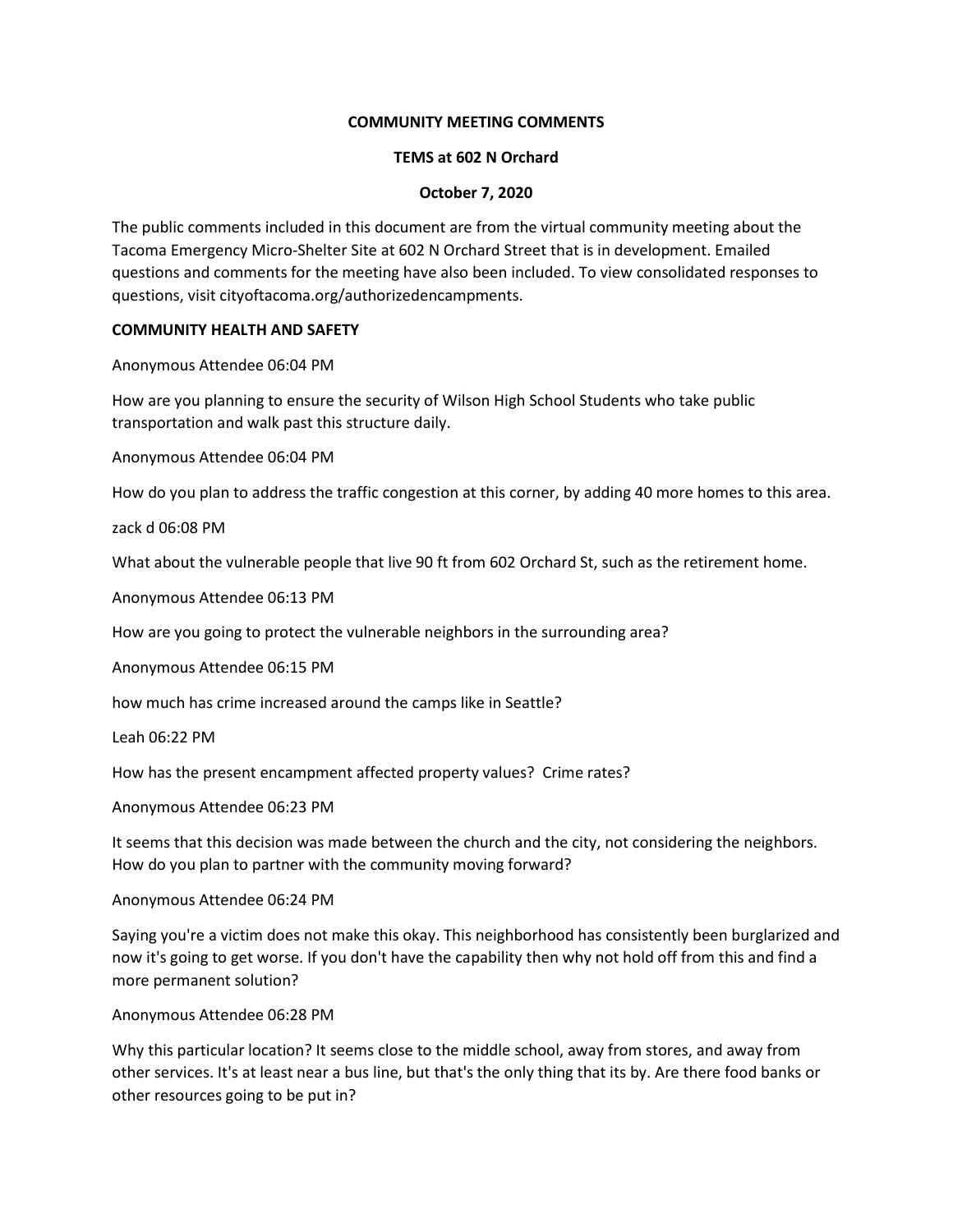**COMMUNITY MEETING COMMENTS**

**TEMS at 602 N Orchard**

**October 7, 2020**

The public comments included in this document are from the virtual community meeting about the Tacoma Emergency Micro-Shelter Site at 602 N Orchard Street that is in development. Emailed questions and comments for the meeting have also been included. To view consolidated responses to questions, visit cityoftacoma.org/authorizedencampments.

**COMMUNITY HEALTH AND SAFETY**

Anonymous Attendee 06:04 PM

How are you planning to ensure the security of Wilson High School Students who take public transportation and walk past this structure daily.

Anonymous Attendee 06:04 PM

How do you plan to address the traffic congestion at this corner, by adding 40 more homes to this area.

zack d 06:08 PM

What about the vulnerable people that live 90 ft from 602 Orchard St, such as the retirement home.

Anonymous Attendee 06:13 PM

How are you going to protect the vulnerable neighbors in the surrounding area?

Anonymous Attendee 06:15 PM

how much has crime increased around the camps like in Seattle?

Leah 06:22 PM

How has the present encampment affected property values? Crime rates?

Anonymous Attendee 06:23 PM

It seems that this decision was made between the church and the city, not considering the neighbors. How do you plan to partner with the community moving forward?

Anonymous Attendee 06:24 PM

Saying you're a victim does not make this okay. This neighborhood has consistently been burglarized and now it's going to get worse. If you don't have the capability then why not hold off from this and find a more permanent solution?

Anonymous Attendee 06:28 PM

Why this particular location? It seems close to the middle school, away from stores, and away from other services. It's at least near a bus line, but that's the only thing that its by. Are there food banks or other resources going to be put in?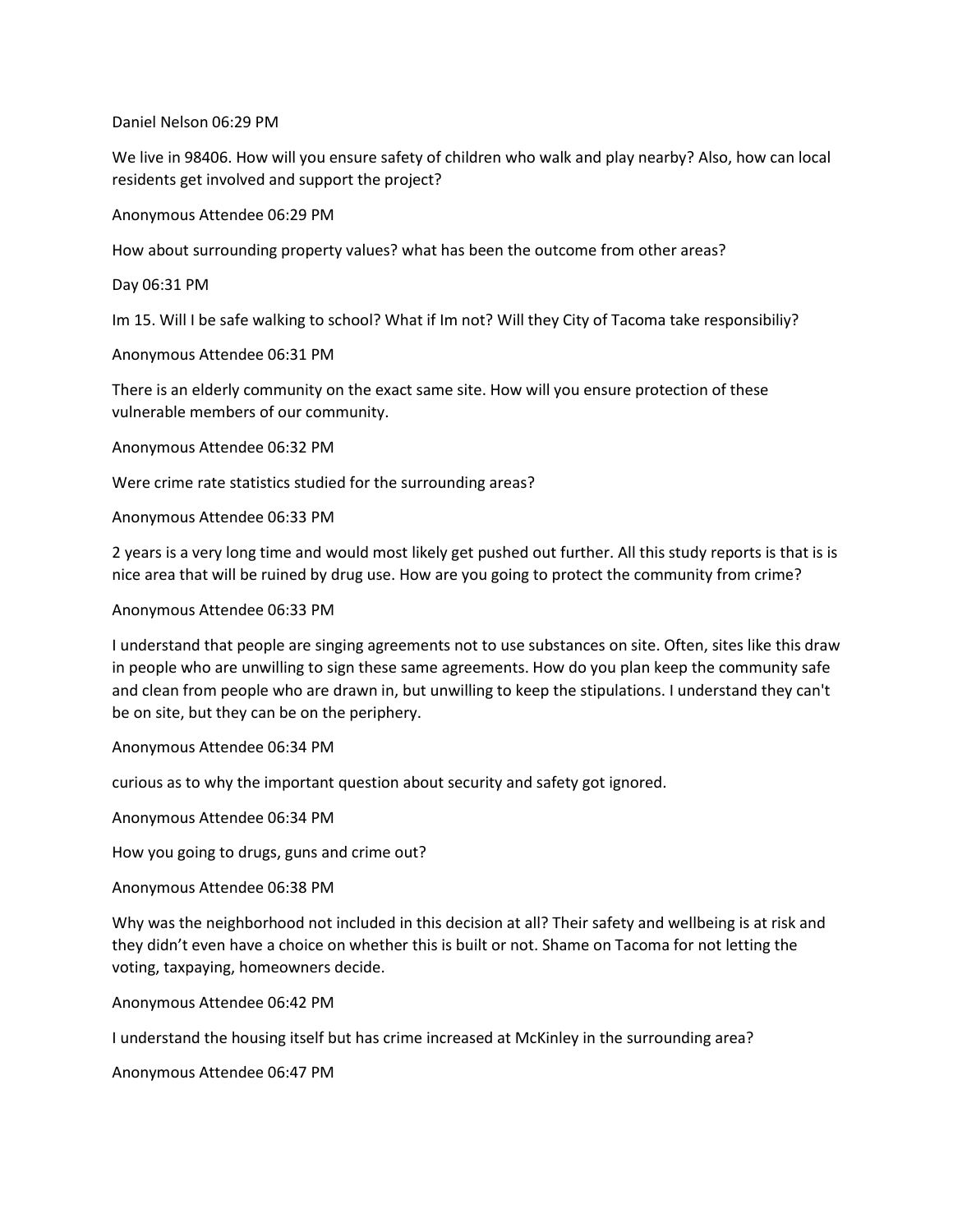Daniel Nelson 06:29 PM

We live in 98406. How will you ensure safety of children who walk and play nearby? Also, how can local residents get involved and support the project?

Anonymous Attendee 06:29 PM

How about surrounding property values? what has been the outcome from other areas?

Day 06:31 PM

Im 15. Will I be safe walking to school? What if Im not? Will they City of Tacoma take responsibiliy?

Anonymous Attendee 06:31 PM

There is an elderly community on the exact same site. How will you ensure protection of these vulnerable members of our community.

Anonymous Attendee 06:32 PM

Were crime rate statistics studied for the surrounding areas?

Anonymous Attendee 06:33 PM

2 years is a very long time and would most likely get pushed out further. All this study reports is that is is nice area that will be ruined by drug use. How are you going to protect the community from crime?

Anonymous Attendee 06:33 PM

I understand that people are singing agreements not to use substances on site. Often, sites like this draw in people who are unwilling to sign these same agreements. How do you plan keep the community safe and clean from people who are drawn in, but unwilling to keep the stipulations. I understand they can't be on site, but they can be on the periphery.

Anonymous Attendee 06:34 PM

curious as to why the important question about security and safety got ignored.

Anonymous Attendee 06:34 PM

How you going to drugs, guns and crime out?

Anonymous Attendee 06:38 PM

Why was the neighborhood not included in this decision at all? Their safety and wellbeing is at risk and they didn't even have a choice on whether this is built or not. Shame on Tacoma for not letting the voting, taxpaying, homeowners decide.

Anonymous Attendee 06:42 PM

I understand the housing itself but has crime increased at McKinley in the surrounding area?

Anonymous Attendee 06:47 PM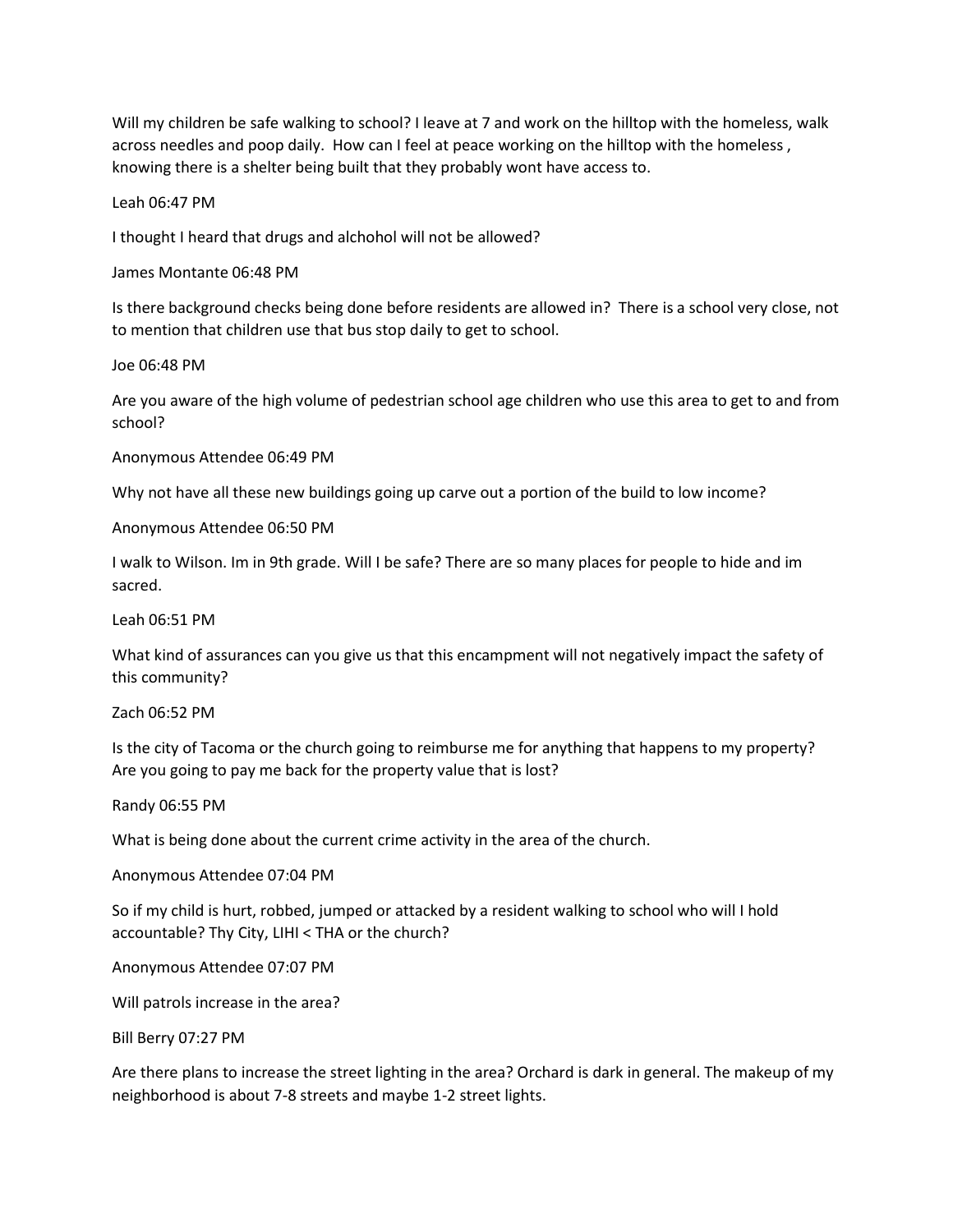Will my children be safe walking to school? I leave at 7 and work on the hilltop with the homeless, walk across needles and poop daily. How can I feel at peace working on the hilltop with the homeless , knowing there is a shelter being built that they probably wont have access to.

Leah 06:47 PM

I thought I heard that drugs and alchohol will not be allowed?

James Montante 06:48 PM

Is there background checks being done before residents are allowed in? There is a school very close, not to mention that children use that bus stop daily to get to school.

Joe 06:48 PM

Are you aware of the high volume of pedestrian school age children who use this area to get to and from school?

Anonymous Attendee 06:49 PM

Why not have all these new buildings going up carve out a portion of the build to low income?

Anonymous Attendee 06:50 PM

I walk to Wilson. Im in 9th grade. Will I be safe? There are so many places for people to hide and im sacred.

Leah 06:51 PM

What kind of assurances can you give us that this encampment will not negatively impact the safety of this community?

Zach 06:52 PM

Is the city of Tacoma or the church going to reimburse me for anything that happens to my property? Are you going to pay me back for the property value that is lost?

Randy 06:55 PM

What is being done about the current crime activity in the area of the church.

Anonymous Attendee 07:04 PM

So if my child is hurt, robbed, jumped or attacked by a resident walking to school who will I hold accountable? Thy City, LIHI < THA or the church?

Anonymous Attendee 07:07 PM

Will patrols increase in the area?

Bill Berry 07:27 PM

Are there plans to increase the street lighting in the area? Orchard is dark in general. The makeup of my neighborhood is about 7-8 streets and maybe 1-2 street lights.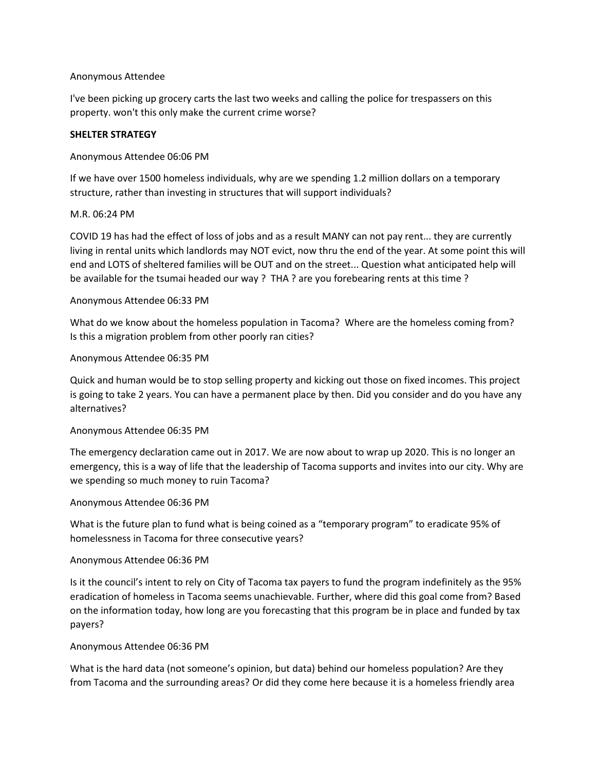Anonymous Attendee

I've been picking up grocery carts the last two weeks and calling the police for trespassers on this property. won't this only make the current crime worse?

**SHELTER STRATEGY**

Anonymous Attendee 06:06 PM

If we have over 1500 homeless individuals, why are we spending 1.2 million dollars on a temporary structure, rather than investing in structures that will support individuals?

M.R. 06:24 PM

COVID 19 has had the effect of loss of jobs and as a result MANY can not pay rent... they are currently living in rental units which landlords may NOT evict, now thru the end of the year. At some point this will end and LOTS of sheltered families will be OUT and on the street... Question what anticipated help will be available for the tsumai headed our way ? THA ? are you forebearing rents at this time ?

Anonymous Attendee 06:33 PM

What do we know about the homeless population in Tacoma? Where are the homeless coming from? Is this a migration problem from other poorly ran cities?

Anonymous Attendee 06:35 PM

Quick and human would be to stop selling property and kicking out those on fixed incomes. This project is going to take 2 years. You can have a permanent place by then. Did you consider and do you have any alternatives?

Anonymous Attendee 06:35 PM

The emergency declaration came out in 2017. We are now about to wrap up 2020. This is no longer an emergency, this is a way of life that the leadership of Tacoma supports and invites into our city. Why are we spending so much money to ruin Tacoma?

Anonymous Attendee 06:36 PM

What is the future plan to fund what is being coined as a "temporary program" to eradicate 95% of homelessness in Tacoma for three consecutive years?

Anonymous Attendee 06:36 PM

Is it the council's intent to rely on City of Tacoma tax payers to fund the program indefinitely as the 95% eradication of homeless in Tacoma seems unachievable. Further, where did this goal come from? Based on the information today, how long are you forecasting that this program be in place and funded by tax payers?

Anonymous Attendee 06:36 PM

What is the hard data (not someone's opinion, but data) behind our homeless population? Are they from Tacoma and the surrounding areas? Or did they come here because it is a homeless friendly area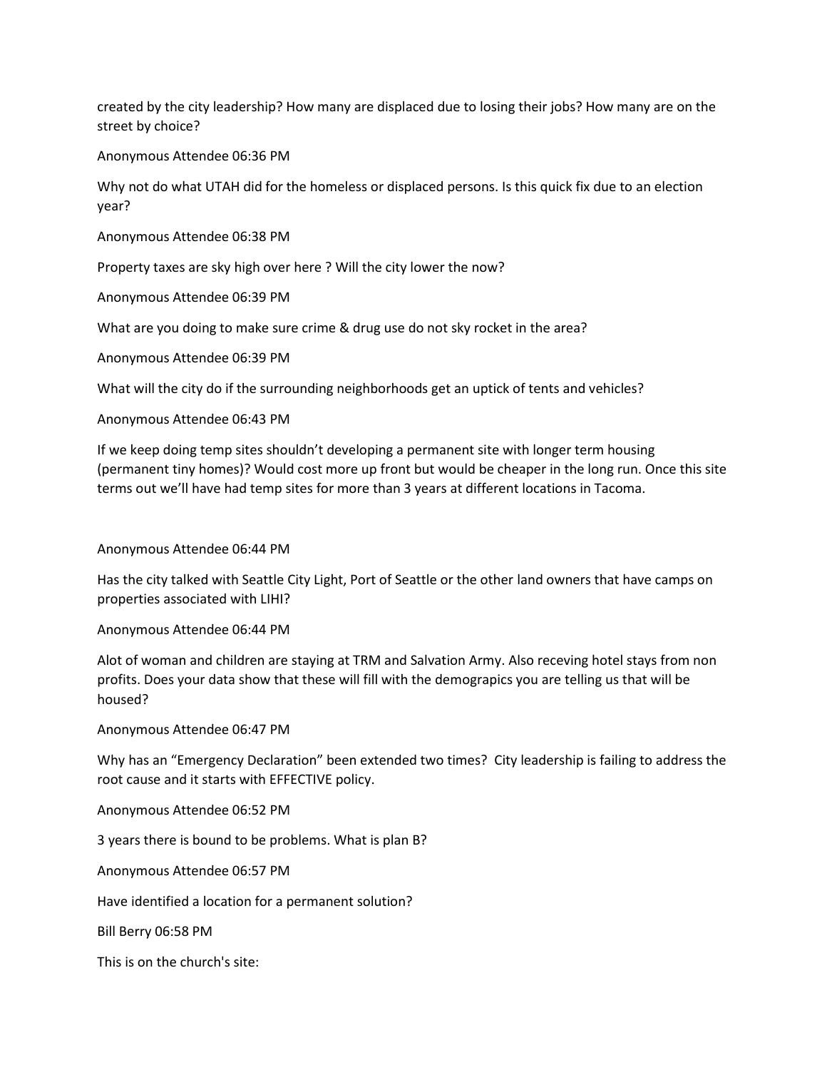created by the city leadership? How many are displaced due to losing their jobs? How many are on the street by choice?

Anonymous Attendee 06:36 PM

Why not do what UTAH did for the homeless or displaced persons. Is this quick fix due to an election year?

Anonymous Attendee 06:38 PM

Property taxes are sky high over here ? Will the city lower the now?

Anonymous Attendee 06:39 PM

What are you doing to make sure crime & drug use do not sky rocket in the area?

Anonymous Attendee 06:39 PM

What will the city do if the surrounding neighborhoods get an uptick of tents and vehicles?

Anonymous Attendee 06:43 PM

If we keep doing temp sites shouldn't developing a permanent site with longer term housing (permanent tiny homes)? Would cost more up front but would be cheaper in the long run. Once this site terms out we'll have had temp sites for more than 3 years at different locations in Tacoma.

Anonymous Attendee 06:44 PM

Has the city talked with Seattle City Light, Port of Seattle or the other land owners that have camps on properties associated with LIHI?

Anonymous Attendee 06:44 PM

Alot of woman and children are staying at TRM and Salvation Army. Also receving hotel stays from non profits. Does your data show that these will fill with the demograpics you are telling us that will be housed?

Anonymous Attendee 06:47 PM

Why has an "Emergency Declaration" been extended two times? City leadership is failing to address the root cause and it starts with EFFECTIVE policy.

Anonymous Attendee 06:52 PM

3 years there is bound to be problems. What is plan B?

Anonymous Attendee 06:57 PM

Have identified a location for a permanent solution?

Bill Berry 06:58 PM

This is on the church's site: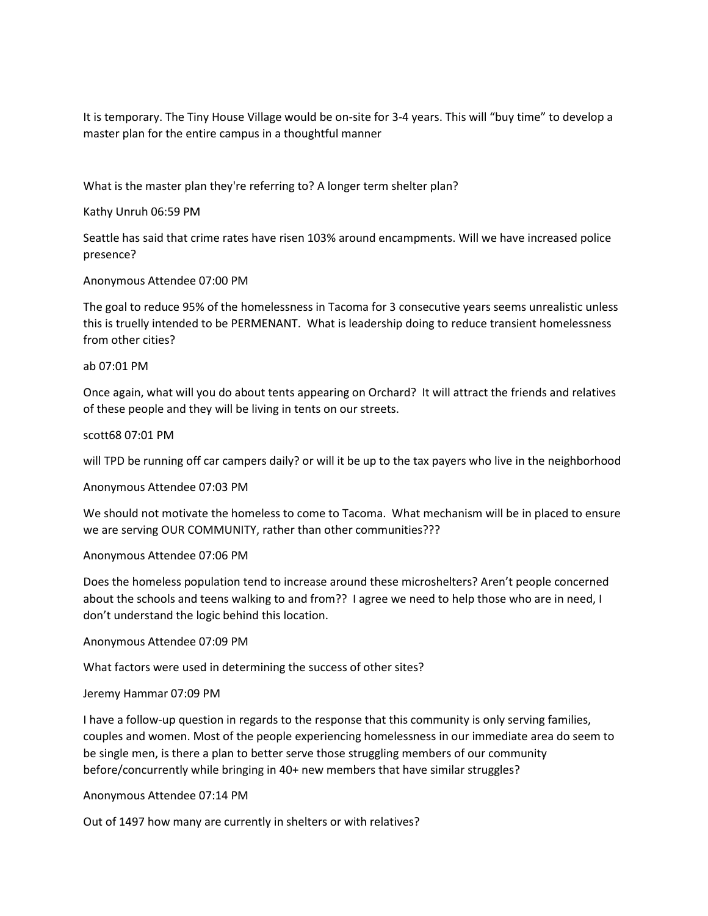It is temporary. The Tiny House Village would be on-site for 3-4 years. This will "buy time" to develop a master plan for the entire campus in a thoughtful manner

What is the master plan they're referring to? A longer term shelter plan?

Kathy Unruh 06:59 PM

Seattle has said that crime rates have risen 103% around encampments. Will we have increased police presence?

Anonymous Attendee 07:00 PM

The goal to reduce 95% of the homelessness in Tacoma for 3 consecutive years seems unrealistic unless this is truelly intended to be PERMENANT. What is leadership doing to reduce transient homelessness from other cities?

ab 07:01 PM

Once again, what will you do about tents appearing on Orchard? It will attract the friends and relatives of these people and they will be living in tents on our streets.

scott68 07:01 PM

will TPD be running off car campers daily? or will it be up to the tax payers who live in the neighborhood

Anonymous Attendee 07:03 PM

We should not motivate the homeless to come to Tacoma. What mechanism will be in placed to ensure we are serving OUR COMMUNITY, rather than other communities???

Anonymous Attendee 07:06 PM

Does the homeless population tend to increase around these microshelters? Aren't people concerned about the schools and teens walking to and from?? I agree we need to help those who are in need, I don't understand the logic behind this location.

Anonymous Attendee 07:09 PM

What factors were used in determining the success of other sites?

Jeremy Hammar 07:09 PM

I have a follow-up question in regards to the response that this community is only serving families, couples and women. Most of the people experiencing homelessness in our immediate area do seem to be single men, is there a plan to better serve those struggling members of our community before/concurrently while bringing in 40+ new members that have similar struggles?

Anonymous Attendee 07:14 PM

Out of 1497 how many are currently in shelters or with relatives?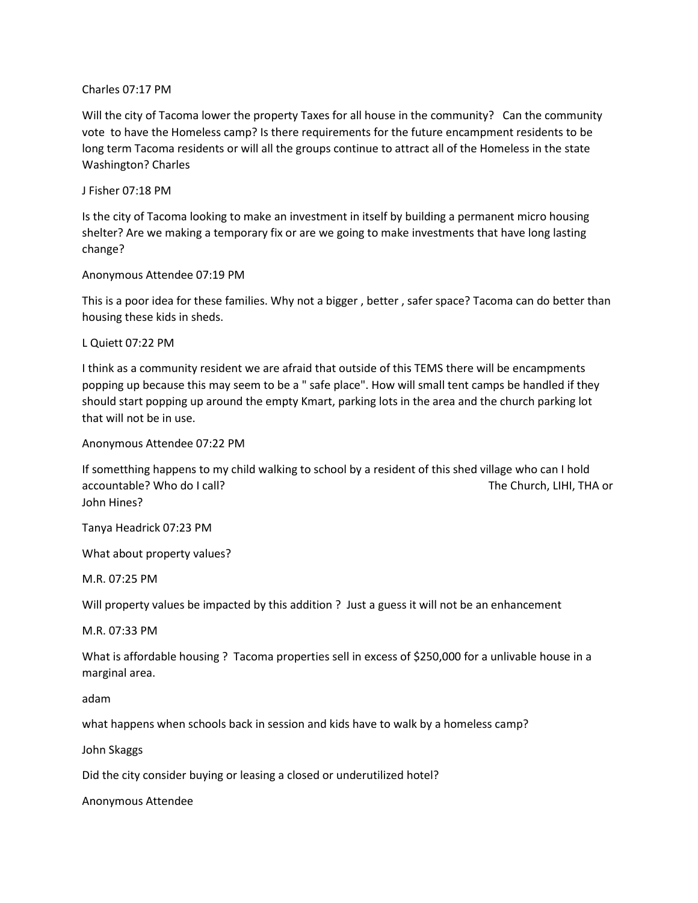Charles 07:17 PM

Will the city of Tacoma lower the property Taxes for all house in the community?   Can the community vote  to have the Homeless camp? Is there requirements for the future encampment residents to be long term Tacoma residents or will all the groups continue to attract all of the Homeless in the state Washington? Charles

J Fisher 07:18 PM

Is the city of Tacoma looking to make an investment in itself by building a permanent micro housing shelter? Are we making a temporary fix or are we going to make investments that have long lasting change?

Anonymous Attendee 07:19 PM

This is a poor idea for these families. Why not a bigger , better , safer space? Tacoma can do better than housing these kids in sheds.

L Quiett 07:22 PM

I think as a community resident we are afraid that outside of this TEMS there will be encampments popping up because this may seem to be a " safe place". How will small tent camps be handled if they should start popping up around the empty Kmart, parking lots in the area and the church parking lot that will not be in use.

Anonymous Attendee 07:22 PM

If sometthing happens to my child walking to school by a resident of this shed village who can I hold accountable? Who do I call? The Church, LIHI, THA or John Hines?

Tanya Headrick 07:23 PM

What about property values?

M.R. 07:25 PM

Will property values be impacted by this addition ?  Just a guess it will not be an enhancement

M.R. 07:33 PM

What is affordable housing ?  Tacoma properties sell in excess of $250,000 for a unlivable house in a marginal area.

adam

what happens when schools back in session and kids have to walk by a homeless camp?

John Skaggs

Did the city consider buying or leasing a closed or underutilized hotel?

Anonymous Attendee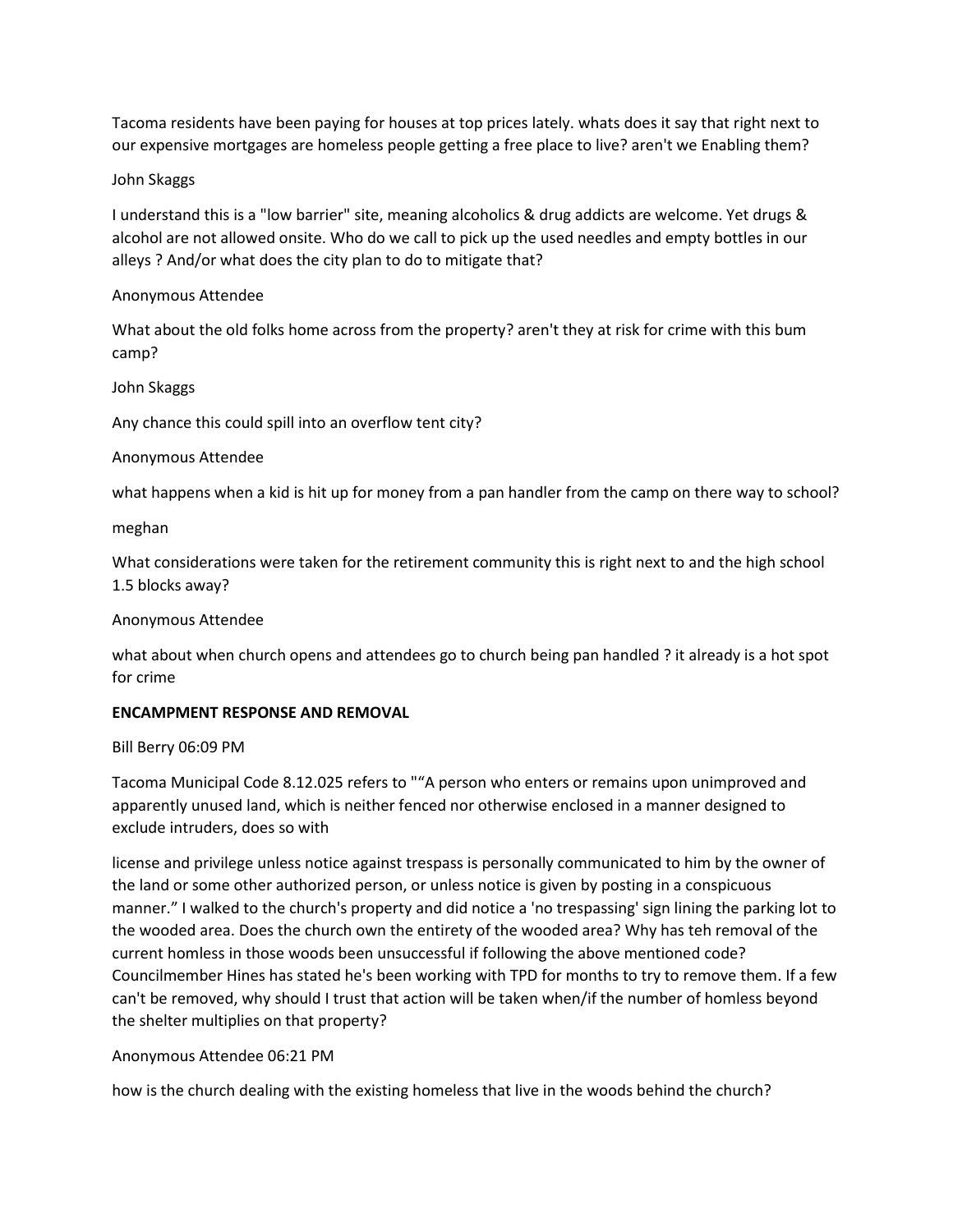Tacoma residents have been paying for houses at top prices lately. whats does it say that right next to our expensive mortgages are homeless people getting a free place to live? aren't we Enabling them?

John Skaggs

I understand this is a "low barrier" site, meaning alcoholics & drug addicts are welcome. Yet drugs & alcohol are not allowed onsite. Who do we call to pick up the used needles and empty bottles in our alleys ? And/or what does the city plan to do to mitigate that?

Anonymous Attendee

What about the old folks home across from the property? aren't they at risk for crime with this bum camp?

John Skaggs

Any chance this could spill into an overflow tent city?

Anonymous Attendee

what happens when a kid is hit up for money from a pan handler from the camp on there way to school?

meghan

What considerations were taken for the retirement community this is right next to and the high school 1.5 blocks away?

Anonymous Attendee

what about when church opens and attendees go to church being pan handled ? it already is a hot spot for crime

**ENCAMPMENT RESPONSE AND REMOVAL**

Bill Berry 06:09 PM

Tacoma Municipal Code 8.12.025 refers to ""A person who enters or remains upon unimproved and apparently unused land, which is neither fenced nor otherwise enclosed in a manner designed to exclude intruders, does so with

license and privilege unless notice against trespass is personally communicated to him by the owner of the land or some other authorized person, or unless notice is given by posting in a conspicuous manner." I walked to the church's property and did notice a 'no trespassing' sign lining the parking lot to the wooded area. Does the church own the entirety of the wooded area? Why has teh removal of the current homless in those woods been unsuccessful if following the above mentioned code? Councilmember Hines has stated he's been working with TPD for months to try to remove them. If a few can't be removed, why should I trust that action will be taken when/if the number of homless beyond the shelter multiplies on that property?

Anonymous Attendee 06:21 PM

how is the church dealing with the existing homeless that live in the woods behind the church?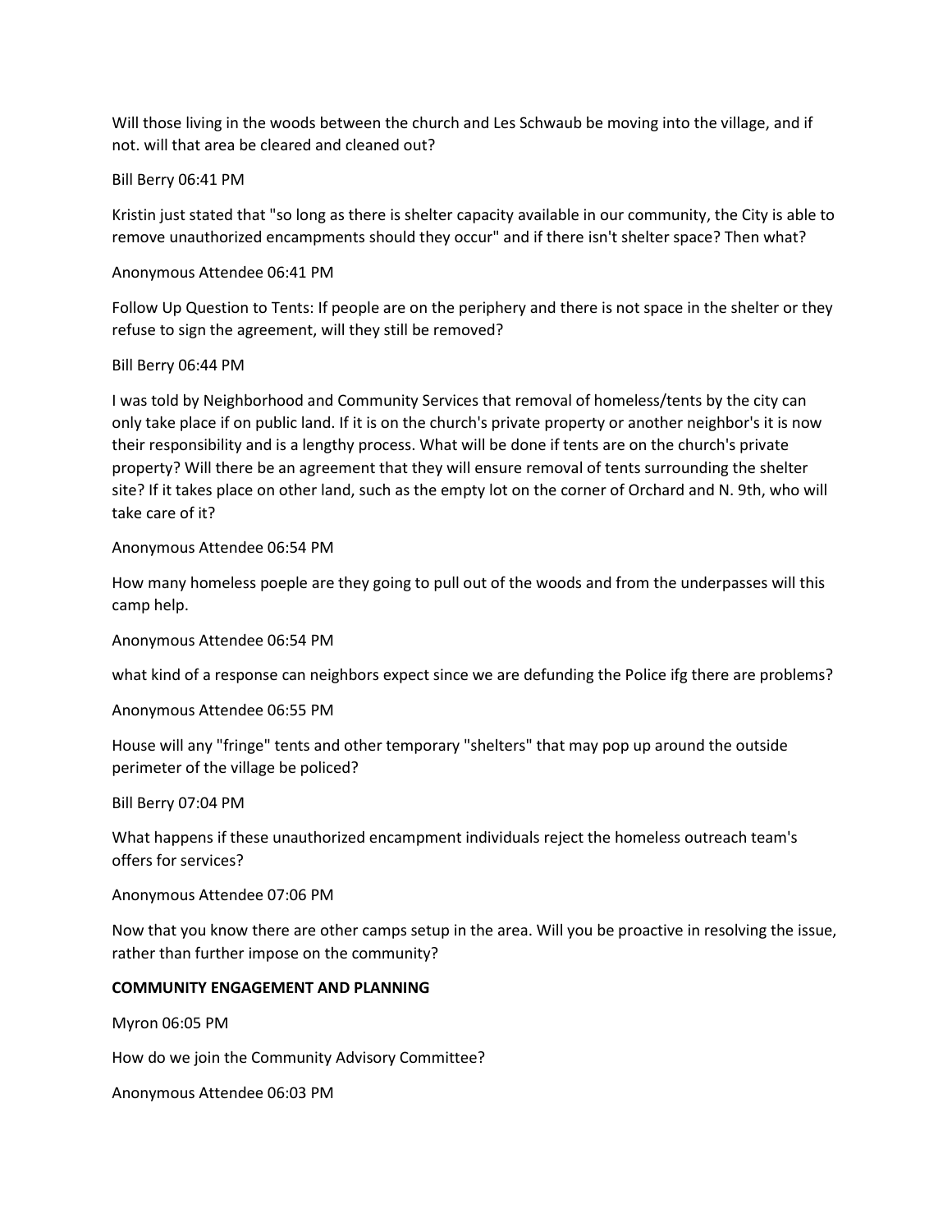Will those living in the woods between the church and Les Schwaub be moving into the village, and if not. will that area be cleared and cleaned out?

Bill Berry 06:41 PM

Kristin just stated that "so long as there is shelter capacity available in our community, the City is able to remove unauthorized encampments should they occur" and if there isn't shelter space? Then what?

Anonymous Attendee 06:41 PM

Follow Up Question to Tents: If people are on the periphery and there is not space in the shelter or they refuse to sign the agreement, will they still be removed?

Bill Berry 06:44 PM

I was told by Neighborhood and Community Services that removal of homeless/tents by the city can only take place if on public land. If it is on the church's private property or another neighbor's it is now their responsibility and is a lengthy process. What will be done if tents are on the church's private property? Will there be an agreement that they will ensure removal of tents surrounding the shelter site? If it takes place on other land, such as the empty lot on the corner of Orchard and N. 9th, who will take care of it?

Anonymous Attendee 06:54 PM

How many homeless poeple are they going to pull out of the woods and from the underpasses will this camp help.

Anonymous Attendee 06:54 PM

what kind of a response can neighbors expect since we are defunding the Police ifg there are problems?

Anonymous Attendee 06:55 PM

House will any "fringe" tents and other temporary "shelters" that may pop up around the outside perimeter of the village be policed?

Bill Berry 07:04 PM

What happens if these unauthorized encampment individuals reject the homeless outreach team's offers for services?

Anonymous Attendee 07:06 PM

Now that you know there are other camps setup in the area. Will you be proactive in resolving the issue, rather than further impose on the community?

**COMMUNITY ENGAGEMENT AND PLANNING**

Myron 06:05 PM

How do we join the Community Advisory Committee?

Anonymous Attendee 06:03 PM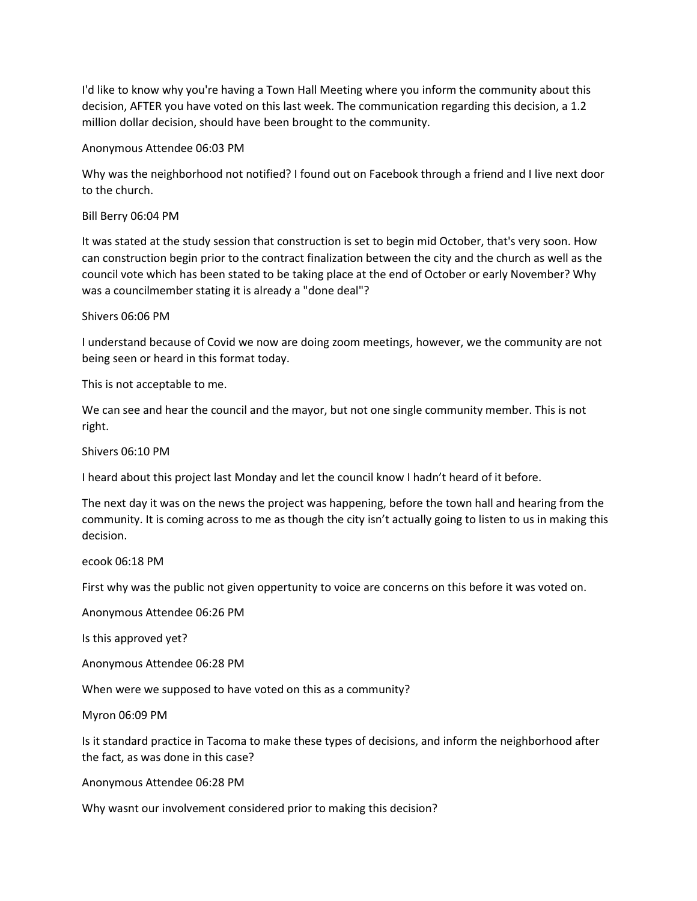I'd like to know why you're having a Town Hall Meeting where you inform the community about this decision, AFTER you have voted on this last week. The communication regarding this decision, a 1.2 million dollar decision, should have been brought to the community.

Anonymous Attendee 06:03 PM

Why was the neighborhood not notified? I found out on Facebook through a friend and I live next door to the church.

Bill Berry 06:04 PM

It was stated at the study session that construction is set to begin mid October, that's very soon. How can construction begin prior to the contract finalization between the city and the church as well as the council vote which has been stated to be taking place at the end of October or early November? Why was a councilmember stating it is already a "done deal"?

Shivers 06:06 PM

I understand because of Covid we now are doing zoom meetings, however, we the community are not being seen or heard in this format today.

This is not acceptable to me.

We can see and hear the council and the mayor, but not one single community member. This is not right.

Shivers 06:10 PM

I heard about this project last Monday and let the council know I hadn't heard of it before.

The next day it was on the news the project was happening, before the town hall and hearing from the community. It is coming across to me as though the city isn't actually going to listen to us in making this decision.

ecook 06:18 PM

First why was the public not given oppertunity to voice are concerns on this before it was voted on.

Anonymous Attendee 06:26 PM

Is this approved yet?

Anonymous Attendee 06:28 PM

When were we supposed to have voted on this as a community?

Myron 06:09 PM

Is it standard practice in Tacoma to make these types of decisions, and inform the neighborhood after the fact, as was done in this case?

Anonymous Attendee 06:28 PM

Why wasnt our involvement considered prior to making this decision?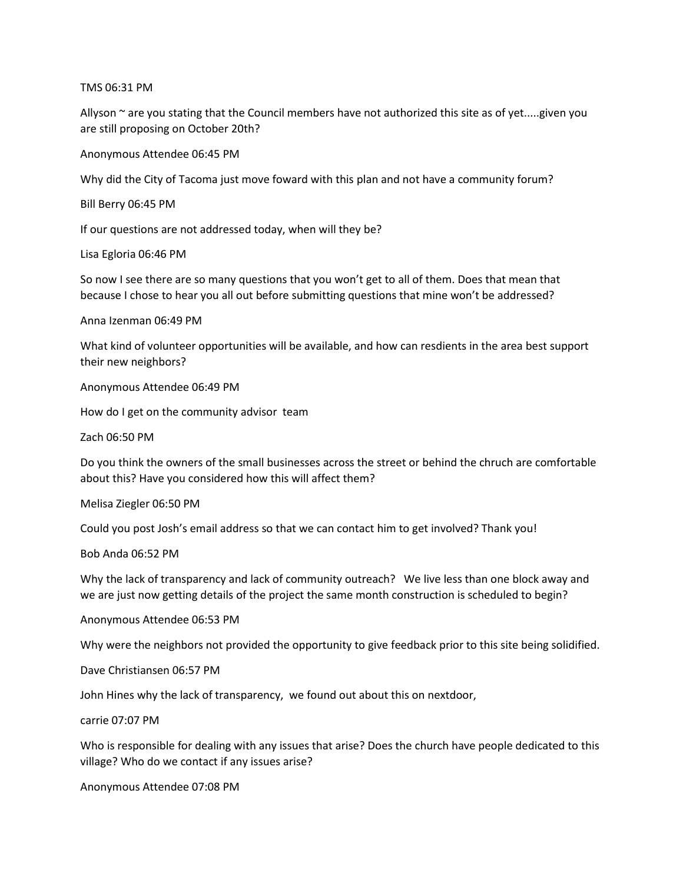TMS 06:31 PM

Allyson ~ are you stating that the Council members have not authorized this site as of yet.....given you are still proposing on October 20th?

Anonymous Attendee 06:45 PM

Why did the City of Tacoma just move foward with this plan and not have a community forum?

Bill Berry 06:45 PM

If our questions are not addressed today, when will they be?

Lisa Egloria 06:46 PM

So now I see there are so many questions that you won't get to all of them. Does that mean that because I chose to hear you all out before submitting questions that mine won't be addressed?

Anna Izenman 06:49 PM

What kind of volunteer opportunities will be available, and how can resdients in the area best support their new neighbors?

Anonymous Attendee 06:49 PM

How do I get on the community advisor team

Zach 06:50 PM

Do you think the owners of the small businesses across the street or behind the chruch are comfortable about this? Have you considered how this will affect them?

Melisa Ziegler 06:50 PM

Could you post Josh's email address so that we can contact him to get involved? Thank you!

Bob Anda 06:52 PM

Why the lack of transparency and lack of community outreach? We live less than one block away and we are just now getting details of the project the same month construction is scheduled to begin?

Anonymous Attendee 06:53 PM

Why were the neighbors not provided the opportunity to give feedback prior to this site being solidified.

Dave Christiansen 06:57 PM

John Hines why the lack of transparency, we found out about this on nextdoor,

carrie 07:07 PM

Who is responsible for dealing with any issues that arise? Does the church have people dedicated to this village? Who do we contact if any issues arise?

Anonymous Attendee 07:08 PM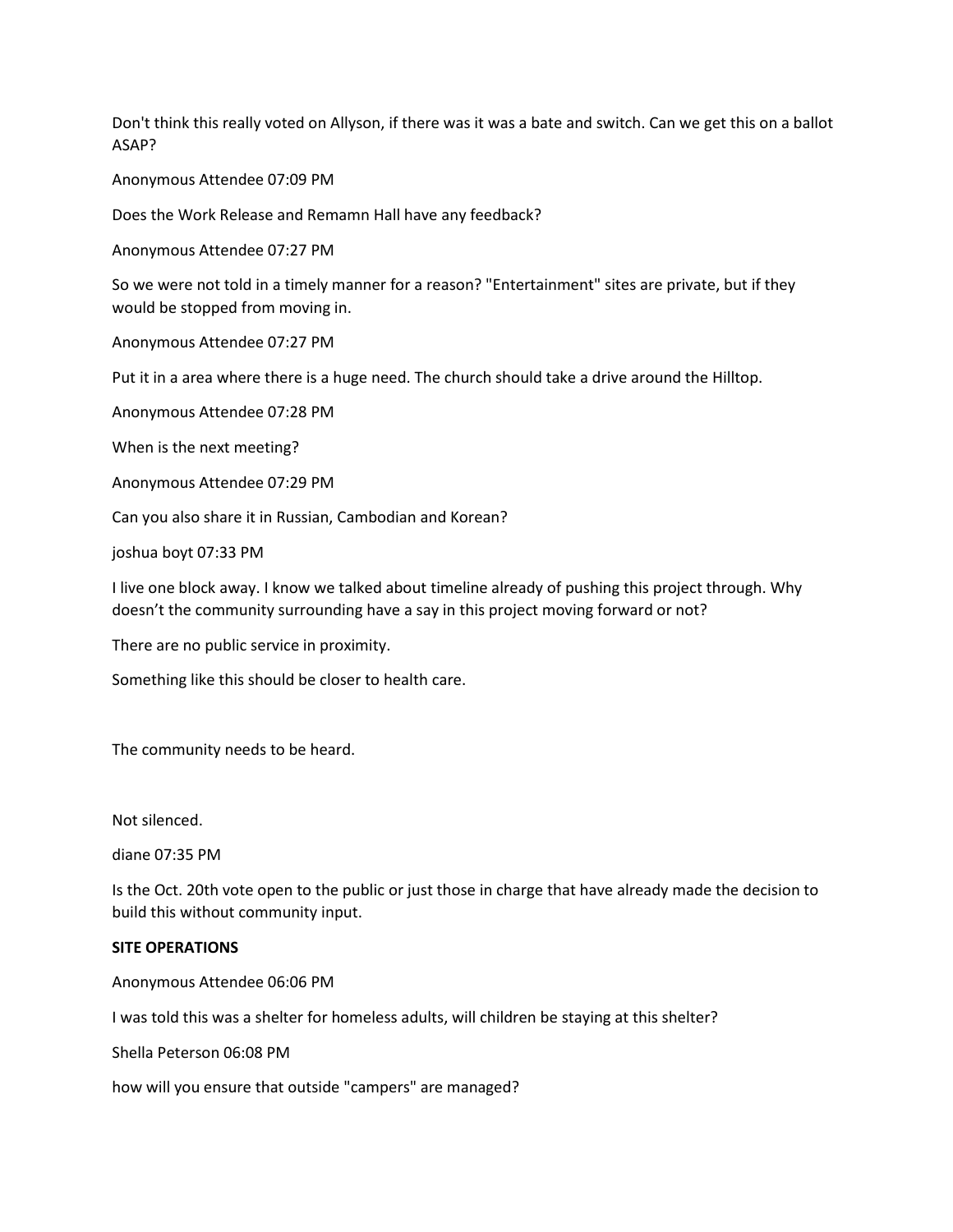Don't think this really voted on Allyson, if there was it was a bate and switch. Can we get this on a ballot ASAP?

Anonymous Attendee 07:09 PM

Does the Work Release and Remamn Hall have any feedback?

Anonymous Attendee 07:27 PM

So we were not told in a timely manner for a reason? "Entertainment" sites are private, but if they would be stopped from moving in.

Anonymous Attendee 07:27 PM

Put it in a area where there is a huge need. The church should take a drive around the Hilltop.

Anonymous Attendee 07:28 PM

When is the next meeting?

Anonymous Attendee 07:29 PM

Can you also share it in Russian, Cambodian and Korean?

joshua boyt 07:33 PM

I live one block away. I know we talked about timeline already of pushing this project through. Why doesn't the community surrounding have a say in this project moving forward or not?

There are no public service in proximity.

Something like this should be closer to health care.

The community needs to be heard.

Not silenced.

diane 07:35 PM

Is the Oct. 20th vote open to the public or just those in charge that have already made the decision to build this without community input.

**SITE OPERATIONS**

Anonymous Attendee 06:06 PM

I was told this was a shelter for homeless adults, will children be staying at this shelter?

Shella Peterson 06:08 PM

how will you ensure that outside "campers" are managed?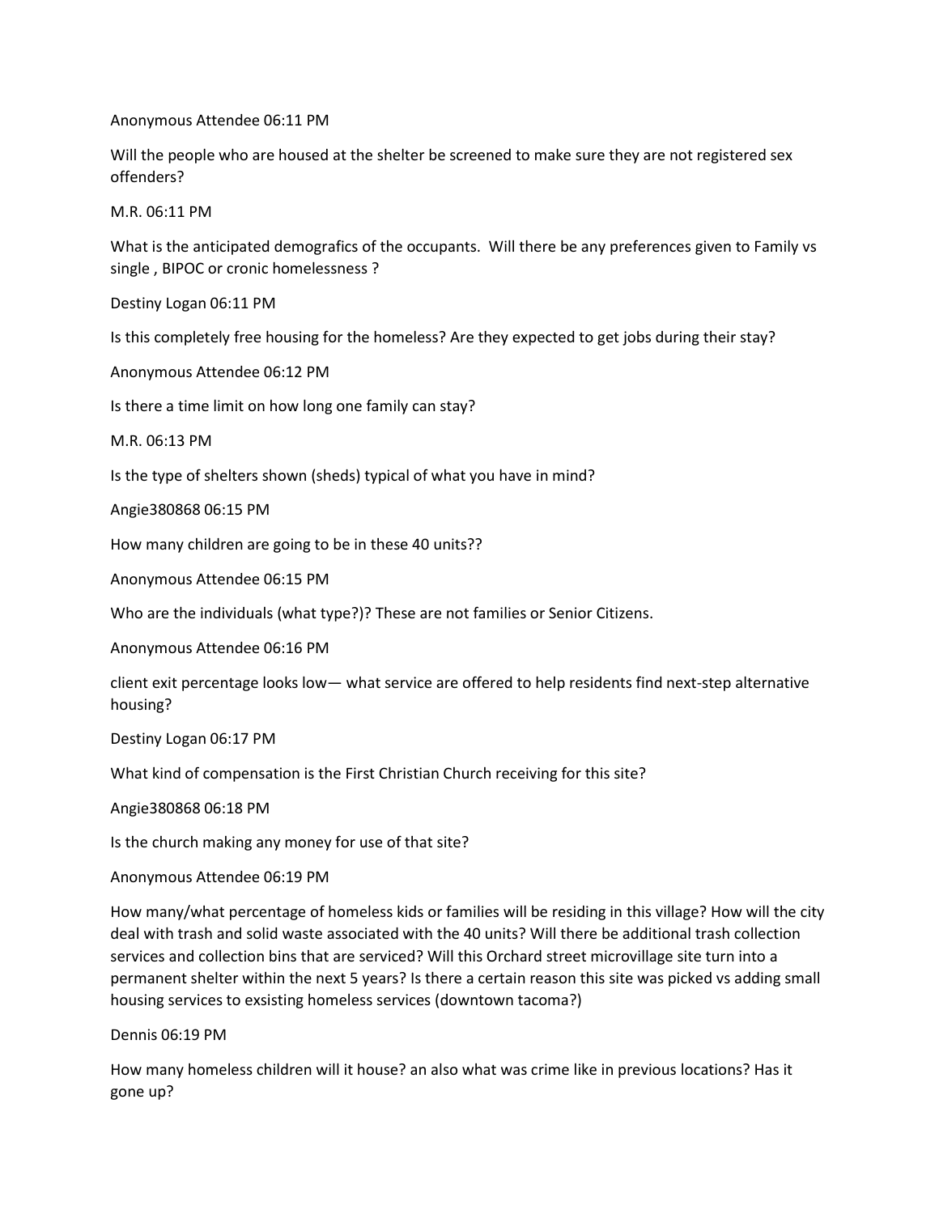Anonymous Attendee 06:11 PM

Will the people who are housed at the shelter be screened to make sure they are not registered sex offenders?

M.R. 06:11 PM

What is the anticipated demografics of the occupants.  Will there be any preferences given to Family vs single , BIPOC or cronic homelessness ?

Destiny Logan 06:11 PM

Is this completely free housing for the homeless? Are they expected to get jobs during their stay?

Anonymous Attendee 06:12 PM

Is there a time limit on how long one family can stay?

M.R. 06:13 PM

Is the type of shelters shown (sheds) typical of what you have in mind?

Angie380868 06:15 PM

How many children are going to be in these 40 units??

Anonymous Attendee 06:15 PM

Who are the individuals (what type?)? These are not families or Senior Citizens.

Anonymous Attendee 06:16 PM

client exit percentage looks low— what service are offered to help residents find next-step alternative housing?

Destiny Logan 06:17 PM

What kind of compensation is the First Christian Church receiving for this site?

Angie380868 06:18 PM

Is the church making any money for use of that site?

Anonymous Attendee 06:19 PM

How many/what percentage of homeless kids or families will be residing in this village? How will the city deal with trash and solid waste associated with the 40 units? Will there be additional trash collection services and collection bins that are serviced? Will this Orchard street microvillage site turn into a permanent shelter within the next 5 years? Is there a certain reason this site was picked vs adding small housing services to exsisting homeless services (downtown tacoma?)

Dennis 06:19 PM

How many homeless children will it house? an also what was crime like in previous locations? Has it gone up?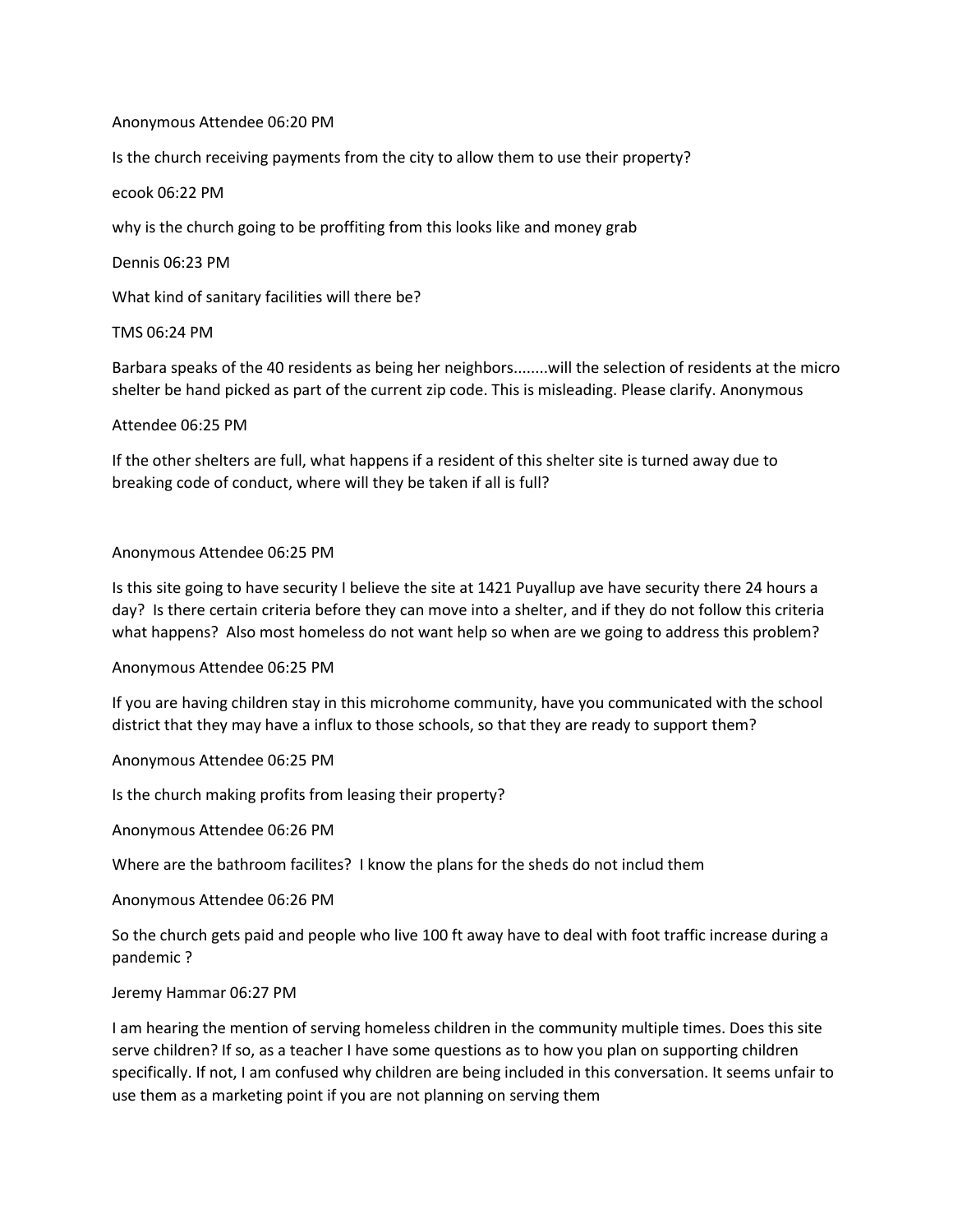Anonymous Attendee 06:20 PM

Is the church receiving payments from the city to allow them to use their property?

ecook 06:22 PM

why is the church going to be proffiting from this looks like and money grab

Dennis 06:23 PM

What kind of sanitary facilities will there be?

TMS 06:24 PM

Barbara speaks of the 40 residents as being her neighbors........will the selection of residents at the micro shelter be hand picked as part of the current zip code. This is misleading. Please clarify. Anonymous

Attendee 06:25 PM

If the other shelters are full, what happens if a resident of this shelter site is turned away due to breaking code of conduct, where will they be taken if all is full?

Anonymous Attendee 06:25 PM

Is this site going to have security I believe the site at 1421 Puyallup ave have security there 24 hours a day? Is there certain criteria before they can move into a shelter, and if they do not follow this criteria what happens? Also most homeless do not want help so when are we going to address this problem?

Anonymous Attendee 06:25 PM

If you are having children stay in this microhome community, have you communicated with the school district that they may have a influx to those schools, so that they are ready to support them?

Anonymous Attendee 06:25 PM

Is the church making profits from leasing their property?

Anonymous Attendee 06:26 PM

Where are the bathroom facilites? I know the plans for the sheds do not includ them

Anonymous Attendee 06:26 PM

So the church gets paid and people who live 100 ft away have to deal with foot traffic increase during a pandemic ?

Jeremy Hammar 06:27 PM

I am hearing the mention of serving homeless children in the community multiple times. Does this site serve children? If so, as a teacher I have some questions as to how you plan on supporting children specifically. If not, I am confused why children are being included in this conversation. It seems unfair to use them as a marketing point if you are not planning on serving them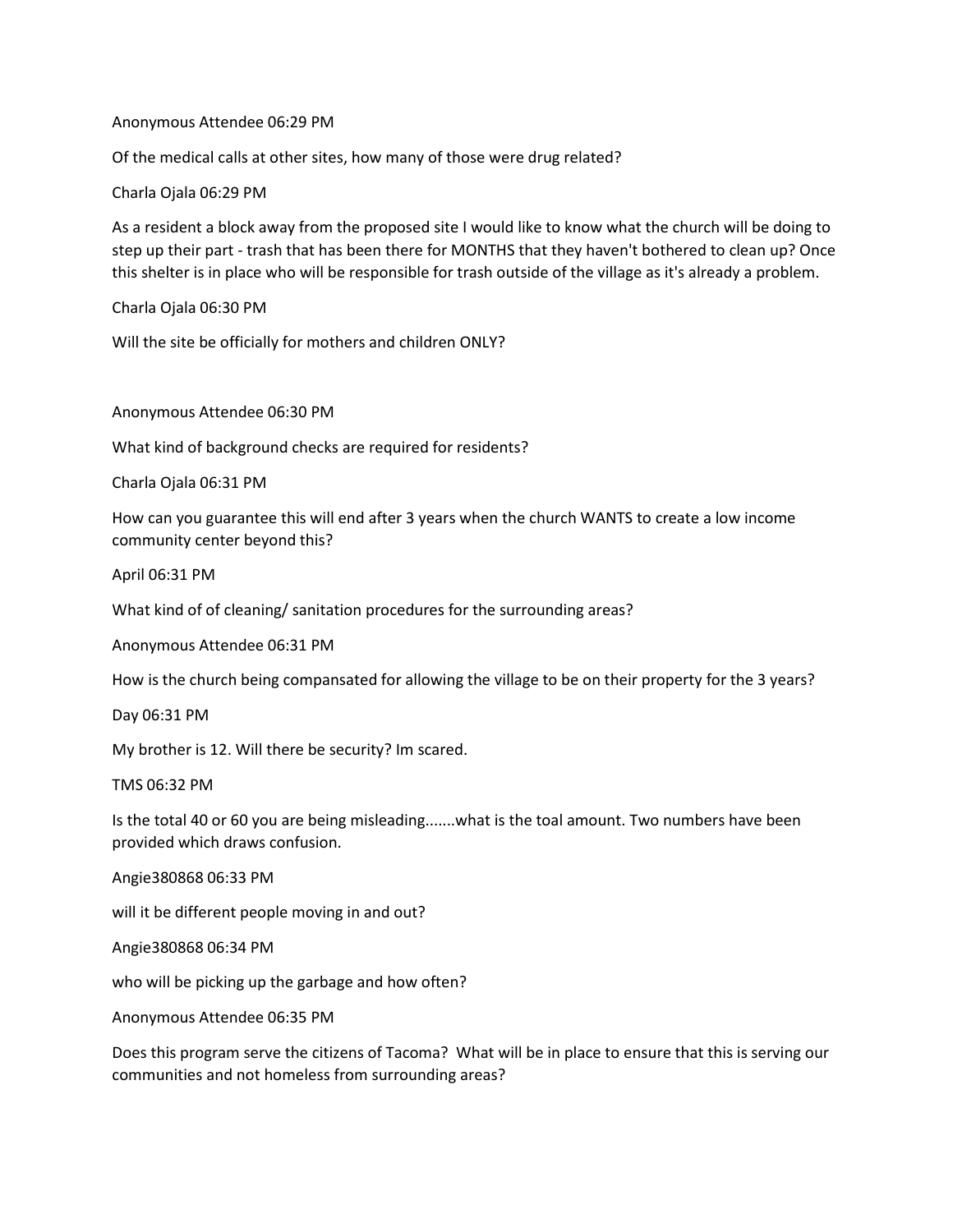Anonymous Attendee 06:29 PM

Of the medical calls at other sites, how many of those were drug related?

Charla Ojala 06:29 PM

As a resident a block away from the proposed site I would like to know what the church will be doing to step up their part - trash that has been there for MONTHS that they haven't bothered to clean up? Once this shelter is in place who will be responsible for trash outside of the village as it's already a problem.

Charla Ojala 06:30 PM

Will the site be officially for mothers and children ONLY?

Anonymous Attendee 06:30 PM

What kind of background checks are required for residents?

Charla Ojala 06:31 PM

How can you guarantee this will end after 3 years when the church WANTS to create a low income community center beyond this?

April 06:31 PM

What kind of of cleaning/ sanitation procedures for the surrounding areas?

Anonymous Attendee 06:31 PM

How is the church being compansated for allowing the village to be on their property for the 3 years?

Day 06:31 PM

My brother is 12. Will there be security? Im scared.

TMS 06:32 PM

Is the total 40 or 60 you are being misleading.......what is the toal amount. Two numbers have been provided which draws confusion.

Angie380868 06:33 PM

will it be different people moving in and out?

Angie380868 06:34 PM

who will be picking up the garbage and how often?

Anonymous Attendee 06:35 PM

Does this program serve the citizens of Tacoma? What will be in place to ensure that this is serving our communities and not homeless from surrounding areas?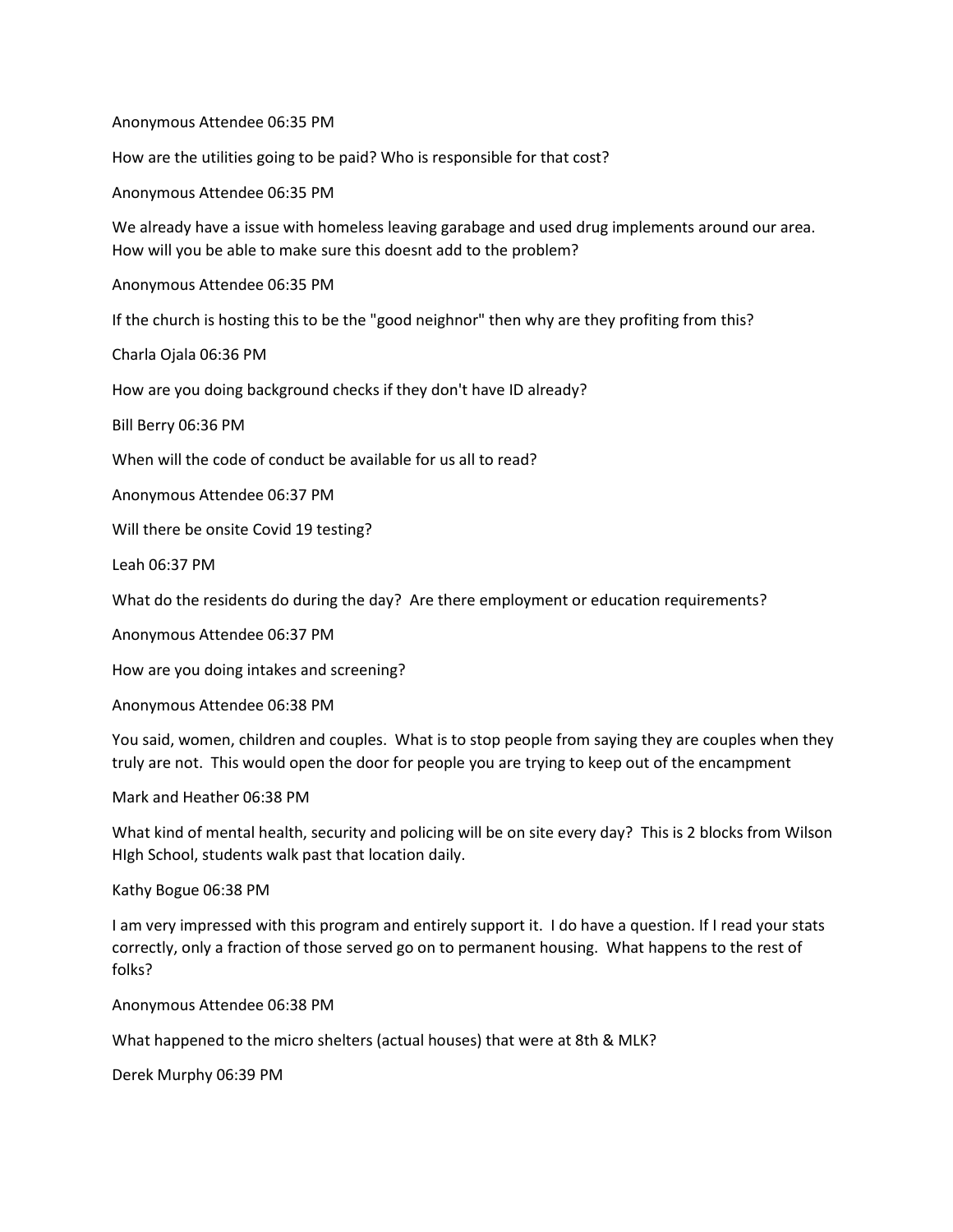Anonymous Attendee 06:35 PM

How are the utilities going to be paid? Who is responsible for that cost?

Anonymous Attendee 06:35 PM

We already have a issue with homeless leaving garabage and used drug implements around our area. How will you be able to make sure this doesnt add to the problem?

Anonymous Attendee 06:35 PM

If the church is hosting this to be the "good neighnor" then why are they profiting from this?

Charla Ojala 06:36 PM

How are you doing background checks if they don't have ID already?

Bill Berry 06:36 PM

When will the code of conduct be available for us all to read?

Anonymous Attendee 06:37 PM

Will there be onsite Covid 19 testing?

Leah 06:37 PM

What do the residents do during the day? Are there employment or education requirements?

Anonymous Attendee 06:37 PM

How are you doing intakes and screening?

Anonymous Attendee 06:38 PM

You said, women, children and couples. What is to stop people from saying they are couples when they truly are not. This would open the door for people you are trying to keep out of the encampment

Mark and Heather 06:38 PM

What kind of mental health, security and policing will be on site every day? This is 2 blocks from Wilson HIgh School, students walk past that location daily.

Kathy Bogue 06:38 PM

I am very impressed with this program and entirely support it. I do have a question. If I read your stats correctly, only a fraction of those served go on to permanent housing. What happens to the rest of folks?

Anonymous Attendee 06:38 PM

What happened to the micro shelters (actual houses) that were at 8th & MLK?

Derek Murphy 06:39 PM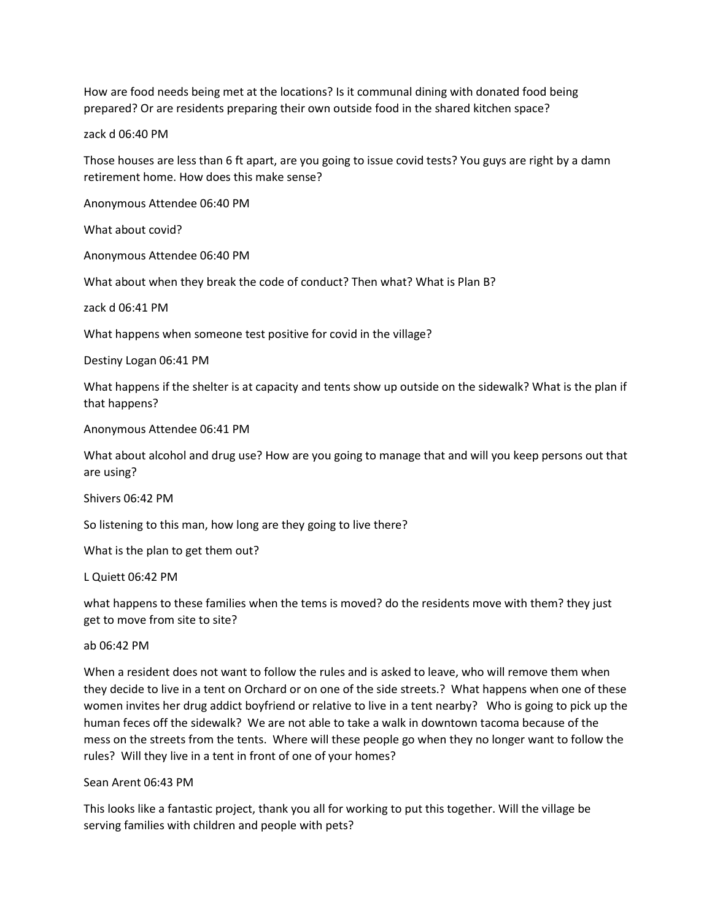How are food needs being met at the locations? Is it communal dining with donated food being prepared? Or are residents preparing their own outside food in the shared kitchen space?

zack d 06:40 PM

Those houses are less than 6 ft apart, are you going to issue covid tests? You guys are right by a damn retirement home. How does this make sense?

Anonymous Attendee 06:40 PM

What about covid?

Anonymous Attendee 06:40 PM

What about when they break the code of conduct? Then what? What is Plan B?

zack d 06:41 PM

What happens when someone test positive for covid in the village?

Destiny Logan 06:41 PM

What happens if the shelter is at capacity and tents show up outside on the sidewalk? What is the plan if that happens?

Anonymous Attendee 06:41 PM

What about alcohol and drug use? How are you going to manage that and will you keep persons out that are using?

Shivers 06:42 PM

So listening to this man, how long are they going to live there?

What is the plan to get them out?

L Quiett 06:42 PM

what happens to these families when the tems is moved? do the residents move with them? they just get to move from site to site?

ab 06:42 PM

When a resident does not want to follow the rules and is asked to leave, who will remove them when they decide to live in a tent on Orchard or on one of the side streets.? What happens when one of these women invites her drug addict boyfriend or relative to live in a tent nearby? Who is going to pick up the human feces off the sidewalk? We are not able to take a walk in downtown tacoma because of the mess on the streets from the tents. Where will these people go when they no longer want to follow the rules? Will they live in a tent in front of one of your homes?

Sean Arent 06:43 PM

This looks like a fantastic project, thank you all for working to put this together. Will the village be serving families with children and people with pets?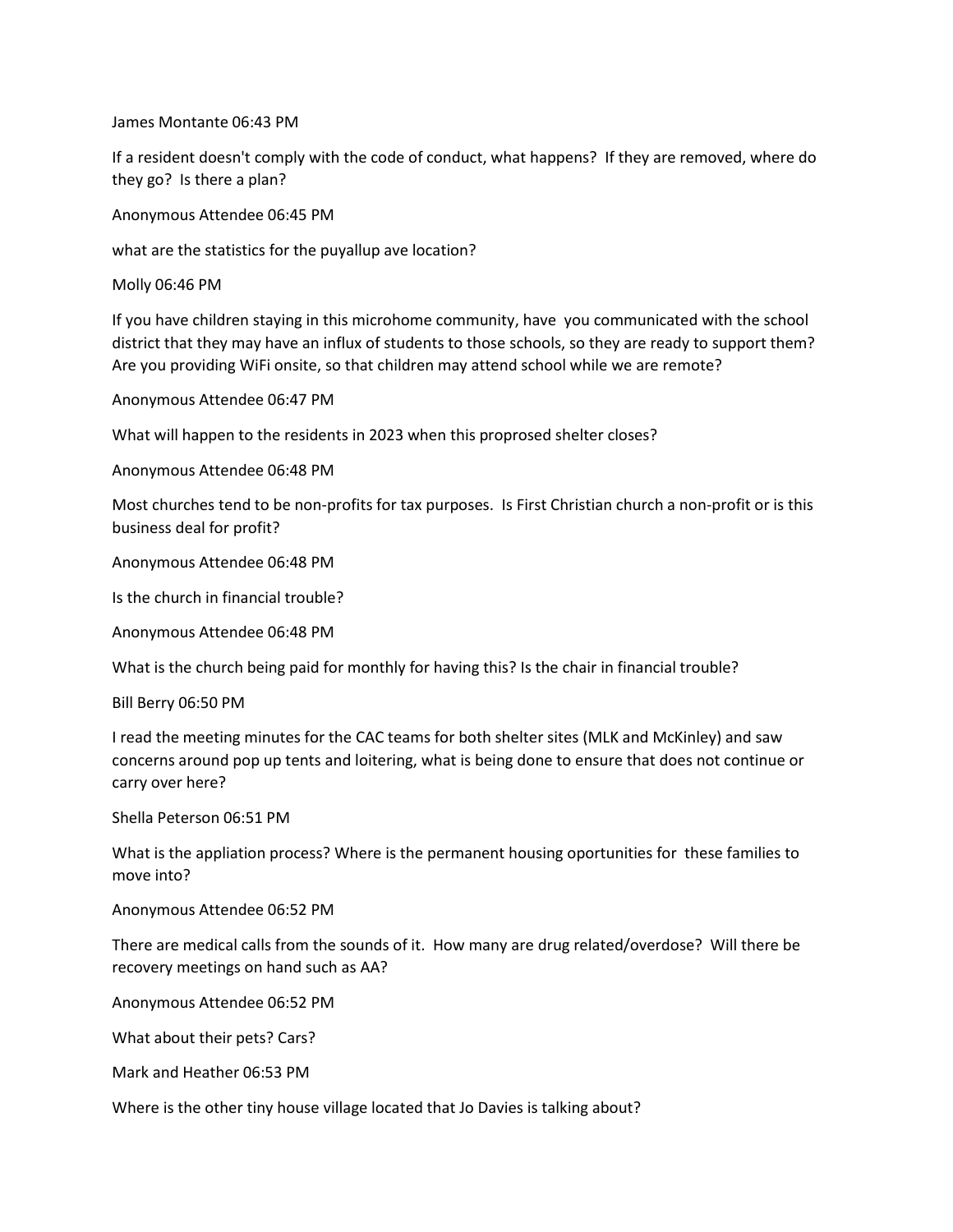James Montante 06:43 PM

If a resident doesn't comply with the code of conduct, what happens?  If they are removed, where do they go?  Is there a plan?

Anonymous Attendee 06:45 PM

what are the statistics for the puyallup ave location?

Molly 06:46 PM

If you have children staying in this microhome community, have  you communicated with the school district that they may have an influx of students to those schools, so they are ready to support them? Are you providing WiFi onsite, so that children may attend school while we are remote?

Anonymous Attendee 06:47 PM

What will happen to the residents in 2023 when this proprosed shelter closes?

Anonymous Attendee 06:48 PM

Most churches tend to be non-profits for tax purposes.  Is First Christian church a non-profit or is this business deal for profit?

Anonymous Attendee 06:48 PM

Is the church in financial trouble?

Anonymous Attendee 06:48 PM

What is the church being paid for monthly for having this? Is the chair in financial trouble?

Bill Berry 06:50 PM

I read the meeting minutes for the CAC teams for both shelter sites (MLK and McKinley) and saw concerns around pop up tents and loitering, what is being done to ensure that does not continue or carry over here?

Shella Peterson 06:51 PM

What is the appliation process? Where is the permanent housing oportunities for  these families to move into?

Anonymous Attendee 06:52 PM

There are medical calls from the sounds of it.  How many are drug related/overdose?  Will there be recovery meetings on hand such as AA?

Anonymous Attendee 06:52 PM

What about their pets? Cars?

Mark and Heather 06:53 PM

Where is the other tiny house village located that Jo Davies is talking about?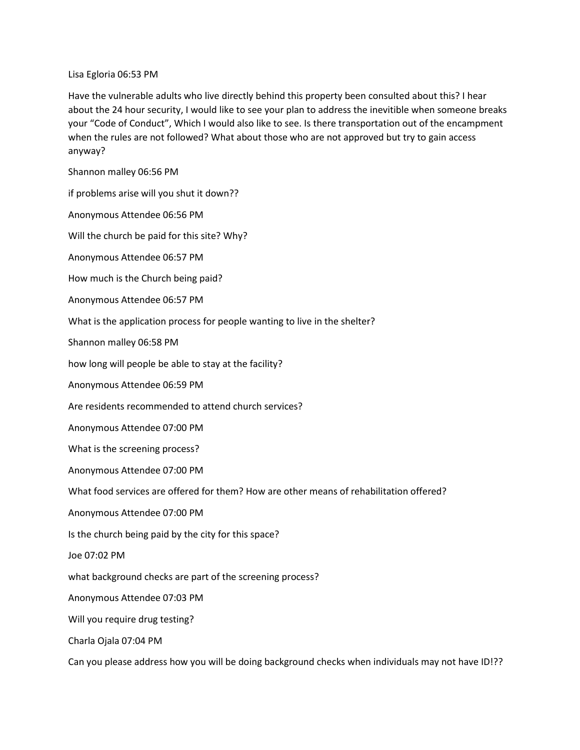Lisa Egloria 06:53 PM

Have the vulnerable adults who live directly behind this property been consulted about this? I hear about the 24 hour security, I would like to see your plan to address the inevitible when someone breaks your "Code of Conduct", Which I would also like to see. Is there transportation out of the encampment when the rules are not followed? What about those who are not approved but try to gain access anyway?

Shannon malley 06:56 PM

if problems arise will you shut it down??

Anonymous Attendee 06:56 PM

Will the church be paid for this site? Why?

Anonymous Attendee 06:57 PM

How much is the Church being paid?

Anonymous Attendee 06:57 PM

What is the application process for people wanting to live in the shelter?

Shannon malley 06:58 PM

how long will people be able to stay at the facility?

Anonymous Attendee 06:59 PM

Are residents recommended to attend church services?

Anonymous Attendee 07:00 PM

What is the screening process?

Anonymous Attendee 07:00 PM

What food services are offered for them? How are other means of rehabilitation offered?

Anonymous Attendee 07:00 PM

Is the church being paid by the city for this space?

Joe 07:02 PM

what background checks are part of the screening process?

Anonymous Attendee 07:03 PM

Will you require drug testing?

Charla Ojala 07:04 PM

Can you please address how you will be doing background checks when individuals may not have ID!??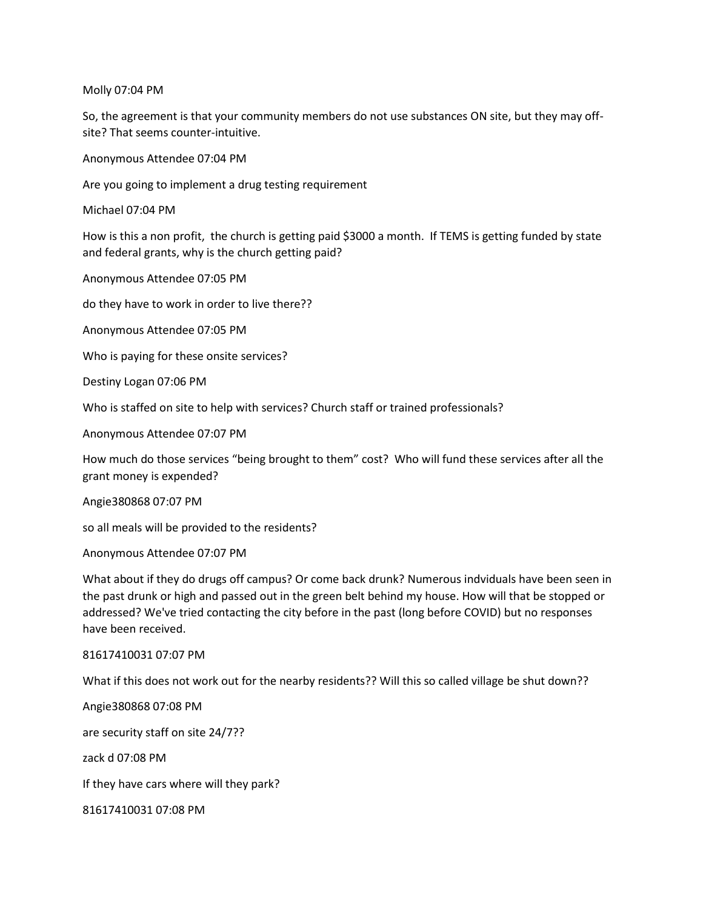Molly 07:04 PM

So, the agreement is that your community members do not use substances ON site, but they may off-site? That seems counter-intuitive.

Anonymous Attendee 07:04 PM

Are you going to implement a drug testing requirement

Michael 07:04 PM

How is this a non profit,  the church is getting paid $3000 a month.  If TEMS is getting funded by state and federal grants, why is the church getting paid?

Anonymous Attendee 07:05 PM

do they have to work in order to live there??

Anonymous Attendee 07:05 PM

Who is paying for these onsite services?

Destiny Logan 07:06 PM

Who is staffed on site to help with services? Church staff or trained professionals?

Anonymous Attendee 07:07 PM

How much do those services "being brought to them" cost?  Who will fund these services after all the grant money is expended?

Angie380868 07:07 PM

so all meals will be provided to the residents?

Anonymous Attendee 07:07 PM

What about if they do drugs off campus? Or come back drunk? Numerous indviduals have been seen in the past drunk or high and passed out in the green belt behind my house. How will that be stopped or addressed? We've tried contacting the city before in the past (long before COVID) but no responses have been received.

81617410031 07:07 PM

What if this does not work out for the nearby residents?? Will this so called village be shut down??

Angie380868 07:08 PM

are security staff on site 24/7??

zack d 07:08 PM

If they have cars where will they park?

81617410031 07:08 PM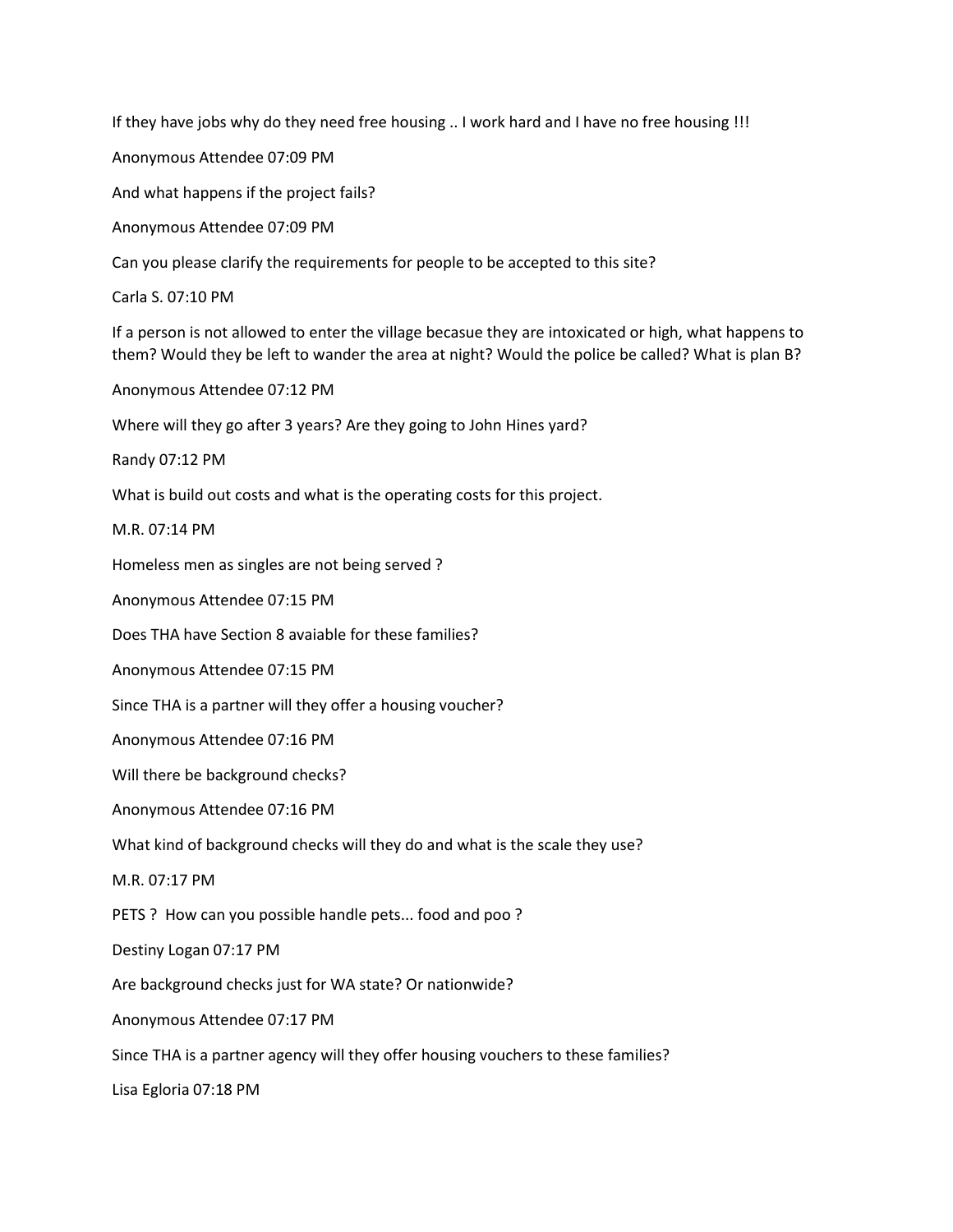If they have jobs why do they need free housing .. I work hard and I have no free housing !!!

Anonymous Attendee 07:09 PM

And what happens if the project fails?

Anonymous Attendee 07:09 PM

Can you please clarify the requirements for people to be accepted to this site?

Carla S. 07:10 PM

If a person is not allowed to enter the village becasue they are intoxicated or high, what happens to them? Would they be left to wander the area at night? Would the police be called? What is plan B?

Anonymous Attendee 07:12 PM

Where will they go after 3 years? Are they going to John Hines yard?

Randy 07:12 PM

What is build out costs and what is the operating costs for this project.

M.R. 07:14 PM

Homeless men as singles are not being served ?

Anonymous Attendee 07:15 PM

Does THA have Section 8 avaiable for these families?

Anonymous Attendee 07:15 PM

Since THA is a partner will they offer a housing voucher?

Anonymous Attendee 07:16 PM

Will there be background checks?

Anonymous Attendee 07:16 PM

What kind of background checks will they do and what is the scale they use?

M.R. 07:17 PM

PETS ? How can you possible handle pets... food and poo ?

Destiny Logan 07:17 PM

Are background checks just for WA state? Or nationwide?

Anonymous Attendee 07:17 PM

Since THA is a partner agency will they offer housing vouchers to these families?

Lisa Egloria 07:18 PM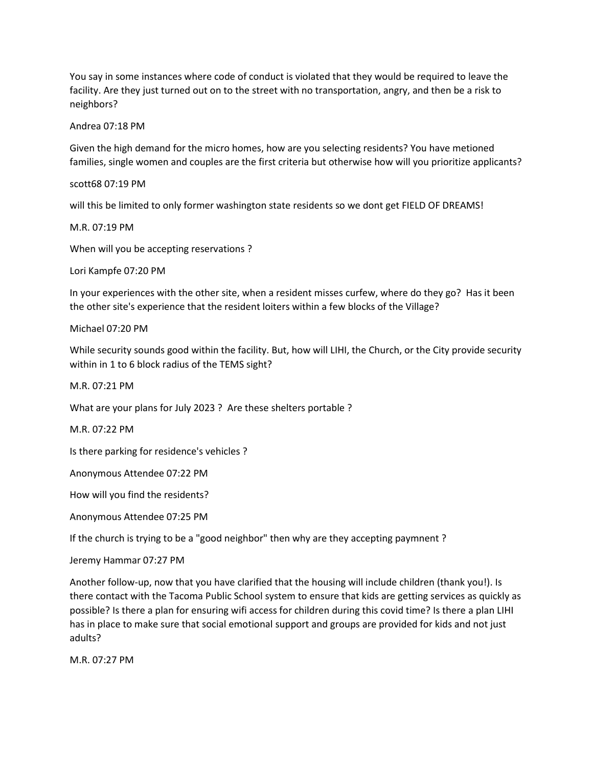You say in some instances where code of conduct is violated that they would be required to leave the facility. Are they just turned out on to the street with no transportation, angry, and then be a risk to neighbors?

Andrea 07:18 PM

Given the high demand for the micro homes, how are you selecting residents? You have metioned families, single women and couples are the first criteria but otherwise how will you prioritize applicants?

scott68 07:19 PM

will this be limited to only former washington state residents so we dont get FIELD OF DREAMS!

M.R. 07:19 PM

When will you be accepting reservations ?

Lori Kampfe 07:20 PM

In your experiences with the other site, when a resident misses curfew, where do they go? Has it been the other site's experience that the resident loiters within a few blocks of the Village?

Michael 07:20 PM

While security sounds good within the facility. But, how will LIHI, the Church, or the City provide security within in 1 to 6 block radius of the TEMS sight?

M.R. 07:21 PM

What are your plans for July 2023 ? Are these shelters portable ?

M.R. 07:22 PM

Is there parking for residence's vehicles ?

Anonymous Attendee 07:22 PM

How will you find the residents?

Anonymous Attendee 07:25 PM

If the church is trying to be a "good neighbor" then why are they accepting paymnent ?

Jeremy Hammar 07:27 PM

Another follow-up, now that you have clarified that the housing will include children (thank you!). Is there contact with the Tacoma Public School system to ensure that kids are getting services as quickly as possible? Is there a plan for ensuring wifi access for children during this covid time? Is there a plan LIHI has in place to make sure that social emotional support and groups are provided for kids and not just adults?

M.R. 07:27 PM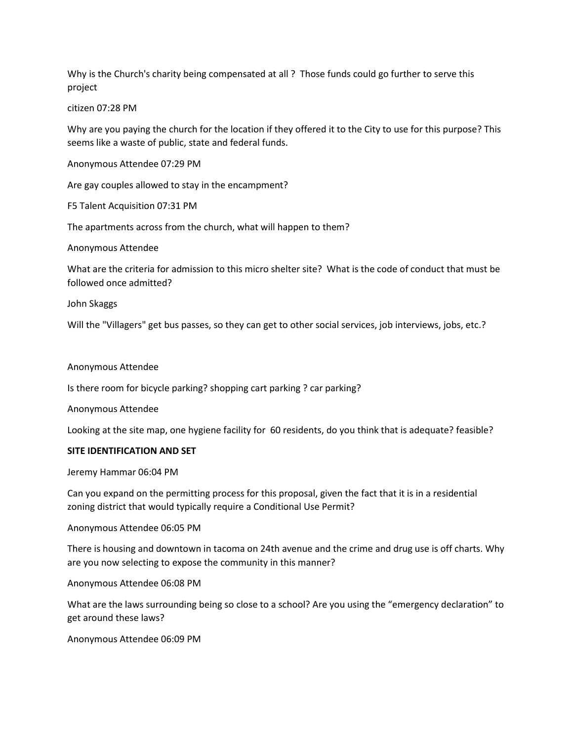Why is the Church's charity being compensated at all ? Those funds could go further to serve this project

citizen 07:28 PM

Why are you paying the church for the location if they offered it to the City to use for this purpose? This seems like a waste of public, state and federal funds.

Anonymous Attendee 07:29 PM

Are gay couples allowed to stay in the encampment?

F5 Talent Acquisition 07:31 PM

The apartments across from the church, what will happen to them?

Anonymous Attendee

What are the criteria for admission to this micro shelter site? What is the code of conduct that must be followed once admitted?

John Skaggs

Will the "Villagers" get bus passes, so they can get to other social services, job interviews, jobs, etc.?

Anonymous Attendee

Is there room for bicycle parking? shopping cart parking ? car parking?

Anonymous Attendee

Looking at the site map, one hygiene facility for 60 residents, do you think that is adequate? feasible?

**SITE IDENTIFICATION AND SET**

Jeremy Hammar 06:04 PM

Can you expand on the permitting process for this proposal, given the fact that it is in a residential zoning district that would typically require a Conditional Use Permit?

Anonymous Attendee 06:05 PM

There is housing and downtown in tacoma on 24th avenue and the crime and drug use is off charts. Why are you now selecting to expose the community in this manner?

Anonymous Attendee 06:08 PM

What are the laws surrounding being so close to a school? Are you using the "emergency declaration" to get around these laws?

Anonymous Attendee 06:09 PM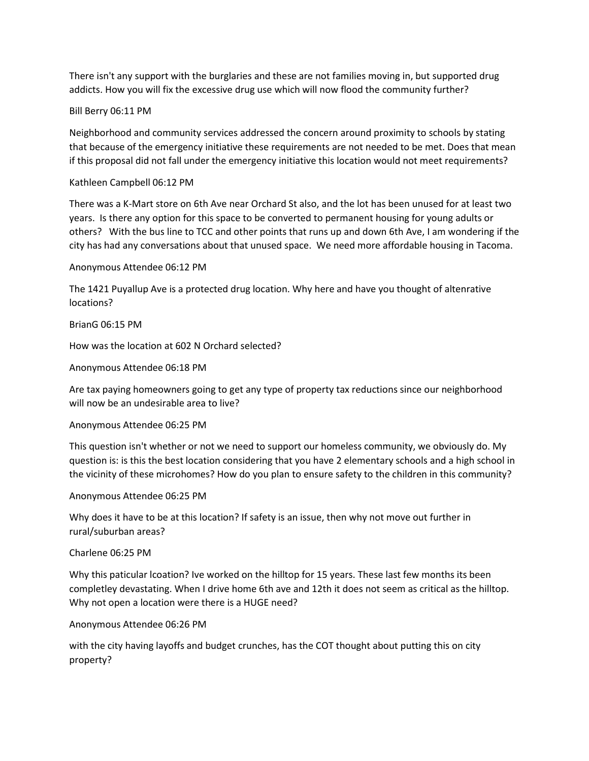There isn't any support with the burglaries and these are not families moving in, but supported drug addicts. How you will fix the excessive drug use which will now flood the community further?

Bill Berry 06:11 PM

Neighborhood and community services addressed the concern around proximity to schools by stating that because of the emergency initiative these requirements are not needed to be met. Does that mean if this proposal did not fall under the emergency initiative this location would not meet requirements?

Kathleen Campbell 06:12 PM

There was a K-Mart store on 6th Ave near Orchard St also, and the lot has been unused for at least two years. Is there any option for this space to be converted to permanent housing for young adults or others? With the bus line to TCC and other points that runs up and down 6th Ave, I am wondering if the city has had any conversations about that unused space. We need more affordable housing in Tacoma.

Anonymous Attendee 06:12 PM

The 1421 Puyallup Ave is a protected drug location. Why here and have you thought of altenrative locations?

BrianG 06:15 PM

How was the location at 602 N Orchard selected?

Anonymous Attendee 06:18 PM

Are tax paying homeowners going to get any type of property tax reductions since our neighborhood will now be an undesirable area to live?

Anonymous Attendee 06:25 PM

This question isn't whether or not we need to support our homeless community, we obviously do. My question is: is this the best location considering that you have 2 elementary schools and a high school in the vicinity of these microhomes? How do you plan to ensure safety to the children in this community?

Anonymous Attendee 06:25 PM

Why does it have to be at this location? If safety is an issue, then why not move out further in rural/suburban areas?

Charlene 06:25 PM

Why this paticular lcoation? Ive worked on the hilltop for 15 years. These last few months its been completley devastating. When I drive home 6th ave and 12th it does not seem as critical as the hilltop. Why not open a location were there is a HUGE need?

Anonymous Attendee 06:26 PM

with the city having layoffs and budget crunches, has the COT thought about putting this on city property?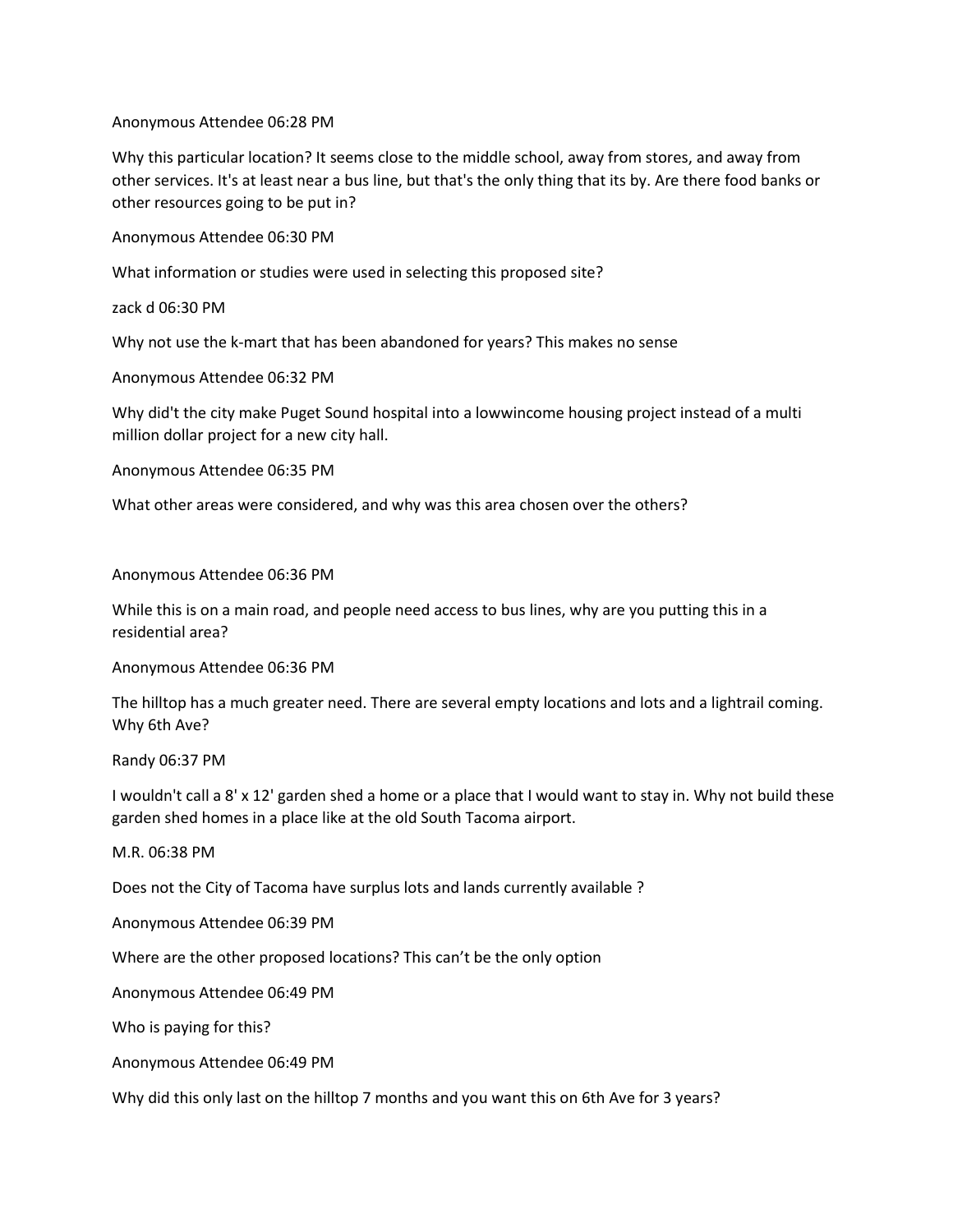Anonymous Attendee 06:28 PM

Why this particular location? It seems close to the middle school, away from stores, and away from other services. It's at least near a bus line, but that's the only thing that its by. Are there food banks or other resources going to be put in?

Anonymous Attendee 06:30 PM

What information or studies were used in selecting this proposed site?

zack d 06:30 PM

Why not use the k-mart that has been abandoned for years? This makes no sense

Anonymous Attendee 06:32 PM

Why did't the city make Puget Sound hospital into a lowwincome housing project instead of a multi million dollar project for a new city hall.

Anonymous Attendee 06:35 PM

What other areas were considered, and why was this area chosen over the others?

Anonymous Attendee 06:36 PM

While this is on a main road, and people need access to bus lines, why are you putting this in a residential area?

Anonymous Attendee 06:36 PM

The hilltop has a much greater need. There are several empty locations and lots and a lightrail coming. Why 6th Ave?

Randy 06:37 PM

I wouldn't call a 8' x 12' garden shed a home or a place that I would want to stay in. Why not build these garden shed homes in a place like at the old South Tacoma airport.

M.R. 06:38 PM

Does not the City of Tacoma have surplus lots and lands currently available ?

Anonymous Attendee 06:39 PM

Where are the other proposed locations? This can't be the only option

Anonymous Attendee 06:49 PM

Who is paying for this?

Anonymous Attendee 06:49 PM

Why did this only last on the hilltop 7 months and you want this on 6th Ave for 3 years?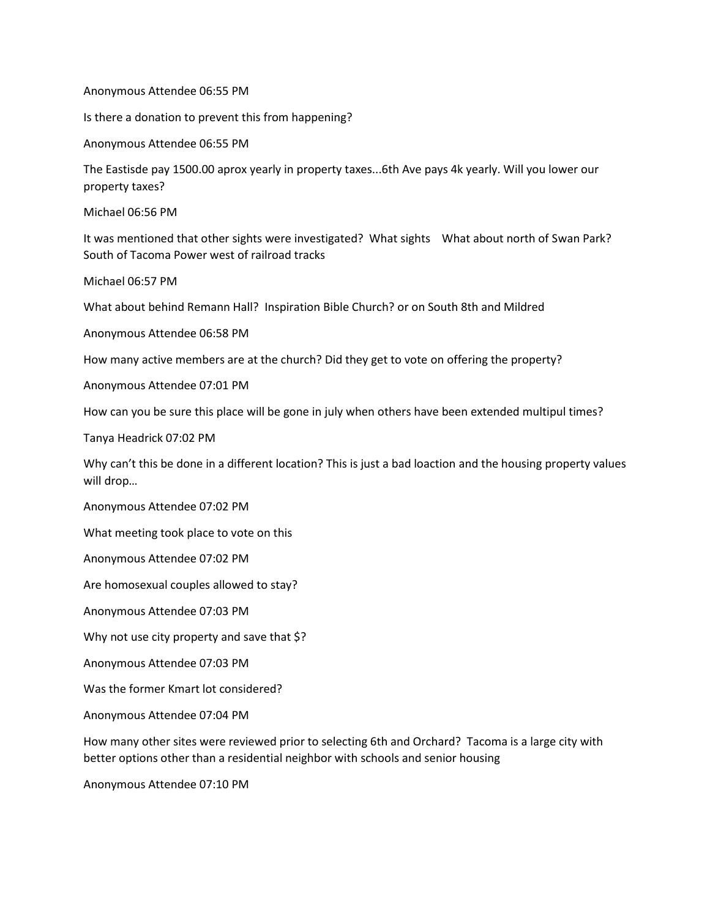Anonymous Attendee 06:55 PM

Is there a donation to prevent this from happening?

Anonymous Attendee 06:55 PM

The Eastisde pay 1500.00 aprox yearly in property taxes...6th Ave pays 4k yearly. Will you lower our property taxes?

Michael 06:56 PM

It was mentioned that other sights were investigated? What sights What about north of Swan Park? South of Tacoma Power west of railroad tracks

Michael 06:57 PM

What about behind Remann Hall? Inspiration Bible Church? or on South 8th and Mildred

Anonymous Attendee 06:58 PM

How many active members are at the church? Did they get to vote on offering the property?

Anonymous Attendee 07:01 PM

How can you be sure this place will be gone in july when others have been extended multipul times?

Tanya Headrick 07:02 PM

Why can't this be done in a different location? This is just a bad loaction and the housing property values will drop…

Anonymous Attendee 07:02 PM

What meeting took place to vote on this

Anonymous Attendee 07:02 PM

Are homosexual couples allowed to stay?

Anonymous Attendee 07:03 PM

Why not use city property and save that $?

Anonymous Attendee 07:03 PM

Was the former Kmart lot considered?

Anonymous Attendee 07:04 PM

How many other sites were reviewed prior to selecting 6th and Orchard? Tacoma is a large city with better options other than a residential neighbor with schools and senior housing

Anonymous Attendee 07:10 PM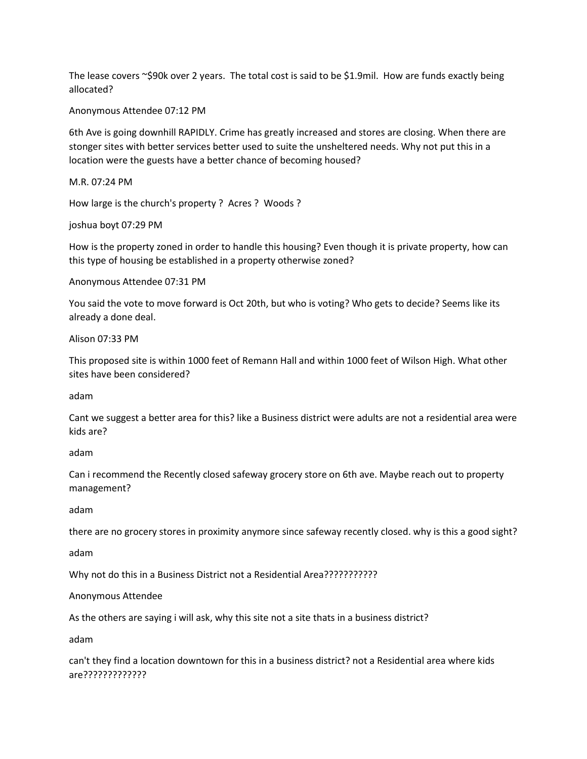The lease covers ~$90k over 2 years.  The total cost is said to be $1.9mil.  How are funds exactly being allocated?

Anonymous Attendee 07:12 PM

6th Ave is going downhill RAPIDLY. Crime has greatly increased and stores are closing. When there are stonger sites with better services better used to suite the unsheltered needs. Why not put this in a location were the guests have a better chance of becoming housed?

M.R. 07:24 PM

How large is the church's property ?  Acres ?  Woods ?

joshua boyt 07:29 PM

How is the property zoned in order to handle this housing? Even though it is private property, how can this type of housing be established in a property otherwise zoned?

Anonymous Attendee 07:31 PM

You said the vote to move forward is Oct 20th, but who is voting? Who gets to decide? Seems like its already a done deal.

Alison 07:33 PM

This proposed site is within 1000 feet of Remann Hall and within 1000 feet of Wilson High. What other sites have been considered?

adam

Cant we suggest a better area for this? like a Business district were adults are not a residential area were kids are?

adam

Can i recommend the Recently closed safeway grocery store on 6th ave. Maybe reach out to property management?

adam

there are no grocery stores in proximity anymore since safeway recently closed. why is this a good sight?

adam

Why not do this in a Business District not a Residential Area???????????

Anonymous Attendee

As the others are saying i will ask, why this site not a site thats in a business district?

adam

can't they find a location downtown for this in a business district? not a Residential area where kids are?????????????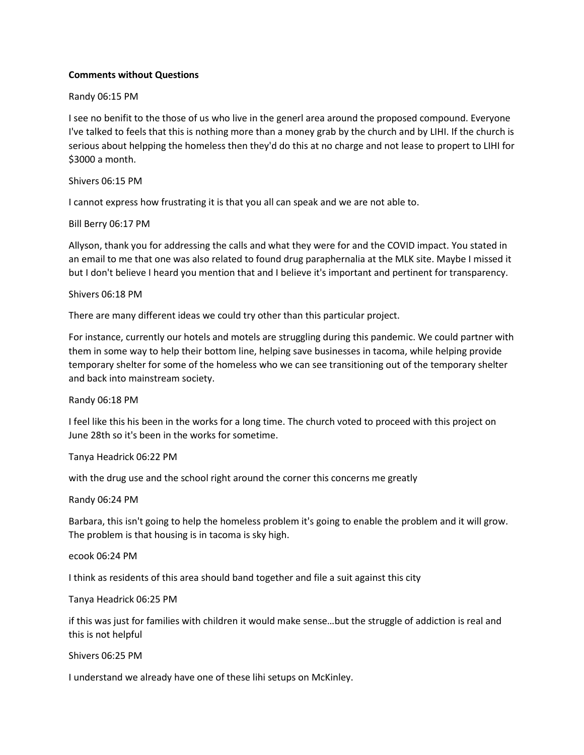**Comments without Questions**

Randy 06:15 PM

I see no benifit to the those of us who live in the generl area around the proposed compound. Everyone I've talked to feels that this is nothing more than a money grab by the church and by LIHI. If the church is serious about helpping the homeless then they'd do this at no charge and not lease to propert to LIHI for $3000 a month.

Shivers 06:15 PM

I cannot express how frustrating it is that you all can speak and we are not able to.

Bill Berry 06:17 PM

Allyson, thank you for addressing the calls and what they were for and the COVID impact. You stated in an email to me that one was also related to found drug paraphernalia at the MLK site. Maybe I missed it but I don't believe I heard you mention that and I believe it's important and pertinent for transparency.

Shivers 06:18 PM

There are many different ideas we could try other than this particular project.

For instance, currently our hotels and motels are struggling during this pandemic. We could partner with them in some way to help their bottom line, helping save businesses in tacoma, while helping provide temporary shelter for some of the homeless who we can see transitioning out of the temporary shelter and back into mainstream society.

Randy 06:18 PM

I feel like this his been in the works for a long time. The church voted to proceed with this project on June 28th so it's been in the works for sometime.

Tanya Headrick 06:22 PM

with the drug use and the school right around the corner this concerns me greatly

Randy 06:24 PM

Barbara, this isn't going to help the homeless problem it's going to enable the problem and it will grow. The problem is that housing is in tacoma is sky high.

ecook 06:24 PM

I think as residents of this area should band together and file a suit against this city

Tanya Headrick 06:25 PM

if this was just for families with children it would make sense…but the struggle of addiction is real and this is not helpful

Shivers 06:25 PM

I understand we already have one of these lihi setups on McKinley.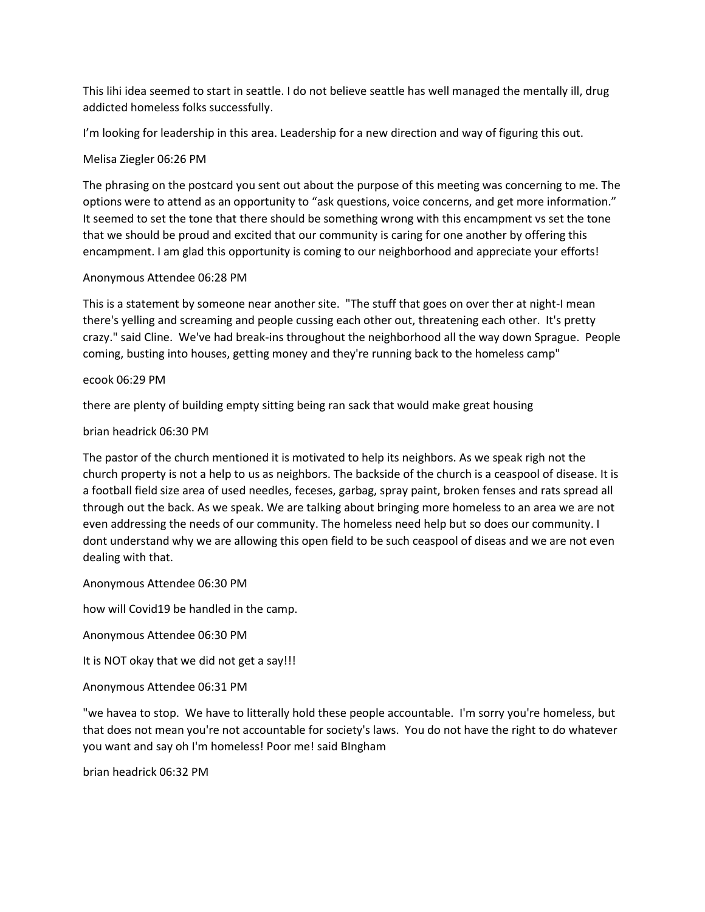This lihi idea seemed to start in seattle. I do not believe seattle has well managed the mentally ill, drug addicted homeless folks successfully.

I'm looking for leadership in this area. Leadership for a new direction and way of figuring this out.

Melisa Ziegler 06:26 PM

The phrasing on the postcard you sent out about the purpose of this meeting was concerning to me. The options were to attend as an opportunity to "ask questions, voice concerns, and get more information." It seemed to set the tone that there should be something wrong with this encampment vs set the tone that we should be proud and excited that our community is caring for one another by offering this encampment. I am glad this opportunity is coming to our neighborhood and appreciate your efforts!

Anonymous Attendee 06:28 PM

This is a statement by someone near another site. "The stuff that goes on over ther at night-I mean there's yelling and screaming and people cussing each other out, threatening each other. It's pretty crazy." said Cline. We've had break-ins throughout the neighborhood all the way down Sprague. People coming, busting into houses, getting money and they're running back to the homeless camp"

ecook 06:29 PM

there are plenty of building empty sitting being ran sack that would make great housing

brian headrick 06:30 PM

The pastor of the church mentioned it is motivated to help its neighbors. As we speak righ not the church property is not a help to us as neighbors. The backside of the church is a ceaspool of disease. It is a football field size area of used needles, feceses, garbag, spray paint, broken fenses and rats spread all through out the back. As we speak. We are talking about bringing more homeless to an area we are not even addressing the needs of our community. The homeless need help but so does our community. I dont understand why we are allowing this open field to be such ceaspool of diseas and we are not even dealing with that.

Anonymous Attendee 06:30 PM

how will Covid19 be handled in the camp.

Anonymous Attendee 06:30 PM

It is NOT okay that we did not get a say!!!

Anonymous Attendee 06:31 PM

"we havea to stop. We have to litterally hold these people accountable. I'm sorry you're homeless, but that does not mean you're not accountable for society's laws. You do not have the right to do whatever you want and say oh I'm homeless! Poor me! said BIngham

brian headrick 06:32 PM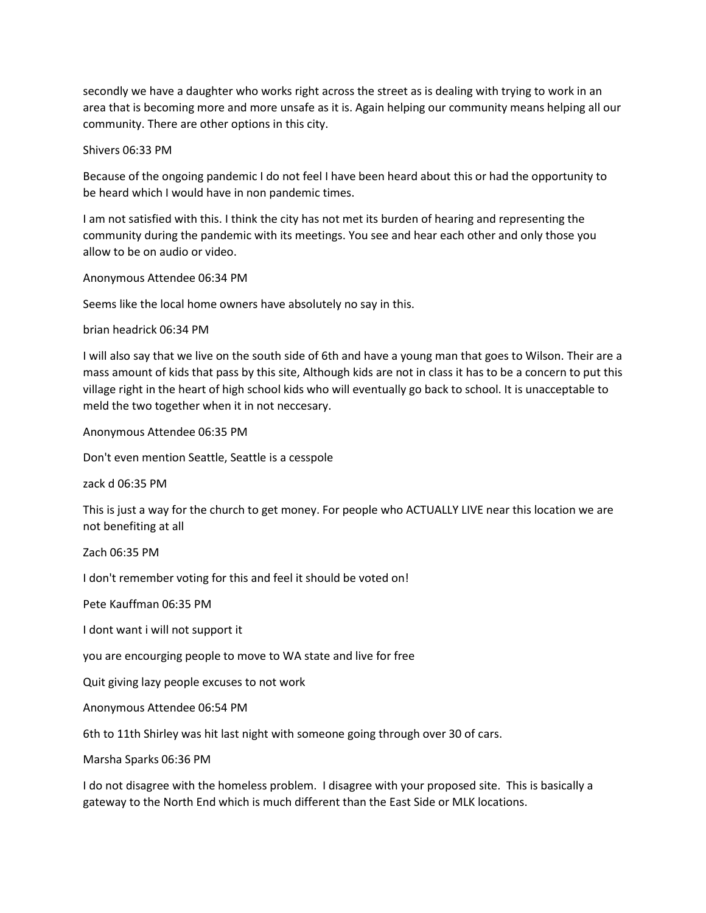secondly we have a daughter who works right across the street as is dealing with trying to work in an area that is becoming more and more unsafe as it is. Again helping our community means helping all our community. There are other options in this city.

Shivers 06:33 PM

Because of the ongoing pandemic I do not feel I have been heard about this or had the opportunity to be heard which I would have in non pandemic times.

I am not satisfied with this. I think the city has not met its burden of hearing and representing the community during the pandemic with its meetings. You see and hear each other and only those you allow to be on audio or video.

Anonymous Attendee 06:34 PM

Seems like the local home owners have absolutely no say in this.

brian headrick 06:34 PM

I will also say that we live on the south side of 6th and have a young man that goes to Wilson. Their are a mass amount of kids that pass by this site, Although kids are not in class it has to be a concern to put this village right in the heart of high school kids who will eventually go back to school. It is unacceptable to meld the two together when it in not neccesary.

Anonymous Attendee 06:35 PM

Don't even mention Seattle, Seattle is a cesspole

zack d 06:35 PM

This is just a way for the church to get money. For people who ACTUALLY LIVE near this location we are not benefiting at all

Zach 06:35 PM

I don't remember voting for this and feel it should be voted on!

Pete Kauffman 06:35 PM

I dont want i will not support it

you are encourging people to move to WA state and live for free

Quit giving lazy people excuses to not work

Anonymous Attendee 06:54 PM

6th to 11th Shirley was hit last night with someone going through over 30 of cars.

Marsha Sparks 06:36 PM

I do not disagree with the homeless problem. I disagree with your proposed site. This is basically a gateway to the North End which is much different than the East Side or MLK locations.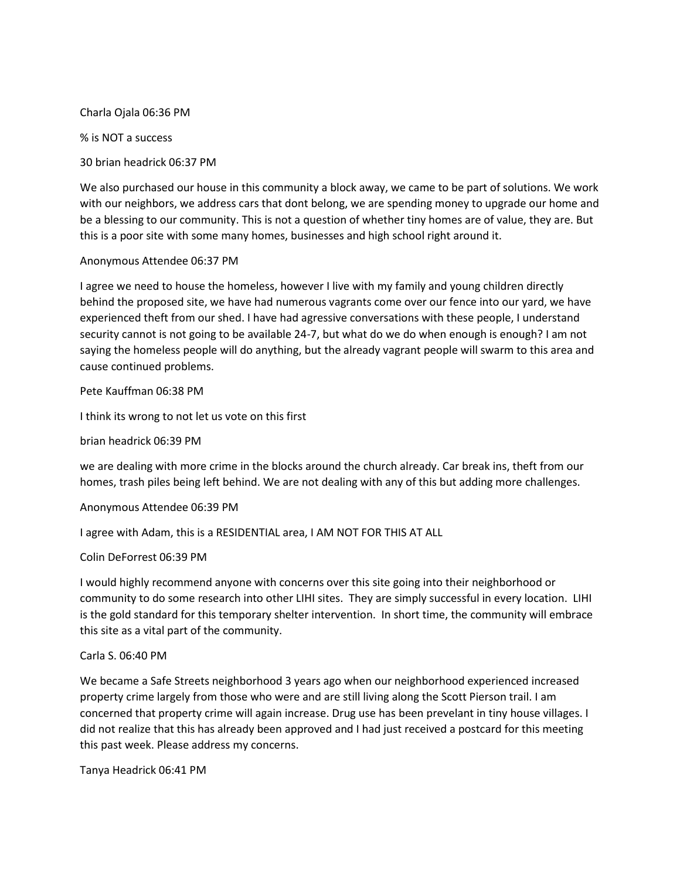Charla Ojala 06:36 PM

% is NOT a success

30 brian headrick 06:37 PM

We also purchased our house in this community a block away, we came to be part of solutions. We work with our neighbors, we address cars that dont belong, we are spending money to upgrade our home and be a blessing to our community. This is not a question of whether tiny homes are of value, they are. But this is a poor site with some many homes, businesses and high school right around it.

Anonymous Attendee 06:37 PM

I agree we need to house the homeless, however I live with my family and young children directly behind the proposed site, we have had numerous vagrants come over our fence into our yard, we have experienced theft from our shed. I have had agressive conversations with these people, I understand security cannot is not going to be available 24-7, but what do we do when enough is enough? I am not saying the homeless people will do anything, but the already vagrant people will swarm to this area and cause continued problems.

Pete Kauffman 06:38 PM

I think its wrong to not let us vote on this first

brian headrick 06:39 PM

we are dealing with more crime in the blocks around the church already. Car break ins, theft from our homes, trash piles being left behind. We are not dealing with any of this but adding more challenges.

Anonymous Attendee 06:39 PM

I agree with Adam, this is a RESIDENTIAL area, I AM NOT FOR THIS AT ALL

Colin DeForrest 06:39 PM

I would highly recommend anyone with concerns over this site going into their neighborhood or community to do some research into other LIHI sites. They are simply successful in every location. LIHI is the gold standard for this temporary shelter intervention. In short time, the community will embrace this site as a vital part of the community.

Carla S. 06:40 PM

We became a Safe Streets neighborhood 3 years ago when our neighborhood experienced increased property crime largely from those who were and are still living along the Scott Pierson trail. I am concerned that property crime will again increase. Drug use has been prevelant in tiny house villages. I did not realize that this has already been approved and I had just received a postcard for this meeting this past week. Please address my concerns.

Tanya Headrick 06:41 PM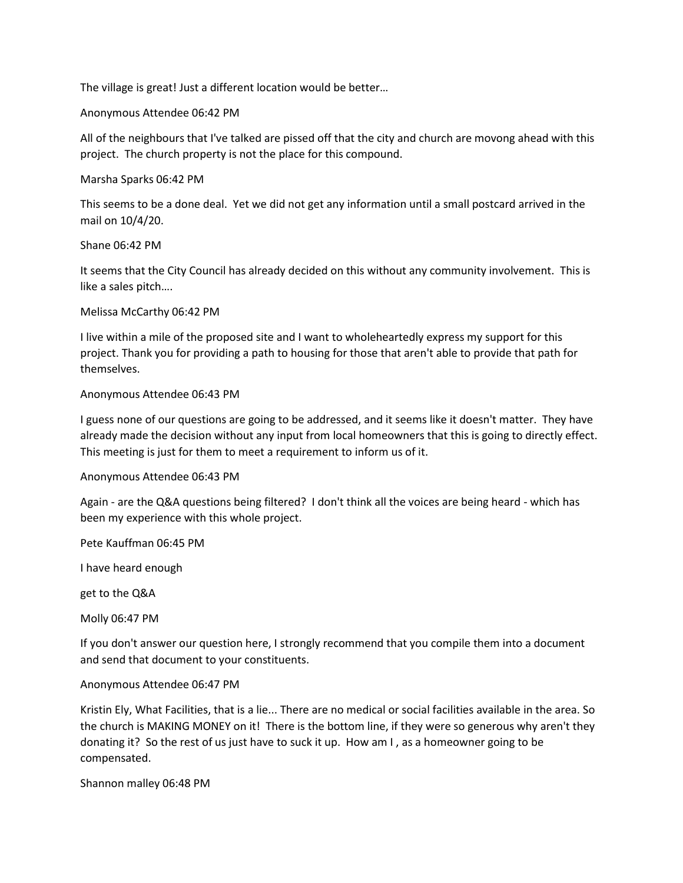The village is great! Just a different location would be better…

Anonymous Attendee 06:42 PM

All of the neighbours that I've talked are pissed off that the city and church are movong ahead with this project. The church property is not the place for this compound.

Marsha Sparks 06:42 PM

This seems to be a done deal. Yet we did not get any information until a small postcard arrived in the mail on 10/4/20.

Shane 06:42 PM

It seems that the City Council has already decided on this without any community involvement. This is like a sales pitch….

Melissa McCarthy 06:42 PM

I live within a mile of the proposed site and I want to wholeheartedly express my support for this project. Thank you for providing a path to housing for those that aren't able to provide that path for themselves.

Anonymous Attendee 06:43 PM

I guess none of our questions are going to be addressed, and it seems like it doesn't matter. They have already made the decision without any input from local homeowners that this is going to directly effect. This meeting is just for them to meet a requirement to inform us of it.

Anonymous Attendee 06:43 PM

Again - are the Q&A questions being filtered? I don't think all the voices are being heard - which has been my experience with this whole project.

Pete Kauffman 06:45 PM

I have heard enough

get to the Q&A

Molly 06:47 PM

If you don't answer our question here, I strongly recommend that you compile them into a document and send that document to your constituents.

Anonymous Attendee 06:47 PM

Kristin Ely, What Facilities, that is a lie... There are no medical or social facilities available in the area. So the church is MAKING MONEY on it! There is the bottom line, if they were so generous why aren't they donating it? So the rest of us just have to suck it up. How am I , as a homeowner going to be compensated.

Shannon malley 06:48 PM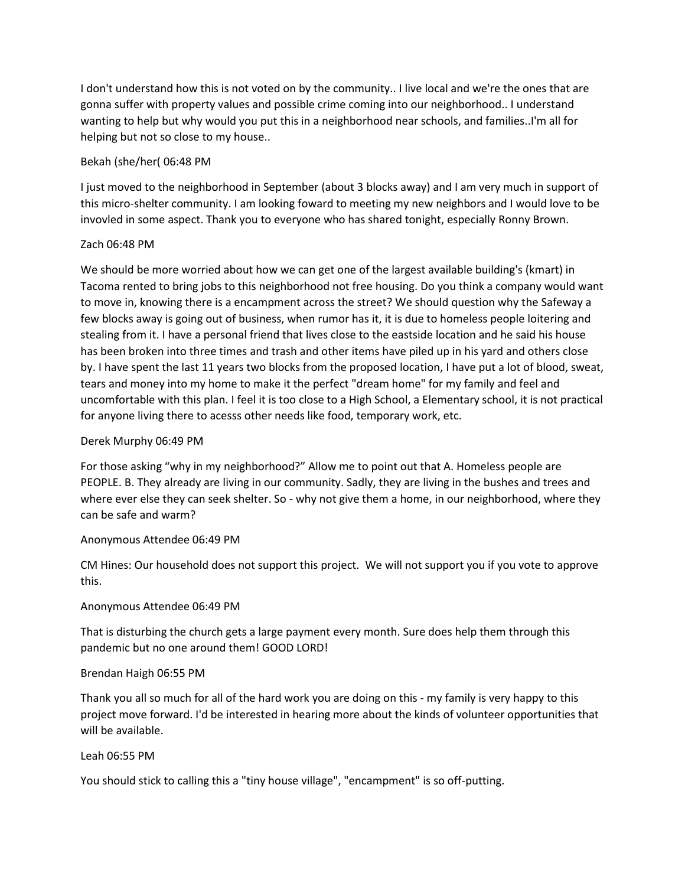I don't understand how this is not voted on by the community.. I live local and we're the ones that are gonna suffer with property values and possible crime coming into our neighborhood.. I understand wanting to help but why would you put this in a neighborhood near schools, and families..I'm all for helping but not so close to my house..

Bekah (she/her( 06:48 PM

I just moved to the neighborhood in September (about 3 blocks away) and I am very much in support of this micro-shelter community. I am looking foward to meeting my new neighbors and I would love to be invovled in some aspect. Thank you to everyone who has shared tonight, especially Ronny Brown.

Zach 06:48 PM

We should be more worried about how we can get one of the largest available building's (kmart) in Tacoma rented to bring jobs to this neighborhood not free housing. Do you think a company would want to move in, knowing there is a encampment across the street? We should question why the Safeway a few blocks away is going out of business, when rumor has it, it is due to homeless people loitering and stealing from it. I have a personal friend that lives close to the eastside location and he said his house has been broken into three times and trash and other items have piled up in his yard and others close by. I have spent the last 11 years two blocks from the proposed location, I have put a lot of blood, sweat, tears and money into my home to make it the perfect "dream home" for my family and feel and uncomfortable with this plan. I feel it is too close to a High School, a Elementary school, it is not practical for anyone living there to acesss other needs like food, temporary work, etc.

Derek Murphy 06:49 PM

For those asking "why in my neighborhood?" Allow me to point out that A. Homeless people are PEOPLE. B. They already are living in our community. Sadly, they are living in the bushes and trees and where ever else they can seek shelter. So - why not give them a home, in our neighborhood, where they can be safe and warm?

Anonymous Attendee 06:49 PM

CM Hines: Our household does not support this project. We will not support you if you vote to approve this.

Anonymous Attendee 06:49 PM

That is disturbing the church gets a large payment every month. Sure does help them through this pandemic but no one around them! GOOD LORD!

Brendan Haigh 06:55 PM

Thank you all so much for all of the hard work you are doing on this - my family is very happy to this project move forward. I'd be interested in hearing more about the kinds of volunteer opportunities that will be available.

Leah 06:55 PM

You should stick to calling this a "tiny house village", "encampment" is so off-putting.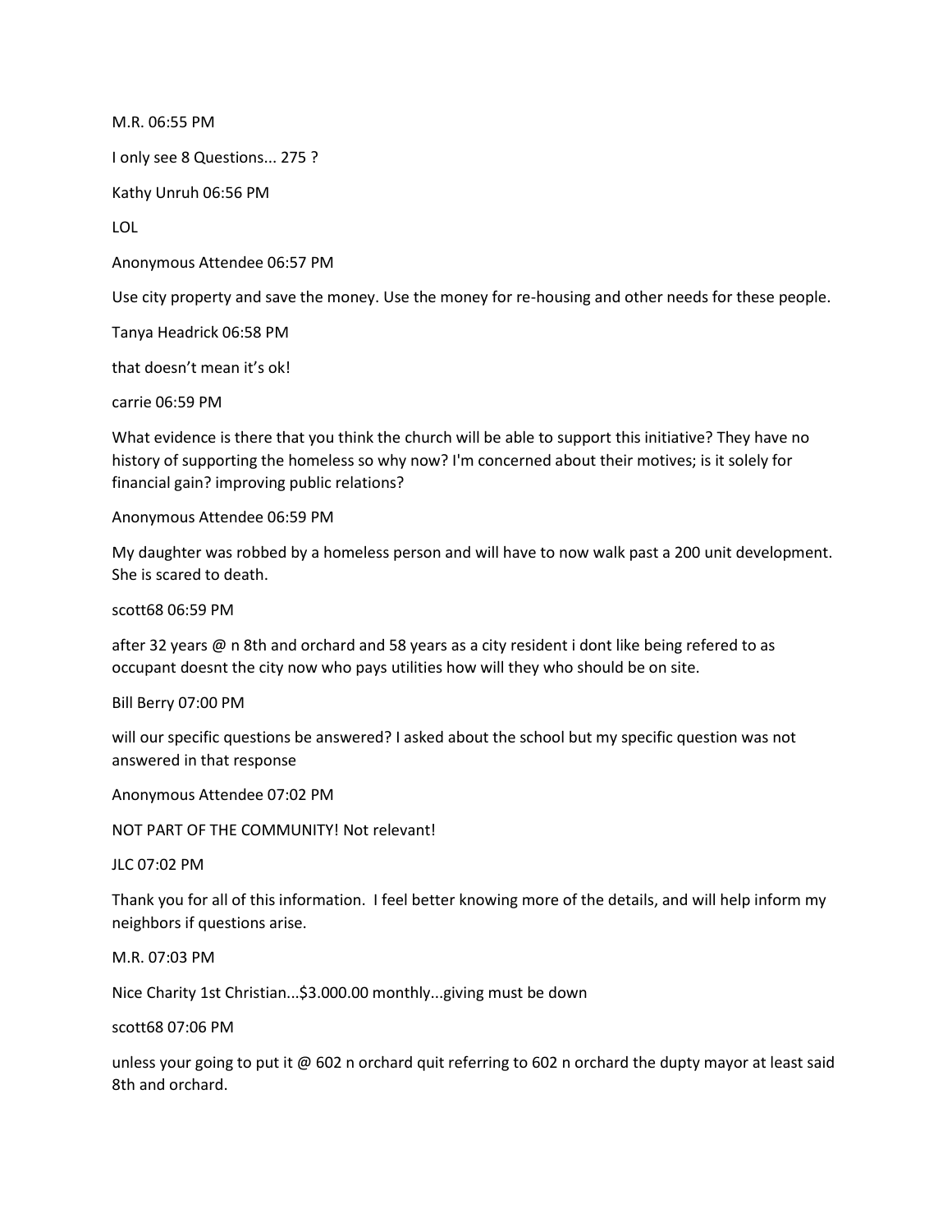M.R. 06:55 PM

I only see 8 Questions... 275 ?

Kathy Unruh 06:56 PM

LOL

Anonymous Attendee 06:57 PM

Use city property and save the money. Use the money for re-housing and other needs for these people.

Tanya Headrick 06:58 PM

that doesn't mean it's ok!

carrie 06:59 PM

What evidence is there that you think the church will be able to support this initiative? They have no history of supporting the homeless so why now? I'm concerned about their motives; is it solely for financial gain? improving public relations?

Anonymous Attendee 06:59 PM

My daughter was robbed by a homeless person and will have to now walk past a 200 unit development. She is scared to death.

scott68 06:59 PM

after 32 years @ n 8th and orchard and 58 years as a city resident i dont like being refered to as occupant doesnt the city now who pays utilities how will they who should be on site.

Bill Berry 07:00 PM

will our specific questions be answered? I asked about the school but my specific question was not answered in that response

Anonymous Attendee 07:02 PM

NOT PART OF THE COMMUNITY! Not relevant!

JLC 07:02 PM

Thank you for all of this information. I feel better knowing more of the details, and will help inform my neighbors if questions arise.

M.R. 07:03 PM

Nice Charity 1st Christian...$3.000.00 monthly...giving must be down

scott68 07:06 PM

unless your going to put it @ 602 n orchard quit referring to 602 n orchard the dupty mayor at least said 8th and orchard.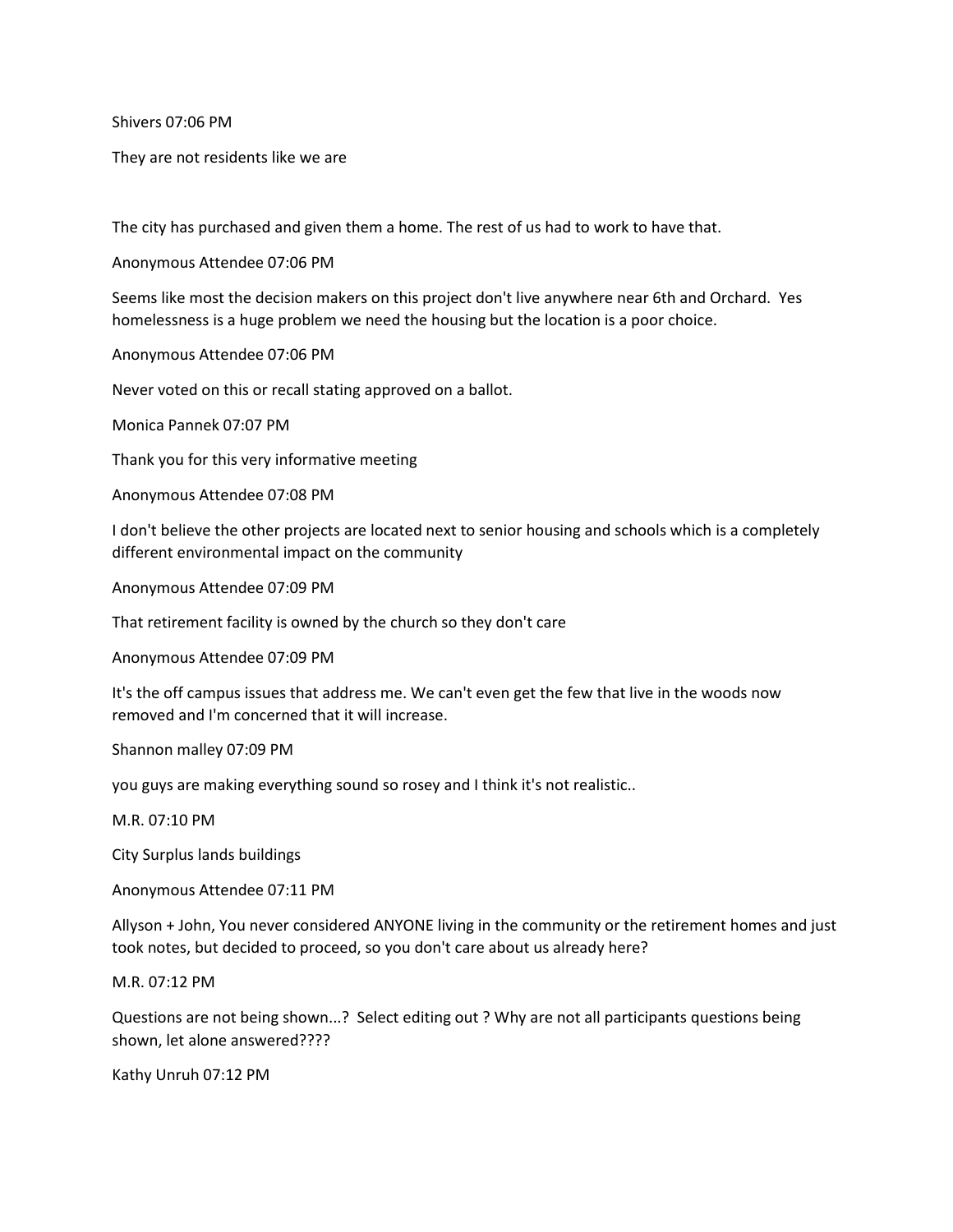Shivers 07:06 PM

They are not residents like we are

The city has purchased and given them a home. The rest of us had to work to have that.

Anonymous Attendee 07:06 PM

Seems like most the decision makers on this project don't live anywhere near 6th and Orchard. Yes homelessness is a huge problem we need the housing but the location is a poor choice.

Anonymous Attendee 07:06 PM

Never voted on this or recall stating approved on a ballot.

Monica Pannek 07:07 PM

Thank you for this very informative meeting

Anonymous Attendee 07:08 PM

I don't believe the other projects are located next to senior housing and schools which is a completely different environmental impact on the community

Anonymous Attendee 07:09 PM

That retirement facility is owned by the church so they don't care

Anonymous Attendee 07:09 PM

It's the off campus issues that address me. We can't even get the few that live in the woods now removed and I'm concerned that it will increase.

Shannon malley 07:09 PM

you guys are making everything sound so rosey and I think it's not realistic..

M.R. 07:10 PM

City Surplus lands buildings

Anonymous Attendee 07:11 PM

Allyson + John, You never considered ANYONE living in the community or the retirement homes and just took notes, but decided to proceed, so you don't care about us already here?

M.R. 07:12 PM

Questions are not being shown...? Select editing out ? Why are not all participants questions being shown, let alone answered????

Kathy Unruh 07:12 PM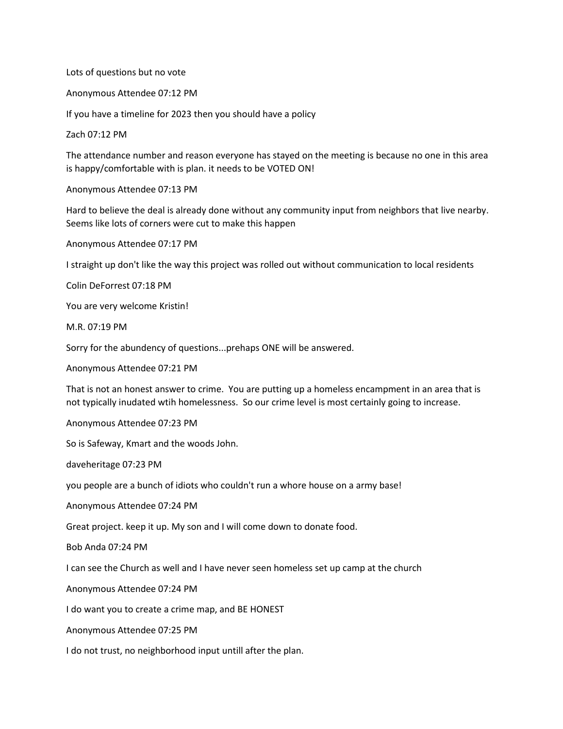Lots of questions but no vote

Anonymous Attendee 07:12 PM

If you have a timeline for 2023 then you should have a policy

Zach 07:12 PM

The attendance number and reason everyone has stayed on the meeting is because no one in this area is happy/comfortable with is plan. it needs to be VOTED ON!

Anonymous Attendee 07:13 PM

Hard to believe the deal is already done without any community input from neighbors that live nearby. Seems like lots of corners were cut to make this happen

Anonymous Attendee 07:17 PM

I straight up don't like the way this project was rolled out without communication to local residents

Colin DeForrest 07:18 PM

You are very welcome Kristin!

M.R. 07:19 PM

Sorry for the abundency of questions...prehaps ONE will be answered.

Anonymous Attendee 07:21 PM

That is not an honest answer to crime. You are putting up a homeless encampment in an area that is not typically inudated wtih homelessness. So our crime level is most certainly going to increase.

Anonymous Attendee 07:23 PM

So is Safeway, Kmart and the woods John.

daveheritage 07:23 PM

you people are a bunch of idiots who couldn't run a whore house on a army base!

Anonymous Attendee 07:24 PM

Great project. keep it up. My son and I will come down to donate food.

Bob Anda 07:24 PM

I can see the Church as well and I have never seen homeless set up camp at the church

Anonymous Attendee 07:24 PM

I do want you to create a crime map, and BE HONEST

Anonymous Attendee 07:25 PM

I do not trust, no neighborhood input untill after the plan.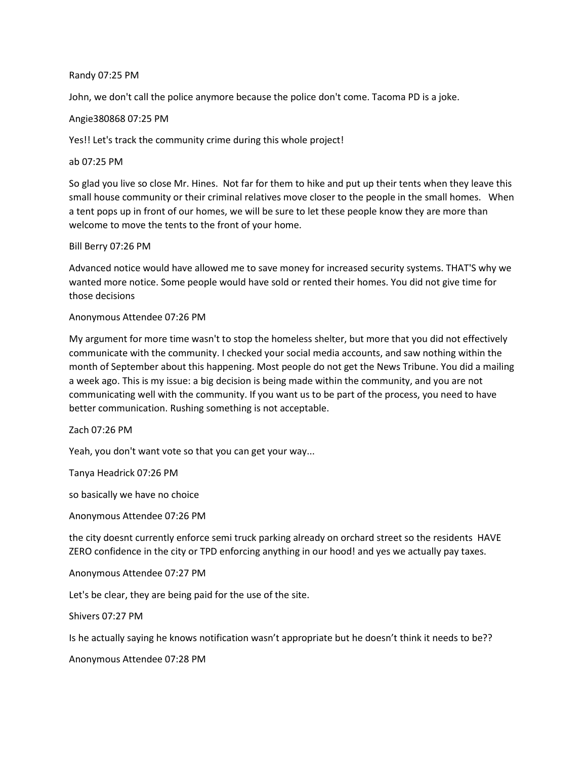Randy 07:25 PM

John, we don't call the police anymore because the police don't come. Tacoma PD is a joke.

Angie380868 07:25 PM

Yes!! Let's track the community crime during this whole project!

ab 07:25 PM

So glad you live so close Mr. Hines. Not far for them to hike and put up their tents when they leave this small house community or their criminal relatives move closer to the people in the small homes. When a tent pops up in front of our homes, we will be sure to let these people know they are more than welcome to move the tents to the front of your home.

Bill Berry 07:26 PM

Advanced notice would have allowed me to save money for increased security systems. THAT'S why we wanted more notice. Some people would have sold or rented their homes. You did not give time for those decisions

Anonymous Attendee 07:26 PM

My argument for more time wasn't to stop the homeless shelter, but more that you did not effectively communicate with the community. I checked your social media accounts, and saw nothing within the month of September about this happening. Most people do not get the News Tribune. You did a mailing a week ago. This is my issue: a big decision is being made within the community, and you are not communicating well with the community. If you want us to be part of the process, you need to have better communication. Rushing something is not acceptable.

Zach 07:26 PM

Yeah, you don't want vote so that you can get your way...

Tanya Headrick 07:26 PM

so basically we have no choice

Anonymous Attendee 07:26 PM

the city doesnt currently enforce semi truck parking already on orchard street so the residents HAVE ZERO confidence in the city or TPD enforcing anything in our hood! and yes we actually pay taxes.

Anonymous Attendee 07:27 PM

Let's be clear, they are being paid for the use of the site.

Shivers 07:27 PM

Is he actually saying he knows notification wasn't appropriate but he doesn't think it needs to be??

Anonymous Attendee 07:28 PM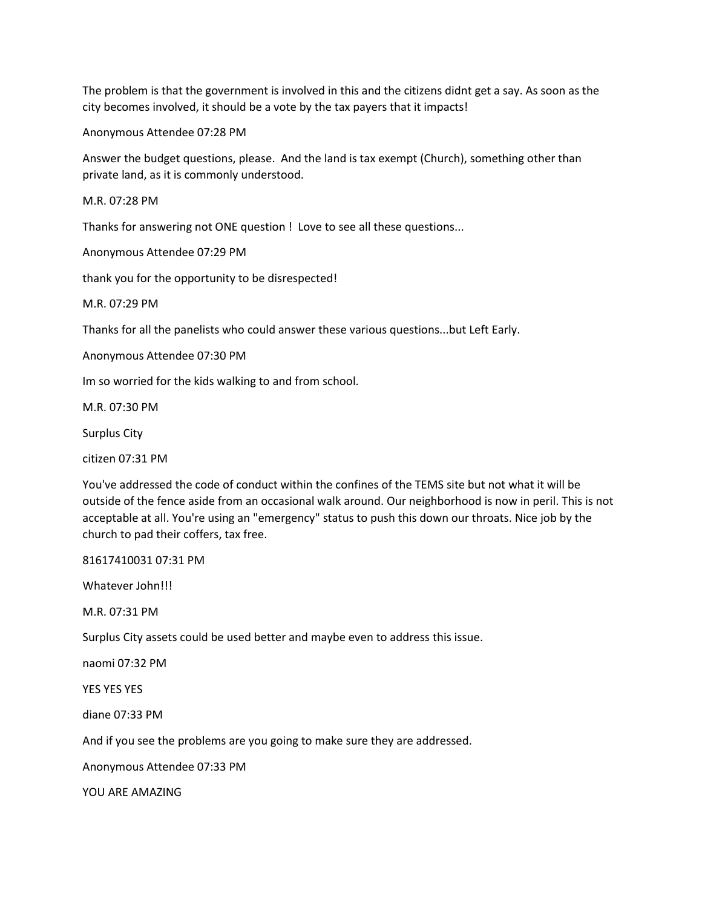The problem is that the government is involved in this and the citizens didnt get a say. As soon as the city becomes involved, it should be a vote by the tax payers that it impacts!

Anonymous Attendee 07:28 PM

Answer the budget questions, please.  And the land is tax exempt (Church), something other than private land, as it is commonly understood.

M.R. 07:28 PM

Thanks for answering not ONE question !  Love to see all these questions...

Anonymous Attendee 07:29 PM

thank you for the opportunity to be disrespected!

M.R. 07:29 PM

Thanks for all the panelists who could answer these various questions...but Left Early.

Anonymous Attendee 07:30 PM

Im so worried for the kids walking to and from school.

M.R. 07:30 PM

Surplus City

citizen 07:31 PM

You've addressed the code of conduct within the confines of the TEMS site but not what it will be outside of the fence aside from an occasional walk around. Our neighborhood is now in peril. This is not acceptable at all. You're using an "emergency" status to push this down our throats. Nice job by the church to pad their coffers, tax free.

81617410031 07:31 PM

Whatever John!!!

M.R. 07:31 PM

Surplus City assets could be used better and maybe even to address this issue.

naomi 07:32 PM

YES YES YES

diane 07:33 PM

And if you see the problems are you going to make sure they are addressed.

Anonymous Attendee 07:33 PM

YOU ARE AMAZING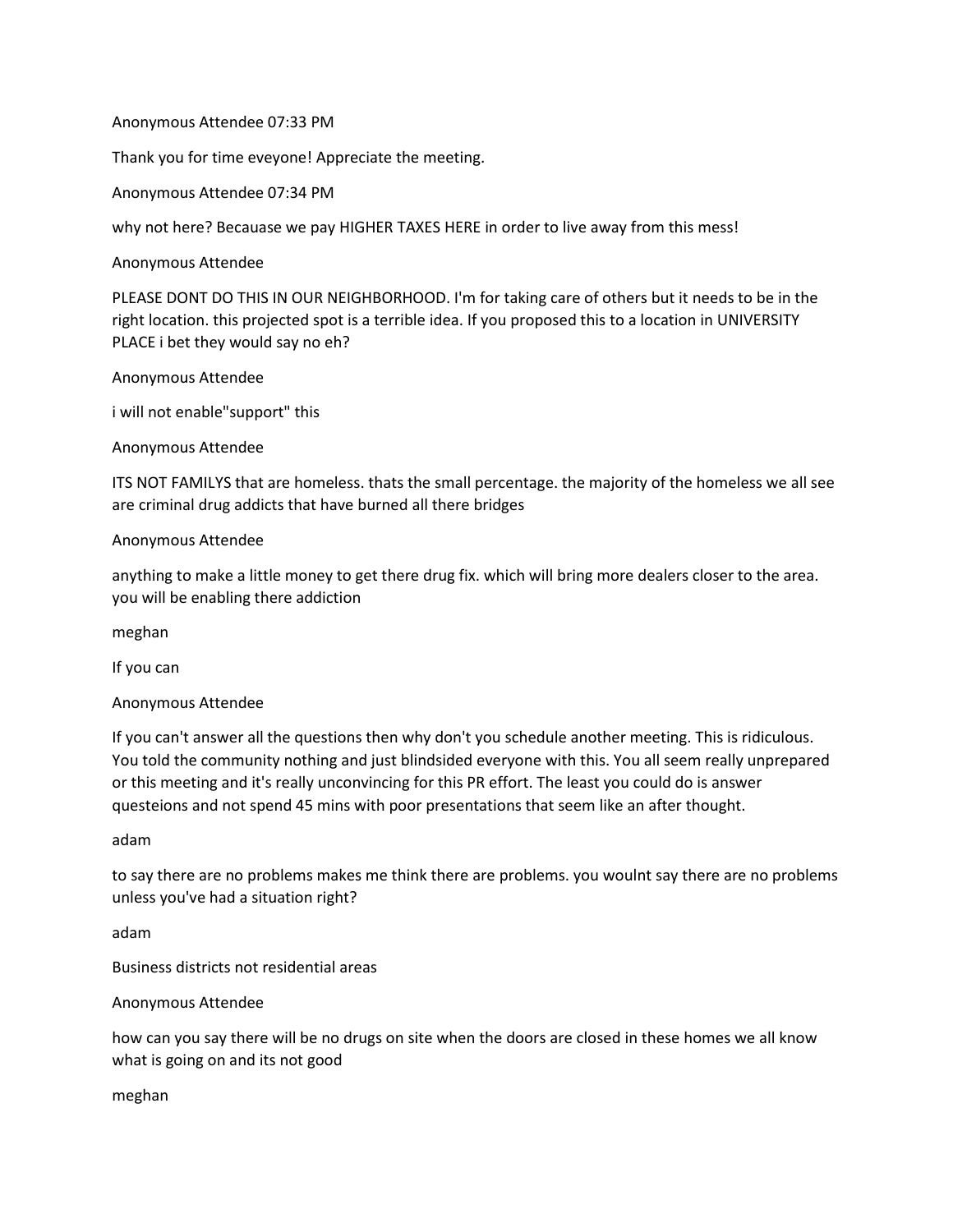Anonymous Attendee 07:33 PM

Thank you for time eveyone! Appreciate the meeting.

Anonymous Attendee 07:34 PM

why not here? Becauase we pay HIGHER TAXES HERE in order to live away from this mess!

Anonymous Attendee

PLEASE DONT DO THIS IN OUR NEIGHBORHOOD. I'm for taking care of others but it needs to be in the right location. this projected spot is a terrible idea. If you proposed this to a location in UNIVERSITY PLACE i bet they would say no eh?

Anonymous Attendee

i will not enable"support" this

Anonymous Attendee

ITS NOT FAMILYS that are homeless. thats the small percentage. the majority of the homeless we all see are criminal drug addicts that have burned all there bridges

Anonymous Attendee

anything to make a little money to get there drug fix. which will bring more dealers closer to the area. you will be enabling there addiction

meghan

If you can

Anonymous Attendee

If you can't answer all the questions then why don't you schedule another meeting. This is ridiculous. You told the community nothing and just blindsided everyone with this. You all seem really unprepared or this meeting and it's really unconvincing for this PR effort. The least you could do is answer questeions and not spend 45 mins with poor presentations that seem like an after thought.

adam

to say there are no problems makes me think there are problems. you woulnt say there are no problems unless you've had a situation right?

adam

Business districts not residential areas

Anonymous Attendee

how can you say there will be no drugs on site when the doors are closed in these homes we all know what is going on and its not good

meghan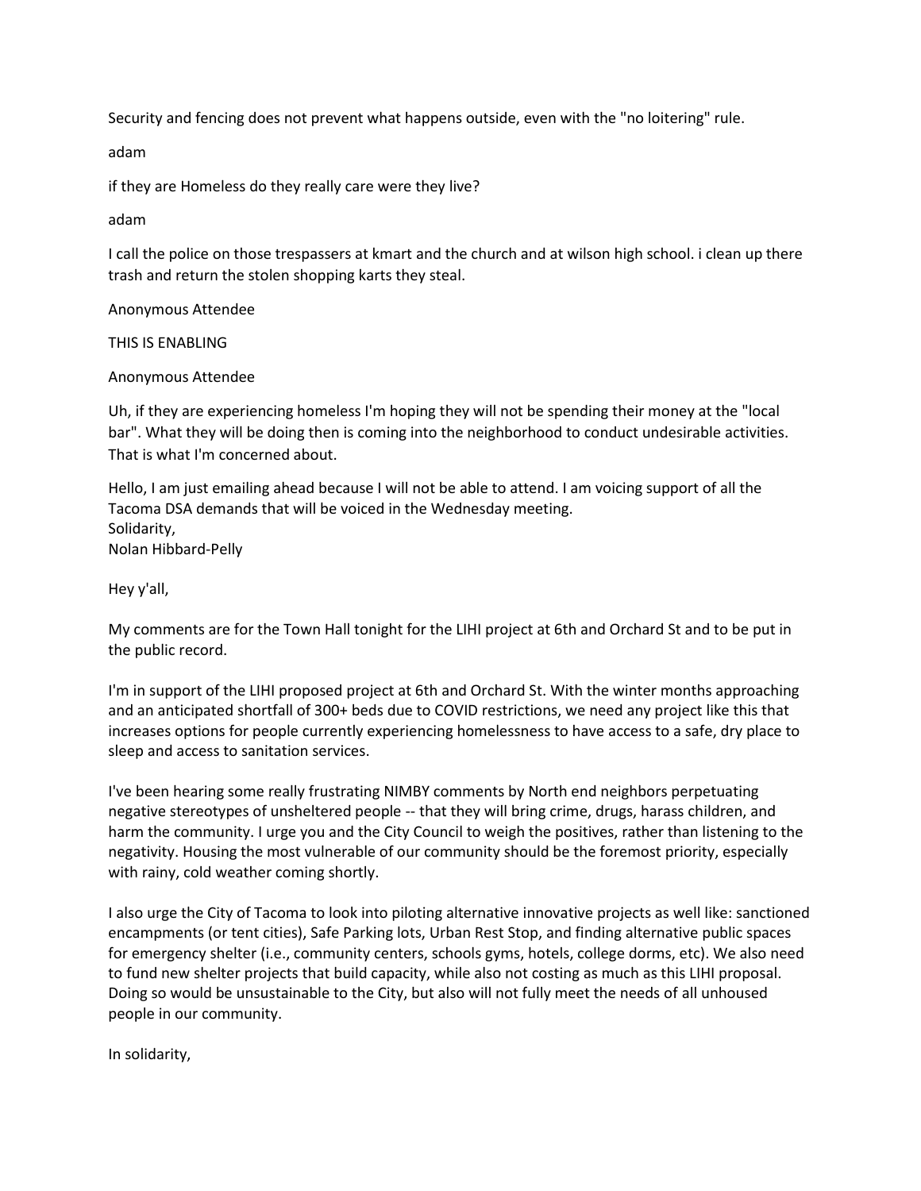Security and fencing does not prevent what happens outside, even with the "no loitering" rule.

adam

if they are Homeless do they really care were they live?

adam

I call the police on those trespassers at kmart and the church and at wilson high school. i clean up there trash and return the stolen shopping karts they steal.

Anonymous Attendee

THIS IS ENABLING

Anonymous Attendee

Uh, if they are experiencing homeless I'm hoping they will not be spending their money at the "local bar". What they will be doing then is coming into the neighborhood to conduct undesirable activities. That is what I'm concerned about.

Hello, I am just emailing ahead because I will not be able to attend. I am voicing support of all the Tacoma DSA demands that will be voiced in the Wednesday meeting.
Solidarity,
Nolan Hibbard-Pelly

Hey y'all,

My comments are for the Town Hall tonight for the LIHI project at 6th and Orchard St and to be put in the public record.

I'm in support of the LIHI proposed project at 6th and Orchard St. With the winter months approaching and an anticipated shortfall of 300+ beds due to COVID restrictions, we need any project like this that increases options for people currently experiencing homelessness to have access to a safe, dry place to sleep and access to sanitation services.

I've been hearing some really frustrating NIMBY comments by North end neighbors perpetuating negative stereotypes of unsheltered people -- that they will bring crime, drugs, harass children, and harm the community. I urge you and the City Council to weigh the positives, rather than listening to the negativity. Housing the most vulnerable of our community should be the foremost priority, especially with rainy, cold weather coming shortly.

I also urge the City of Tacoma to look into piloting alternative innovative projects as well like: sanctioned encampments (or tent cities), Safe Parking lots, Urban Rest Stop, and finding alternative public spaces for emergency shelter (i.e., community centers, schools gyms, hotels, college dorms, etc). We also need to fund new shelter projects that build capacity, while also not costing as much as this LIHI proposal. Doing so would be unsustainable to the City, but also will not fully meet the needs of all unhoused people in our community.

In solidarity,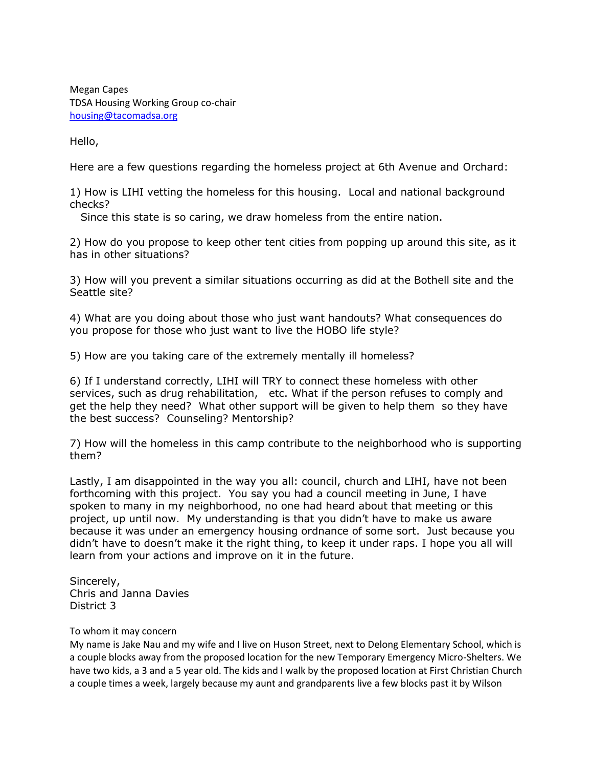Megan Capes
TDSA Housing Working Group co-chair
housing@tacomadsa.org

Hello,

Here are a few questions regarding the homeless project at 6th Avenue and Orchard:

1) How is LIHI vetting the homeless for this housing. Local and national background checks?
   Since this state is so caring, we draw homeless from the entire nation.

2) How do you propose to keep other tent cities from popping up around this site, as it has in other situations?

3) How will you prevent a similar situations occurring as did at the Bothell site and the Seattle site?

4) What are you doing about those who just want handouts? What consequences do you propose for those who just want to live the HOBO life style?

5) How are you taking care of the extremely mentally ill homeless?

6) If I understand correctly, LIHI will TRY to connect these homeless with other services, such as drug rehabilitation, etc. What if the person refuses to comply and get the help they need? What other support will be given to help them so they have the best success? Counseling? Mentorship?

7) How will the homeless in this camp contribute to the neighborhood who is supporting them?

Lastly, I am disappointed in the way you all: council, church and LIHI, have not been forthcoming with this project. You say you had a council meeting in June, I have spoken to many in my neighborhood, no one had heard about that meeting or this project, up until now. My understanding is that you didn't have to make us aware because it was under an emergency housing ordnance of some sort. Just because you didn't have to doesn't make it the right thing, to keep it under raps. I hope you all will learn from your actions and improve on it in the future.

Sincerely,
Chris and Janna Davies
District 3

To whom it may concern
My name is Jake Nau and my wife and I live on Huson Street, next to Delong Elementary School, which is a couple blocks away from the proposed location for the new Temporary Emergency Micro-Shelters. We have two kids, a 3 and a 5 year old. The kids and I walk by the proposed location at First Christian Church a couple times a week, largely because my aunt and grandparents live a few blocks past it by Wilson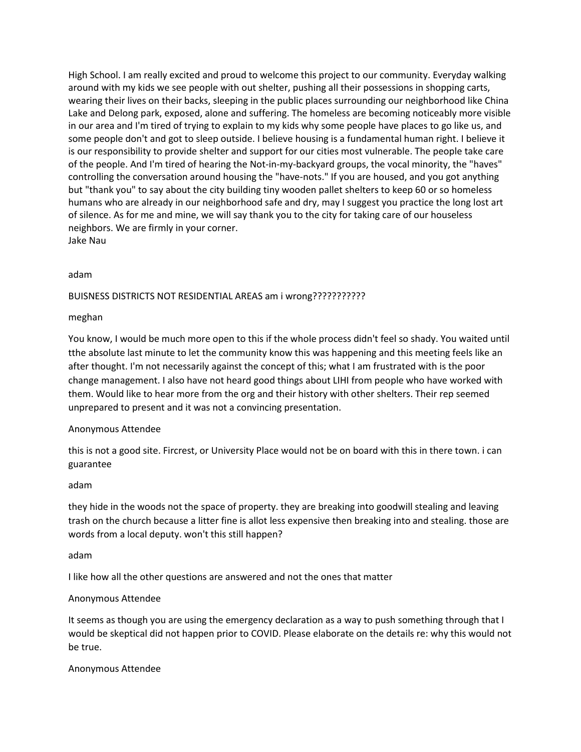High School. I am really excited and proud to welcome this project to our community. Everyday walking around with my kids we see people with out shelter, pushing all their possessions in shopping carts, wearing their lives on their backs, sleeping in the public places surrounding our neighborhood like China Lake and Delong park, exposed, alone and suffering. The homeless are becoming noticeably more visible in our area and I'm tired of trying to explain to my kids why some people have places to go like us, and some people don't and got to sleep outside. I believe housing is a fundamental human right. I believe it is our responsibility to provide shelter and support for our cities most vulnerable. The people take care of the people. And I'm tired of hearing the Not-in-my-backyard groups, the vocal minority, the "haves" controlling the conversation around housing the "have-nots." If you are housed, and you got anything but "thank you" to say about the city building tiny wooden pallet shelters to keep 60 or so homeless humans who are already in our neighborhood safe and dry, may I suggest you practice the long lost art of silence. As for me and mine, we will say thank you to the city for taking care of our houseless neighbors. We are firmly in your corner.
Jake Nau

adam

BUISNESS DISTRICTS NOT RESIDENTIAL AREAS am i wrong???????????

meghan

You know, I would be much more open to this if the whole process didn't feel so shady. You waited until tthe absolute last minute to let the community know this was happening and this meeting feels like an after thought. I'm not necessarily against the concept of this; what I am frustrated with is the poor change management. I also have not heard good things about LIHI from people who have worked with them. Would like to hear more from the org and their history with other shelters. Their rep seemed unprepared to present and it was not a convincing presentation.

Anonymous Attendee

this is not a good site. Fircrest, or University Place would not be on board with this in there town. i can guarantee

adam

they hide in the woods not the space of property. they are breaking into goodwill stealing and leaving trash on the church because a litter fine is allot less expensive then breaking into and stealing. those are words from a local deputy. won't this still happen?

adam

I like how all the other questions are answered and not the ones that matter

Anonymous Attendee

It seems as though you are using the emergency declaration as a way to push something through that I would be skeptical did not happen prior to COVID. Please elaborate on the details re: why this would not be true.

Anonymous Attendee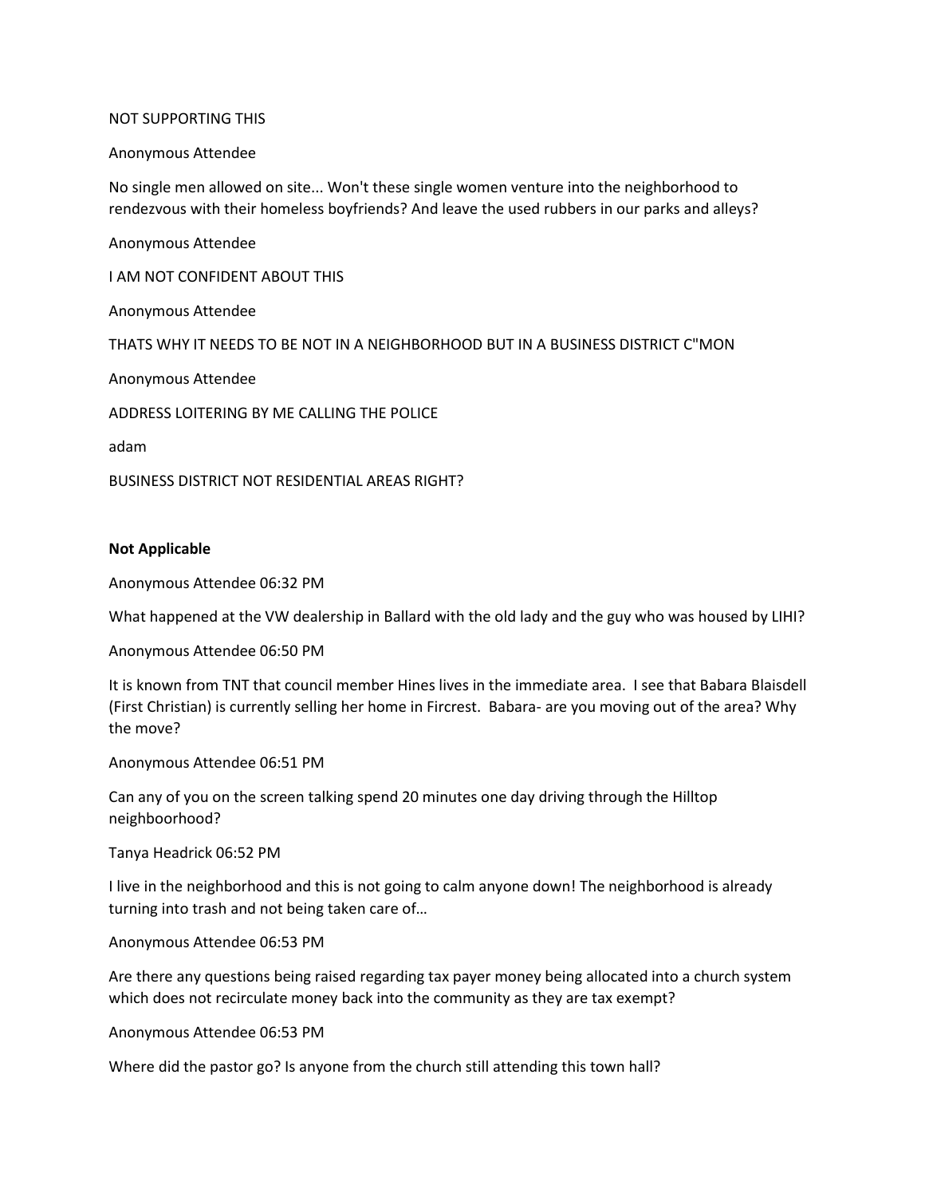NOT SUPPORTING THIS

Anonymous Attendee

No single men allowed on site... Won't these single women venture into the neighborhood to rendezvous with their homeless boyfriends? And leave the used rubbers in our parks and alleys?

Anonymous Attendee

I AM NOT CONFIDENT ABOUT THIS

Anonymous Attendee

THATS WHY IT NEEDS TO BE NOT IN A NEIGHBORHOOD BUT IN A BUSINESS DISTRICT C"MON

Anonymous Attendee

ADDRESS LOITERING BY ME CALLING THE POLICE

adam

BUSINESS DISTRICT NOT RESIDENTIAL AREAS RIGHT?

**Not Applicable**

Anonymous Attendee 06:32 PM

What happened at the VW dealership in Ballard with the old lady and the guy who was housed by LIHI?

Anonymous Attendee 06:50 PM

It is known from TNT that council member Hines lives in the immediate area. I see that Babara Blaisdell (First Christian) is currently selling her home in Fircrest. Babara- are you moving out of the area? Why the move?

Anonymous Attendee 06:51 PM

Can any of you on the screen talking spend 20 minutes one day driving through the Hilltop neighboorhood?

Tanya Headrick 06:52 PM

I live in the neighborhood and this is not going to calm anyone down! The neighborhood is already turning into trash and not being taken care of…

Anonymous Attendee 06:53 PM

Are there any questions being raised regarding tax payer money being allocated into a church system which does not recirculate money back into the community as they are tax exempt?

Anonymous Attendee 06:53 PM

Where did the pastor go? Is anyone from the church still attending this town hall?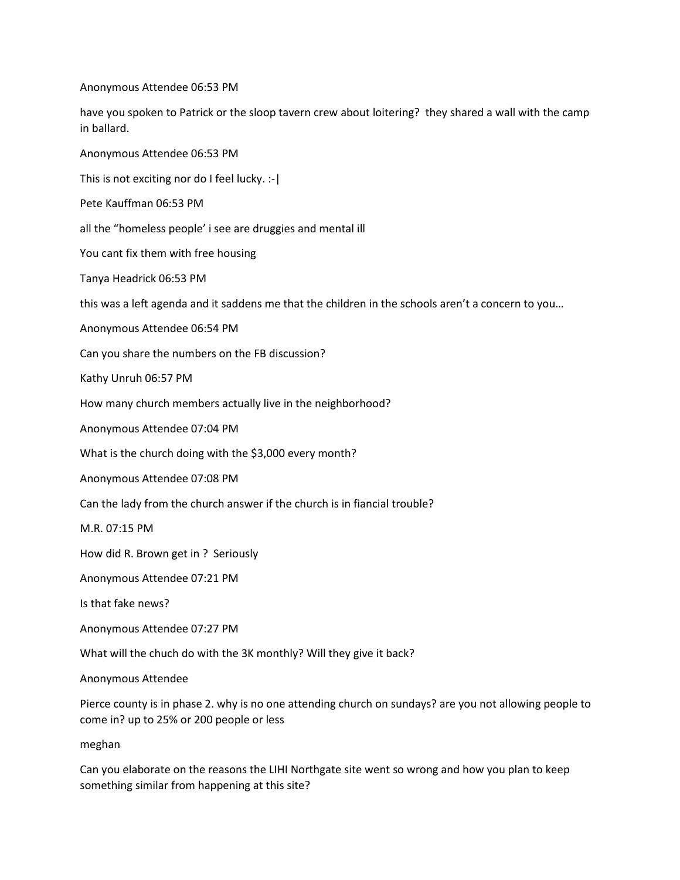Anonymous Attendee 06:53 PM

have you spoken to Patrick or the sloop tavern crew about loitering? they shared a wall with the camp in ballard.

Anonymous Attendee 06:53 PM

This is not exciting nor do I feel lucky. :-|

Pete Kauffman 06:53 PM

all the "homeless people' i see are druggies and mental ill

You cant fix them with free housing

Tanya Headrick 06:53 PM

this was a left agenda and it saddens me that the children in the schools aren't a concern to you…

Anonymous Attendee 06:54 PM

Can you share the numbers on the FB discussion?

Kathy Unruh 06:57 PM

How many church members actually live in the neighborhood?

Anonymous Attendee 07:04 PM

What is the church doing with the $3,000 every month?

Anonymous Attendee 07:08 PM

Can the lady from the church answer if the church is in fiancial trouble?

M.R. 07:15 PM

How did R. Brown get in ? Seriously

Anonymous Attendee 07:21 PM

Is that fake news?

Anonymous Attendee 07:27 PM

What will the chuch do with the 3K monthly? Will they give it back?

Anonymous Attendee

Pierce county is in phase 2. why is no one attending church on sundays? are you not allowing people to come in? up to 25% or 200 people or less

meghan

Can you elaborate on the reasons the LIHI Northgate site went so wrong and how you plan to keep something similar from happening at this site?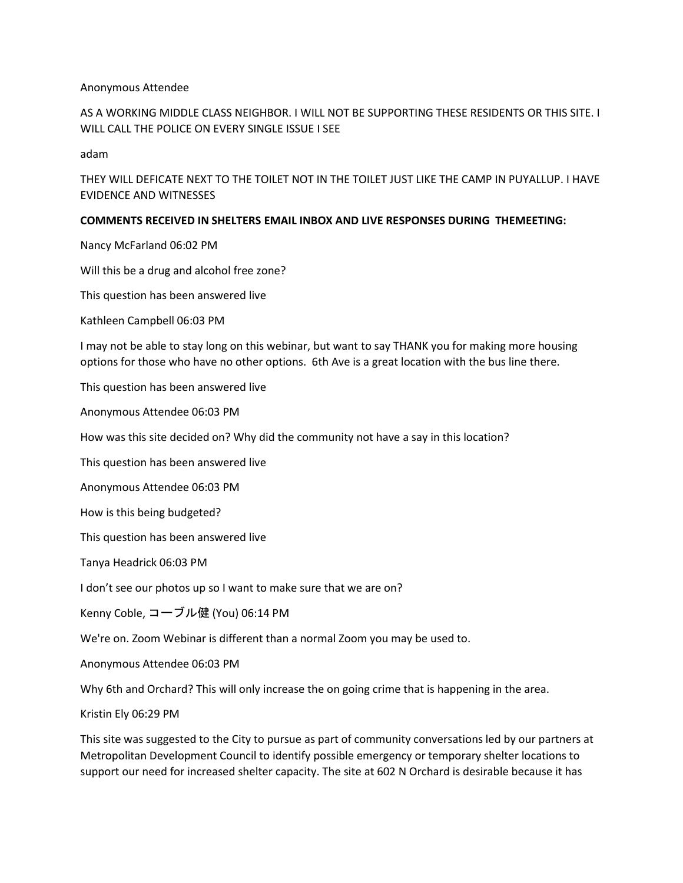Anonymous Attendee

AS A WORKING MIDDLE CLASS NEIGHBOR. I WILL NOT BE SUPPORTING THESE RESIDENTS OR THIS SITE. I WILL CALL THE POLICE ON EVERY SINGLE ISSUE I SEE

adam

THEY WILL DEFICATE NEXT TO THE TOILET NOT IN THE TOILET JUST LIKE THE CAMP IN PUYALLUP. I HAVE EVIDENCE AND WITNESSES

**COMMENTS RECEIVED IN SHELTERS EMAIL INBOX AND LIVE RESPONSES DURING THEMEETING:**

Nancy McFarland 06:02 PM

Will this be a drug and alcohol free zone?

This question has been answered live

Kathleen Campbell 06:03 PM

I may not be able to stay long on this webinar, but want to say THANK you for making more housing options for those who have no other options. 6th Ave is a great location with the bus line there.

This question has been answered live

Anonymous Attendee 06:03 PM

How was this site decided on? Why did the community not have a say in this location?

This question has been answered live

Anonymous Attendee 06:03 PM

How is this being budgeted?

This question has been answered live

Tanya Headrick 06:03 PM

I don't see our photos up so I want to make sure that we are on?

Kenny Coble, コーブル健 (You) 06:14 PM

We're on. Zoom Webinar is different than a normal Zoom you may be used to.

Anonymous Attendee 06:03 PM

Why 6th and Orchard? This will only increase the on going crime that is happening in the area.

Kristin Ely 06:29 PM

This site was suggested to the City to pursue as part of community conversations led by our partners at Metropolitan Development Council to identify possible emergency or temporary shelter locations to support our need for increased shelter capacity. The site at 602 N Orchard is desirable because it has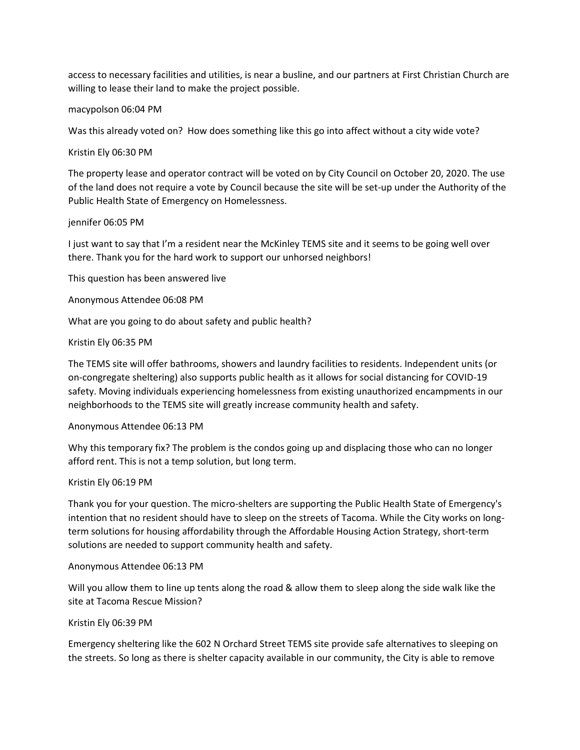access to necessary facilities and utilities, is near a busline, and our partners at First Christian Church are willing to lease their land to make the project possible.

macypolson 06:04 PM

Was this already voted on? How does something like this go into affect without a city wide vote?

Kristin Ely 06:30 PM

The property lease and operator contract will be voted on by City Council on October 20, 2020. The use of the land does not require a vote by Council because the site will be set-up under the Authority of the Public Health State of Emergency on Homelessness.

jennifer 06:05 PM

I just want to say that I'm a resident near the McKinley TEMS site and it seems to be going well over there. Thank you for the hard work to support our unhorsed neighbors!

This question has been answered live

Anonymous Attendee 06:08 PM

What are you going to do about safety and public health?

Kristin Ely 06:35 PM

The TEMS site will offer bathrooms, showers and laundry facilities to residents. Independent units (or on-congregate sheltering) also supports public health as it allows for social distancing for COVID-19 safety. Moving individuals experiencing homelessness from existing unauthorized encampments in our neighborhoods to the TEMS site will greatly increase community health and safety.

Anonymous Attendee 06:13 PM

Why this temporary fix? The problem is the condos going up and displacing those who can no longer afford rent. This is not a temp solution, but long term.

Kristin Ely 06:19 PM

Thank you for your question. The micro-shelters are supporting the Public Health State of Emergency's intention that no resident should have to sleep on the streets of Tacoma. While the City works on long-term solutions for housing affordability through the Affordable Housing Action Strategy, short-term solutions are needed to support community health and safety.

Anonymous Attendee 06:13 PM

Will you allow them to line up tents along the road & allow them to sleep along the side walk like the site at Tacoma Rescue Mission?

Kristin Ely 06:39 PM

Emergency sheltering like the 602 N Orchard Street TEMS site provide safe alternatives to sleeping on the streets. So long as there is shelter capacity available in our community, the City is able to remove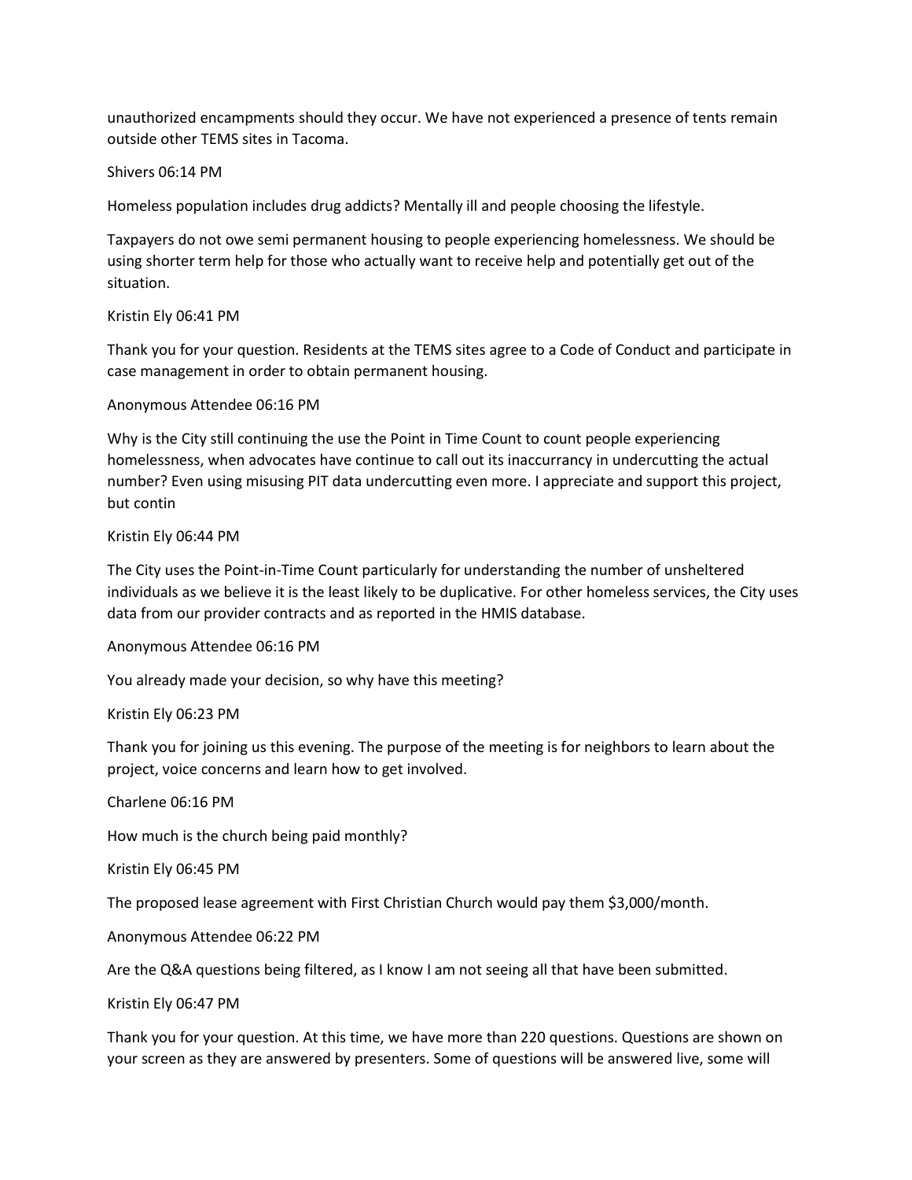unauthorized encampments should they occur. We have not experienced a presence of tents remain outside other TEMS sites in Tacoma.

Shivers 06:14 PM

Homeless population includes drug addicts? Mentally ill and people choosing the lifestyle.

Taxpayers do not owe semi permanent housing to people experiencing homelessness. We should be using shorter term help for those who actually want to receive help and potentially get out of the situation.

Kristin Ely 06:41 PM

Thank you for your question. Residents at the TEMS sites agree to a Code of Conduct and participate in case management in order to obtain permanent housing.

Anonymous Attendee 06:16 PM

Why is the City still continuing the use the Point in Time Count to count people experiencing homelessness, when advocates have continue to call out its inaccurrancy in undercutting the actual number? Even using misusing PIT data undercutting even more. I appreciate and support this project, but contin

Kristin Ely 06:44 PM

The City uses the Point-in-Time Count particularly for understanding the number of unsheltered individuals as we believe it is the least likely to be duplicative. For other homeless services, the City uses data from our provider contracts and as reported in the HMIS database.

Anonymous Attendee 06:16 PM

You already made your decision, so why have this meeting?

Kristin Ely 06:23 PM

Thank you for joining us this evening. The purpose of the meeting is for neighbors to learn about the project, voice concerns and learn how to get involved.

Charlene 06:16 PM

How much is the church being paid monthly?

Kristin Ely 06:45 PM

The proposed lease agreement with First Christian Church would pay them $3,000/month.

Anonymous Attendee 06:22 PM

Are the Q&A questions being filtered, as I know I am not seeing all that have been submitted.

Kristin Ely 06:47 PM

Thank you for your question. At this time, we have more than 220 questions. Questions are shown on your screen as they are answered by presenters. Some of questions will be answered live, some will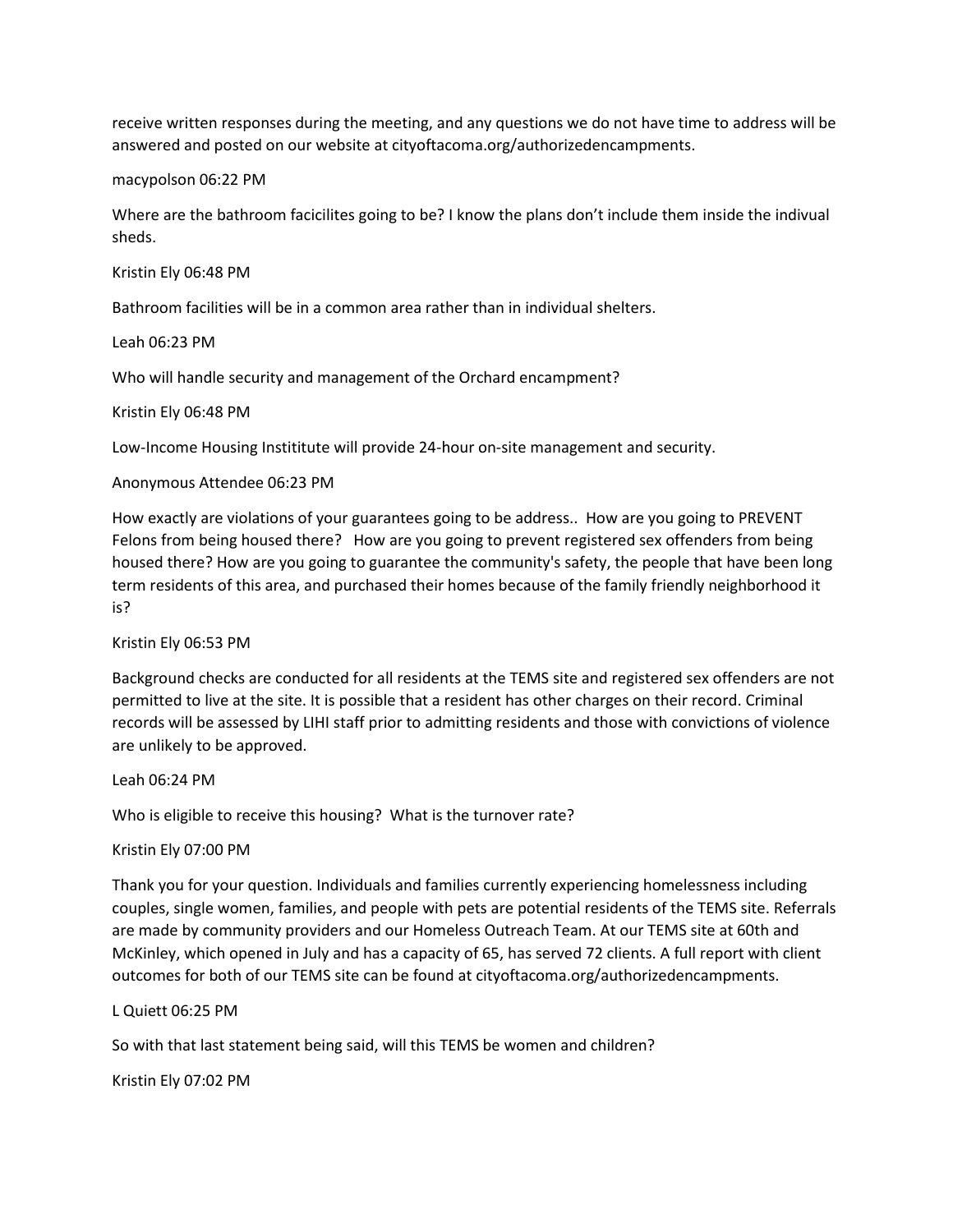receive written responses during the meeting, and any questions we do not have time to address will be answered and posted on our website at cityoftacoma.org/authorizedencampments.

macypolson 06:22 PM

Where are the bathroom facicilites going to be? I know the plans don't include them inside the indivual sheds.

Kristin Ely 06:48 PM

Bathroom facilities will be in a common area rather than in individual shelters.

Leah 06:23 PM

Who will handle security and management of the Orchard encampment?

Kristin Ely 06:48 PM

Low-Income Housing Instititute will provide 24-hour on-site management and security.

Anonymous Attendee 06:23 PM

How exactly are violations of your guarantees going to be address.. How are you going to PREVENT Felons from being housed there? How are you going to prevent registered sex offenders from being housed there? How are you going to guarantee the community's safety, the people that have been long term residents of this area, and purchased their homes because of the family friendly neighborhood it is?

Kristin Ely 06:53 PM

Background checks are conducted for all residents at the TEMS site and registered sex offenders are not permitted to live at the site. It is possible that a resident has other charges on their record. Criminal records will be assessed by LIHI staff prior to admitting residents and those with convictions of violence are unlikely to be approved.

Leah 06:24 PM

Who is eligible to receive this housing? What is the turnover rate?

Kristin Ely 07:00 PM

Thank you for your question. Individuals and families currently experiencing homelessness including couples, single women, families, and people with pets are potential residents of the TEMS site. Referrals are made by community providers and our Homeless Outreach Team. At our TEMS site at 60th and McKinley, which opened in July and has a capacity of 65, has served 72 clients. A full report with client outcomes for both of our TEMS site can be found at cityoftacoma.org/authorizedencampments.

L Quiett 06:25 PM

So with that last statement being said, will this TEMS be women and children?

Kristin Ely 07:02 PM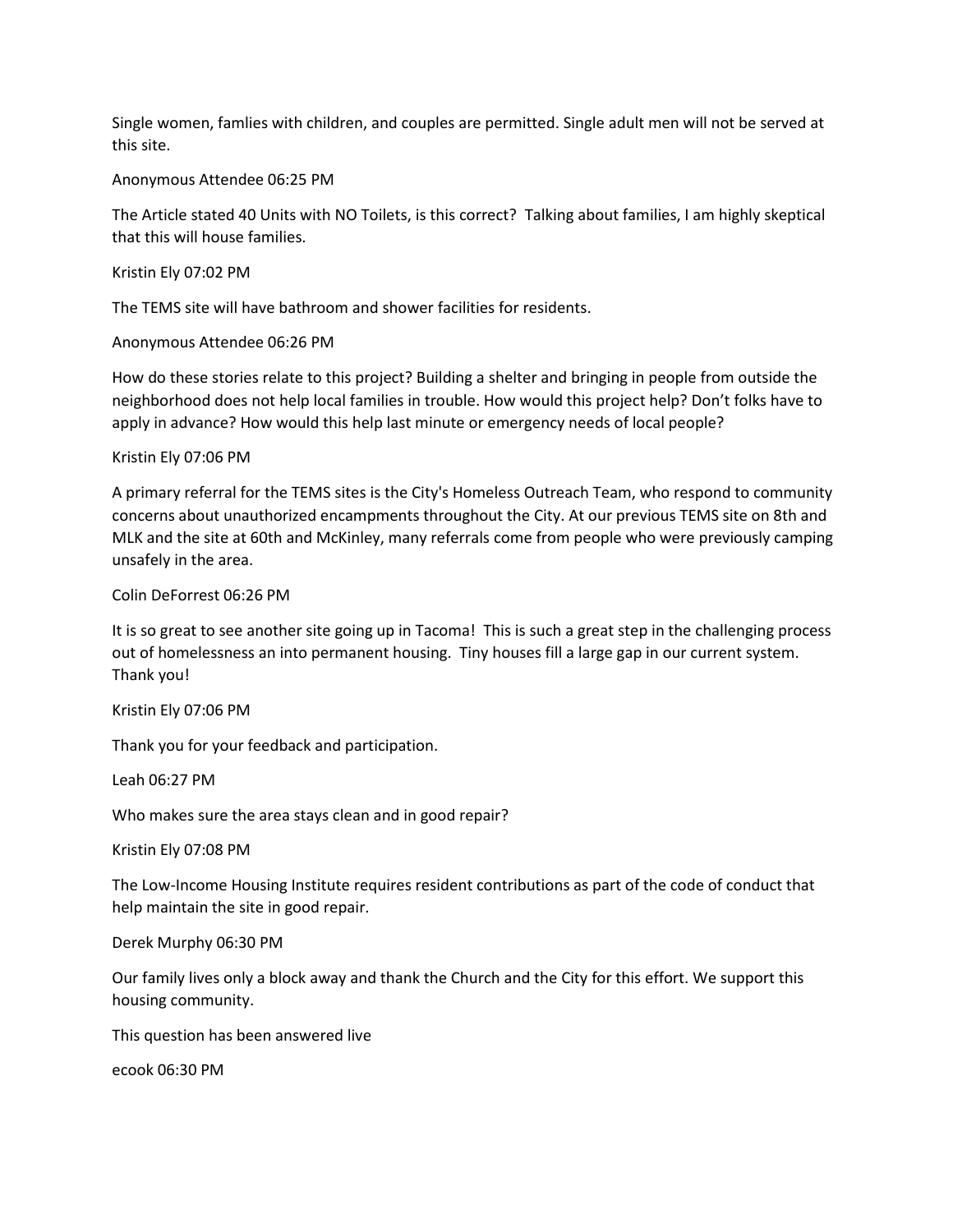Single women, famlies with children, and couples are permitted. Single adult men will not be served at this site.

Anonymous Attendee 06:25 PM

The Article stated 40 Units with NO Toilets, is this correct?  Talking about families, I am highly skeptical that this will house families.

Kristin Ely 07:02 PM

The TEMS site will have bathroom and shower facilities for residents.

Anonymous Attendee 06:26 PM

How do these stories relate to this project? Building a shelter and bringing in people from outside the neighborhood does not help local families in trouble. How would this project help? Don't folks have to apply in advance? How would this help last minute or emergency needs of local people?

Kristin Ely 07:06 PM

A primary referral for the TEMS sites is the City's Homeless Outreach Team, who respond to community concerns about unauthorized encampments throughout the City. At our previous TEMS site on 8th and MLK and the site at 60th and McKinley, many referrals come from people who were previously camping unsafely in the area.

Colin DeForrest 06:26 PM

It is so great to see another site going up in Tacoma!  This is such a great step in the challenging process out of homelessness an into permanent housing.  Tiny houses fill a large gap in our current system. Thank you!

Kristin Ely 07:06 PM

Thank you for your feedback and participation.

Leah 06:27 PM

Who makes sure the area stays clean and in good repair?

Kristin Ely 07:08 PM

The Low-Income Housing Institute requires resident contributions as part of the code of conduct that help maintain the site in good repair.

Derek Murphy 06:30 PM

Our family lives only a block away and thank the Church and the City for this effort. We support this housing community.

This question has been answered live

ecook 06:30 PM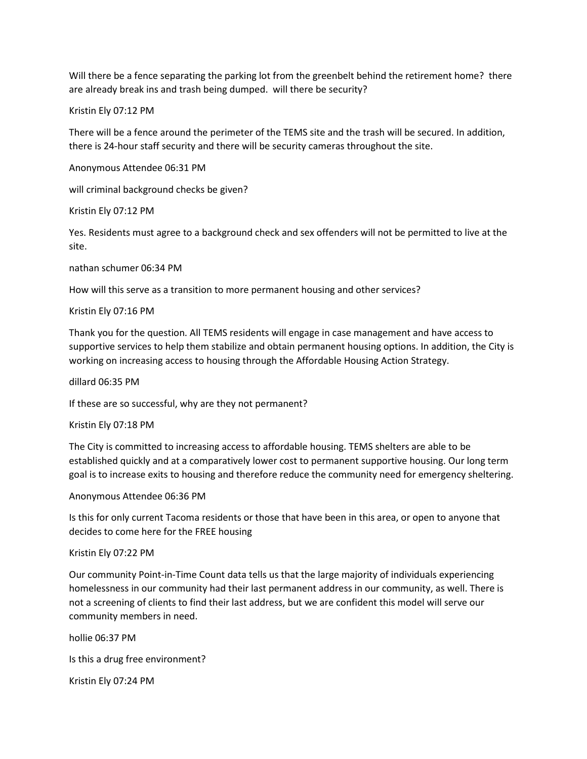Will there be a fence separating the parking lot from the greenbelt behind the retirement home?  there are already break ins and trash being dumped.  will there be security?

Kristin Ely 07:12 PM

There will be a fence around the perimeter of the TEMS site and the trash will be secured. In addition, there is 24-hour staff security and there will be security cameras throughout the site.

Anonymous Attendee 06:31 PM

will criminal background checks be given?

Kristin Ely 07:12 PM

Yes. Residents must agree to a background check and sex offenders will not be permitted to live at the site.

nathan schumer 06:34 PM

How will this serve as a transition to more permanent housing and other services?

Kristin Ely 07:16 PM

Thank you for the question. All TEMS residents will engage in case management and have access to supportive services to help them stabilize and obtain permanent housing options. In addition, the City is working on increasing access to housing through the Affordable Housing Action Strategy.

dillard 06:35 PM

If these are so successful, why are they not permanent?

Kristin Ely 07:18 PM

The City is committed to increasing access to affordable housing. TEMS shelters are able to be established quickly and at a comparatively lower cost to permanent supportive housing. Our long term goal is to increase exits to housing and therefore reduce the community need for emergency sheltering.

Anonymous Attendee 06:36 PM

Is this for only current Tacoma residents or those that have been in this area, or open to anyone that decides to come here for the FREE housing

Kristin Ely 07:22 PM

Our community Point-in-Time Count data tells us that the large majority of individuals experiencing homelessness in our community had their last permanent address in our community, as well. There is not a screening of clients to find their last address, but we are confident this model will serve our community members in need.

hollie 06:37 PM

Is this a drug free environment?

Kristin Ely 07:24 PM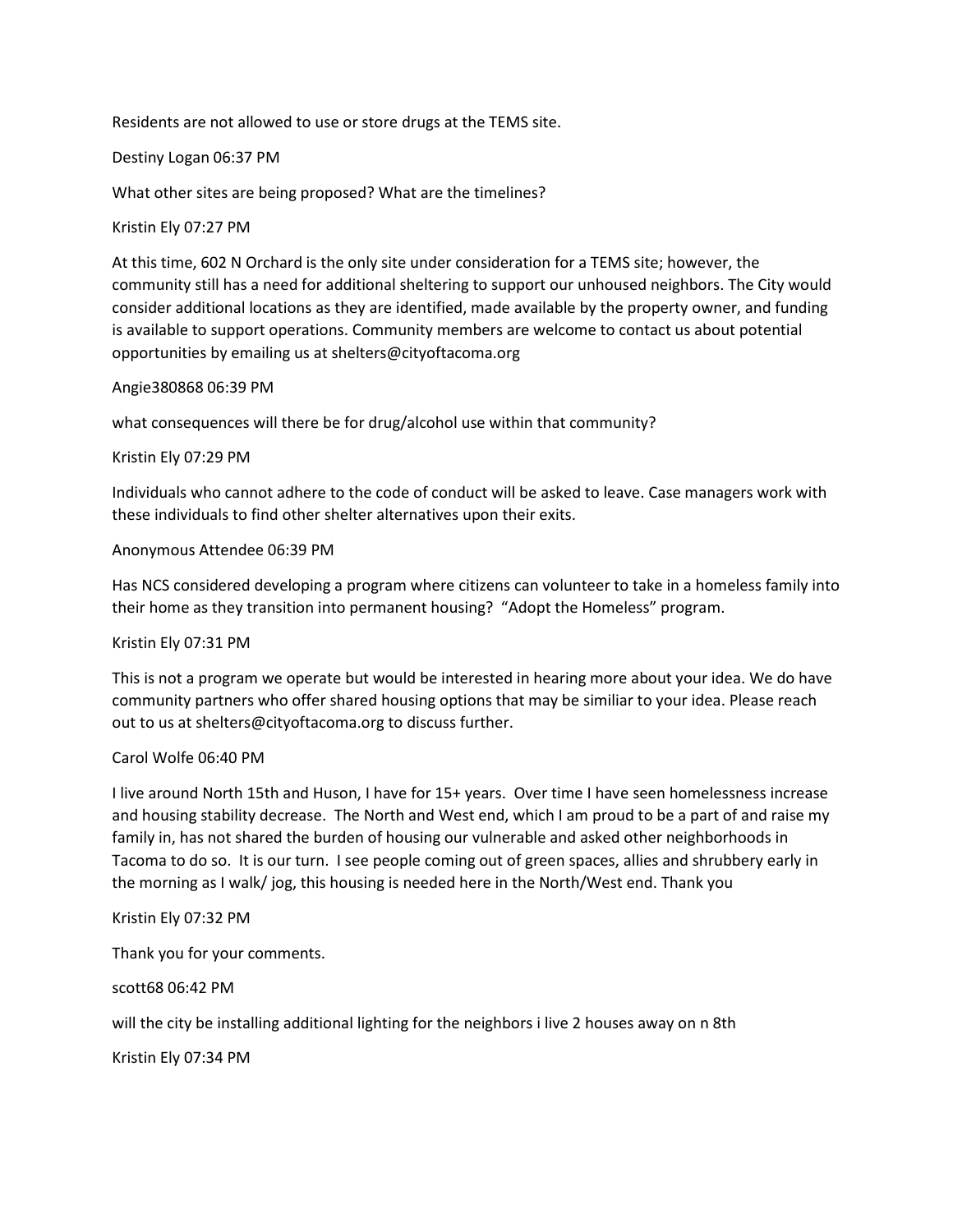Residents are not allowed to use or store drugs at the TEMS site.

Destiny Logan 06:37 PM

What other sites are being proposed? What are the timelines?

Kristin Ely 07:27 PM

At this time, 602 N Orchard is the only site under consideration for a TEMS site; however, the community still has a need for additional sheltering to support our unhoused neighbors. The City would consider additional locations as they are identified, made available by the property owner, and funding is available to support operations. Community members are welcome to contact us about potential opportunities by emailing us at shelters@cityoftacoma.org

Angie380868 06:39 PM

what consequences will there be for drug/alcohol use within that community?

Kristin Ely 07:29 PM

Individuals who cannot adhere to the code of conduct will be asked to leave. Case managers work with these individuals to find other shelter alternatives upon their exits.

Anonymous Attendee 06:39 PM

Has NCS considered developing a program where citizens can volunteer to take in a homeless family into their home as they transition into permanent housing? "Adopt the Homeless" program.

Kristin Ely 07:31 PM

This is not a program we operate but would be interested in hearing more about your idea. We do have community partners who offer shared housing options that may be similiar to your idea. Please reach out to us at shelters@cityoftacoma.org to discuss further.

Carol Wolfe 06:40 PM

I live around North 15th and Huson, I have for 15+ years. Over time I have seen homelessness increase and housing stability decrease. The North and West end, which I am proud to be a part of and raise my family in, has not shared the burden of housing our vulnerable and asked other neighborhoods in Tacoma to do so. It is our turn. I see people coming out of green spaces, allies and shrubbery early in the morning as I walk/ jog, this housing is needed here in the North/West end. Thank you

Kristin Ely 07:32 PM

Thank you for your comments.

scott68 06:42 PM

will the city be installing additional lighting for the neighbors i live 2 houses away on n 8th

Kristin Ely 07:34 PM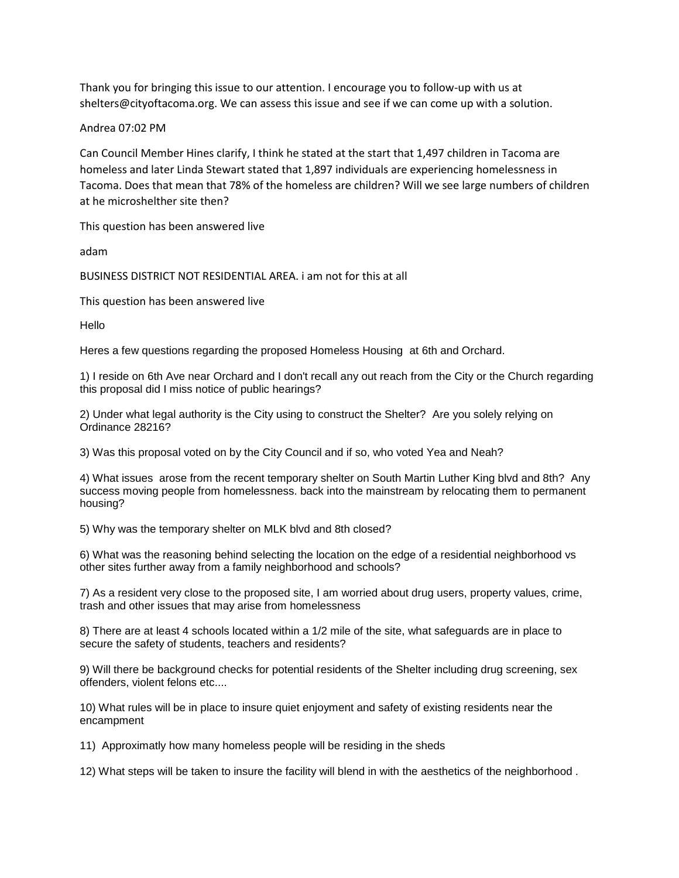Thank you for bringing this issue to our attention. I encourage you to follow-up with us at shelters@cityoftacoma.org. We can assess this issue and see if we can come up with a solution.

Andrea 07:02 PM

Can Council Member Hines clarify, I think he stated at the start that 1,497 children in Tacoma are homeless and later Linda Stewart stated that 1,897 individuals are experiencing homelessness in Tacoma. Does that mean that 78% of the homeless are children? Will we see large numbers of children at he microshelther site then?

This question has been answered live

adam

BUSINESS DISTRICT NOT RESIDENTIAL AREA. i am not for this at all

This question has been answered live

Hello

Heres a few questions regarding the proposed Homeless Housing  at 6th and Orchard.

1) I reside on 6th Ave near Orchard and I don't recall any out reach from the City or the Church regarding this proposal did I miss notice of public hearings?

2) Under what legal authority is the City using to construct the Shelter?  Are you solely relying on Ordinance 28216?

3) Was this proposal voted on by the City Council and if so, who voted Yea and Neah?

4) What issues  arose from the recent temporary shelter on South Martin Luther King blvd and 8th?  Any success moving people from homelessness. back into the mainstream by relocating them to permanent housing?

5) Why was the temporary shelter on MLK blvd and 8th closed?

6) What was the reasoning behind selecting the location on the edge of a residential neighborhood vs other sites further away from a family neighborhood and schools?

7) As a resident very close to the proposed site, I am worried about drug users, property values, crime, trash and other issues that may arise from homelessness

8) There are at least 4 schools located within a 1/2 mile of the site, what safeguards are in place to secure the safety of students, teachers and residents?

9) Will there be background checks for potential residents of the Shelter including drug screening, sex offenders, violent felons etc....

10) What rules will be in place to insure quiet enjoyment and safety of existing residents near the encampment

11)  Approximatly how many homeless people will be residing in the sheds

12) What steps will be taken to insure the facility will blend in with the aesthetics of the neighborhood .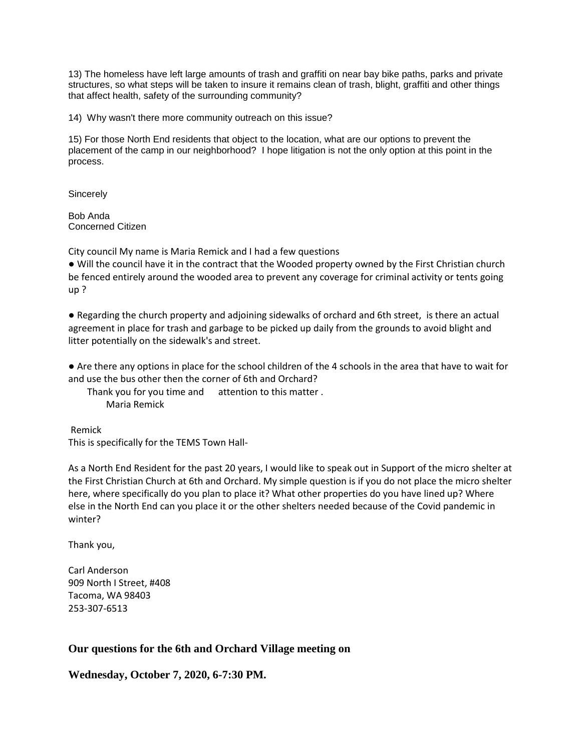13) The homeless have left large amounts of trash and graffiti on near bay bike paths, parks and private structures, so what steps will be taken to insure it remains clean of trash, blight, graffiti and other things that affect health, safety of the surrounding community?

14) Why wasn't there more community outreach on this issue?

15) For those North End residents that object to the location, what are our options to prevent the placement of the camp in our neighborhood? I hope litigation is not the only option at this point in the process.

Sincerely

Bob Anda
Concerned Citizen

City council My name is Maria Remick and I had a few questions

● Will the council have it in the contract that the Wooded property owned by the First Christian church be fenced entirely around the wooded area to prevent any coverage for criminal activity or tents going up ?

● Regarding the church property and adjoining sidewalks of orchard and 6th street, is there an actual agreement in place for trash and garbage to be picked up daily from the grounds to avoid blight and litter potentially on the sidewalk's and street.

● Are there any options in place for the school children of the 4 schools in the area that have to wait for and use the bus other then the corner of 6th and Orchard?

Thank you for you time and attention to this matter .
Maria Remick

Remick
This is specifically for the TEMS Town Hall-

As a North End Resident for the past 20 years, I would like to speak out in Support of the micro shelter at the First Christian Church at 6th and Orchard. My simple question is if you do not place the micro shelter here, where specifically do you plan to place it? What other properties do you have lined up? Where else in the North End can you place it or the other shelters needed because of the Covid pandemic in winter?

Thank you,

Carl Anderson
909 North I Street, #408
Tacoma, WA 98403
253-307-6513

**Our questions for the 6th and Orchard Village meeting on**

**Wednesday, October 7, 2020, 6-7:30 PM.**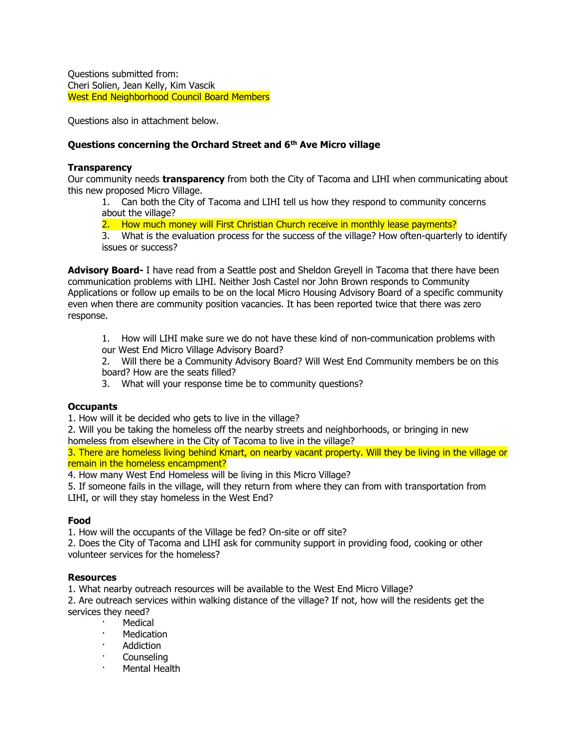Questions submitted from:
Cheri Solien, Jean Kelly, Kim Vascik
West End Neighborhood Council Board Members

Questions also in attachment below.

**Questions concerning the Orchard Street and 6th Ave Micro village**

**Transparency**
Our community needs **transparency** from both the City of Tacoma and LIHI when communicating about this new proposed Micro Village.

1. Can both the City of Tacoma and LIHI tell us how they respond to community concerns about the village?
2. How much money will First Christian Church receive in monthly lease payments?
3. What is the evaluation process for the success of the village? How often-quarterly to identify issues or success?

**Advisory Board-** I have read from a Seattle post and Sheldon Greyell in Tacoma that there have been communication problems with LIHI. Neither Josh Castel nor John Brown responds to Community Applications or follow up emails to be on the local Micro Housing Advisory Board of a specific community even when there are community position vacancies. It has been reported twice that there was zero response.

1. How will LIHI make sure we do not have these kind of non-communication problems with our West End Micro Village Advisory Board?
2. Will there be a Community Advisory Board? Will West End Community members be on this board? How are the seats filled?
3. What will your response time be to community questions?

**Occupants**
1. How will it be decided who gets to live in the village?
2. Will you be taking the homeless off the nearby streets and neighborhoods, or bringing in new homeless from elsewhere in the City of Tacoma to live in the village?
3. There are homeless living behind Kmart, on nearby vacant property. Will they be living in the village or remain in the homeless encampment?
4. How many West End Homeless will be living in this Micro Village?
5. If someone fails in the village, will they return from where they can from with transportation from LIHI, or will they stay homeless in the West End?

**Food**
1. How will the occupants of the Village be fed? On-site or off site?
2. Does the City of Tacoma and LIHI ask for community support in providing food, cooking or other volunteer services for the homeless?

**Resources**
1. What nearby outreach resources will be available to the West End Micro Village?
2. Are outreach services within walking distance of the village? If not, how will the residents get the services they need?

- Medical
- Medication
- Addiction
- Counseling
- Mental Health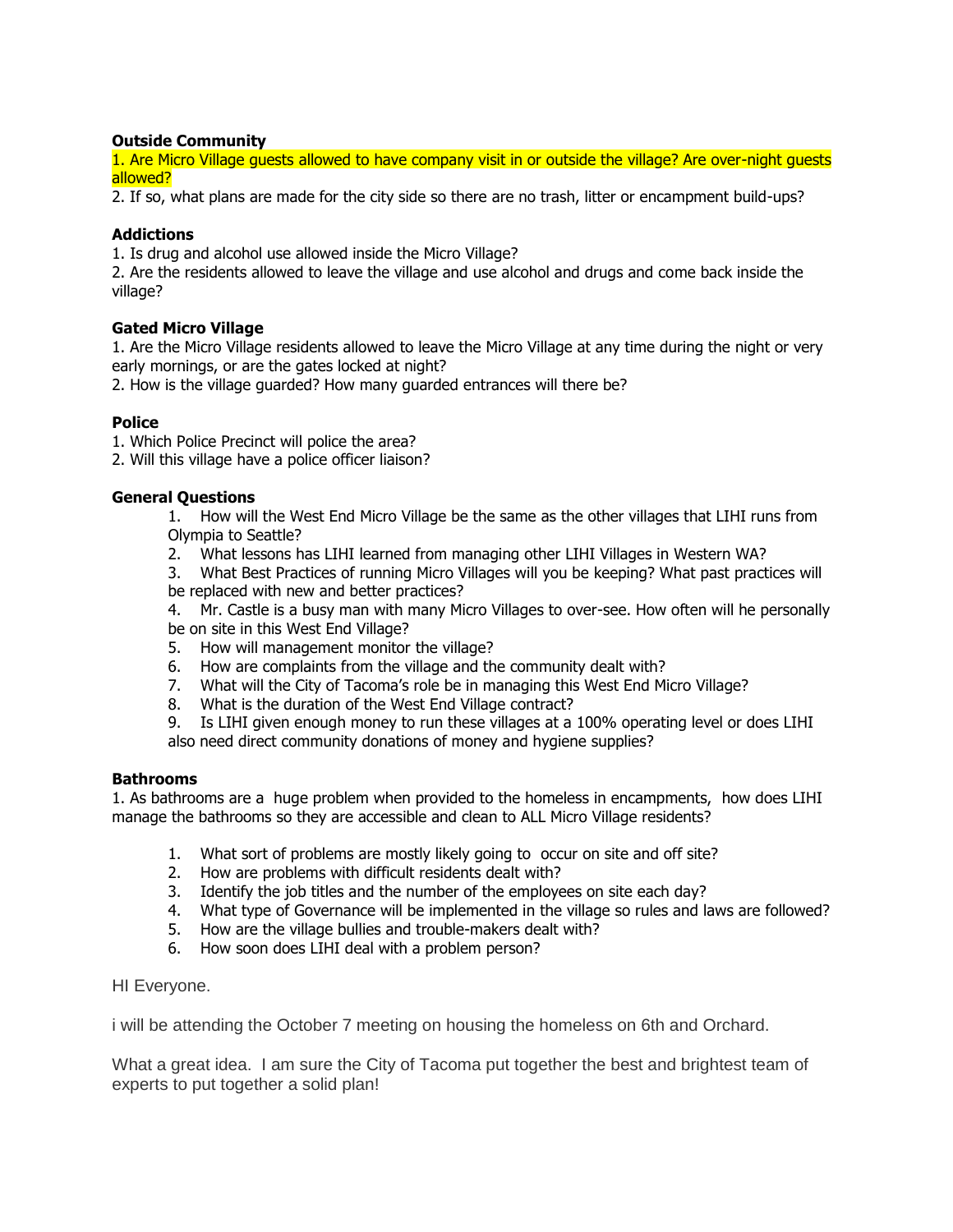**Outside Community**

1. Are Micro Village guests allowed to have company visit in or outside the village? Are over-night guests allowed?
2. If so, what plans are made for the city side so there are no trash, litter or encampment build-ups?

**Addictions**

1. Is drug and alcohol use allowed inside the Micro Village?
2. Are the residents allowed to leave the village and use alcohol and drugs and come back inside the village?

**Gated Micro Village**

1. Are the Micro Village residents allowed to leave the Micro Village at any time during the night or very early mornings, or are the gates locked at night?
2. How is the village guarded? How many guarded entrances will there be?

**Police**

1. Which Police Precinct will police the area?
2. Will this village have a police officer liaison?

**General Questions**

1. How will the West End Micro Village be the same as the other villages that LIHI runs from Olympia to Seattle?
2. What lessons has LIHI learned from managing other LIHI Villages in Western WA?
3. What Best Practices of running Micro Villages will you be keeping? What past practices will be replaced with new and better practices?
4. Mr. Castle is a busy man with many Micro Villages to over-see. How often will he personally be on site in this West End Village?
5. How will management monitor the village?
6. How are complaints from the village and the community dealt with?
7. What will the City of Tacoma's role be in managing this West End Micro Village?
8. What is the duration of the West End Village contract?
9. Is LIHI given enough money to run these villages at a 100% operating level or does LIHI also need direct community donations of money and hygiene supplies?

**Bathrooms**

1. As bathrooms are a huge problem when provided to the homeless in encampments, how does LIHI manage the bathrooms so they are accessible and clean to ALL Micro Village residents?

1. What sort of problems are mostly likely going to occur on site and off site?
2. How are problems with difficult residents dealt with?
3. Identify the job titles and the number of the employees on site each day?
4. What type of Governance will be implemented in the village so rules and laws are followed?
5. How are the village bullies and trouble-makers dealt with?
6. How soon does LIHI deal with a problem person?

HI Everyone.

i will be attending the October 7 meeting on housing the homeless on 6th and Orchard.

What a great idea. I am sure the City of Tacoma put together the best and brightest team of experts to put together a solid plan!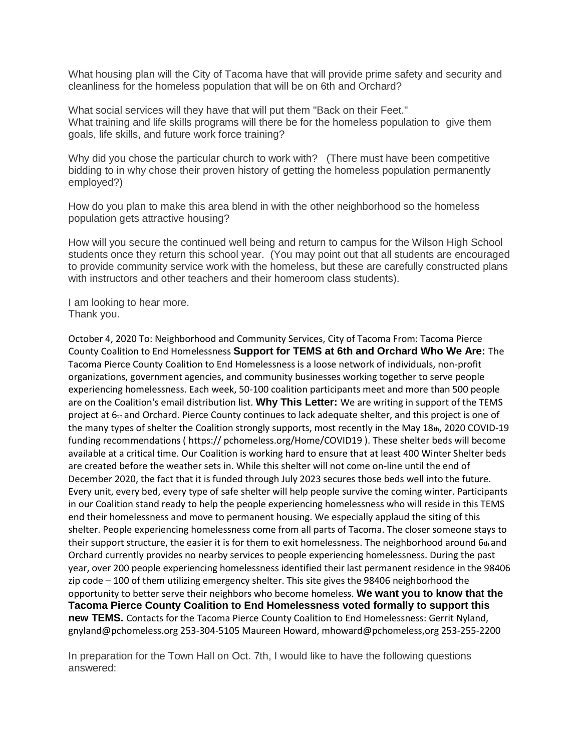What housing plan will the City of Tacoma have that will provide prime safety and security and cleanliness for the homeless population that will be on 6th and Orchard?

What social services will they have that will put them "Back on their Feet."
What training and life skills programs will there be for the homeless population to give them goals, life skills, and future work force training?

Why did you chose the particular church to work with? (There must have been competitive bidding to in why chose their proven history of getting the homeless population permanently employed?)

How do you plan to make this area blend in with the other neighborhood so the homeless population gets attractive housing?

How will you secure the continued well being and return to campus for the Wilson High School students once they return this school year. (You may point out that all students are encouraged to provide community service work with the homeless, but these are carefully constructed plans with instructors and other teachers and their homeroom class students).

I am looking to hear more.
Thank you.

October 4, 2020 To: Neighborhood and Community Services, City of Tacoma From: Tacoma Pierce County Coalition to End Homelessness **Support for TEMS at 6th and Orchard Who We Are:** The Tacoma Pierce County Coalition to End Homelessness is a loose network of individuals, non-profit organizations, government agencies, and community businesses working together to serve people experiencing homelessness. Each week, 50-100 coalition participants meet and more than 500 people are on the Coalition's email distribution list. **Why This Letter:** We are writing in support of the TEMS project at 6th and Orchard. Pierce County continues to lack adequate shelter, and this project is one of the many types of shelter the Coalition strongly supports, most recently in the May 18th, 2020 COVID-19 funding recommendations ( https:// pchomeless.org/Home/COVID19 ). These shelter beds will become available at a critical time. Our Coalition is working hard to ensure that at least 400 Winter Shelter beds are created before the weather sets in. While this shelter will not come on-line until the end of December 2020, the fact that it is funded through July 2023 secures those beds well into the future. Every unit, every bed, every type of safe shelter will help people survive the coming winter. Participants in our Coalition stand ready to help the people experiencing homelessness who will reside in this TEMS end their homelessness and move to permanent housing. We especially applaud the siting of this shelter. People experiencing homelessness come from all parts of Tacoma. The closer someone stays to their support structure, the easier it is for them to exit homelessness. The neighborhood around 6th and Orchard currently provides no nearby services to people experiencing homelessness. During the past year, over 200 people experiencing homelessness identified their last permanent residence in the 98406 zip code – 100 of them utilizing emergency shelter. This site gives the 98406 neighborhood the opportunity to better serve their neighbors who become homeless. **We want you to know that the Tacoma Pierce County Coalition to End Homelessness voted formally to support this new TEMS.** Contacts for the Tacoma Pierce County Coalition to End Homelessness: Gerrit Nyland, gnyland@pchomeless.org 253-304-5105 Maureen Howard, mhoward@pchomeless,org 253-255-2200

In preparation for the Town Hall on Oct. 7th, I would like to have the following questions answered: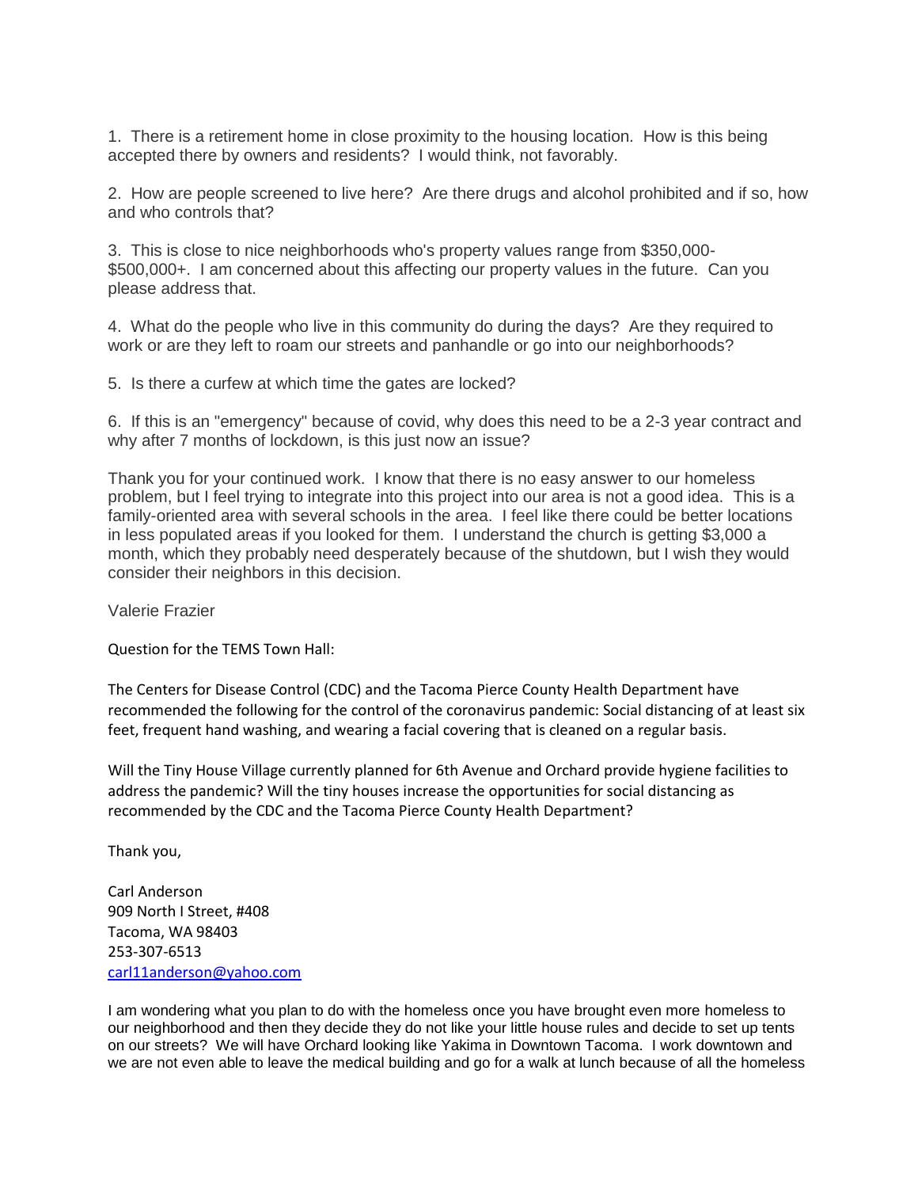1. There is a retirement home in close proximity to the housing location. How is this being accepted there by owners and residents? I would think, not favorably.

2. How are people screened to live here? Are there drugs and alcohol prohibited and if so, how and who controls that?

3. This is close to nice neighborhoods who's property values range from $350,000-$500,000+. I am concerned about this affecting our property values in the future. Can you please address that.

4. What do the people who live in this community do during the days? Are they required to work or are they left to roam our streets and panhandle or go into our neighborhoods?

5. Is there a curfew at which time the gates are locked?

6. If this is an "emergency" because of covid, why does this need to be a 2-3 year contract and why after 7 months of lockdown, is this just now an issue?

Thank you for your continued work. I know that there is no easy answer to our homeless problem, but I feel trying to integrate into this project into our area is not a good idea. This is a family-oriented area with several schools in the area. I feel like there could be better locations in less populated areas if you looked for them. I understand the church is getting $3,000 a month, which they probably need desperately because of the shutdown, but I wish they would consider their neighbors in this decision.

Valerie Frazier

Question for the TEMS Town Hall:

The Centers for Disease Control (CDC) and the Tacoma Pierce County Health Department have recommended the following for the control of the coronavirus pandemic: Social distancing of at least six feet, frequent hand washing, and wearing a facial covering that is cleaned on a regular basis.

Will the Tiny House Village currently planned for 6th Avenue and Orchard provide hygiene facilities to address the pandemic? Will the tiny houses increase the opportunities for social distancing as recommended by the CDC and the Tacoma Pierce County Health Department?

Thank you,

Carl Anderson
909 North I Street, #408
Tacoma, WA 98403
253-307-6513
carl11anderson@yahoo.com

I am wondering what you plan to do with the homeless once you have brought even more homeless to our neighborhood and then they decide they do not like your little house rules and decide to set up tents on our streets? We will have Orchard looking like Yakima in Downtown Tacoma. I work downtown and we are not even able to leave the medical building and go for a walk at lunch because of all the homeless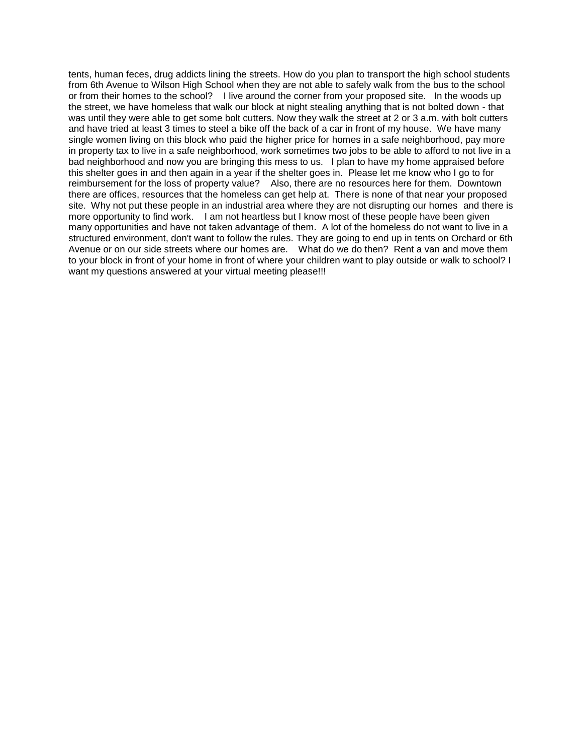tents, human feces, drug addicts lining the streets. How do you plan to transport the high school students from 6th Avenue to Wilson High School when they are not able to safely walk from the bus to the school or from their homes to the school? I live around the corner from your proposed site. In the woods up the street, we have homeless that walk our block at night stealing anything that is not bolted down - that was until they were able to get some bolt cutters. Now they walk the street at 2 or 3 a.m. with bolt cutters and have tried at least 3 times to steel a bike off the back of a car in front of my house. We have many single women living on this block who paid the higher price for homes in a safe neighborhood, pay more in property tax to live in a safe neighborhood, work sometimes two jobs to be able to afford to not live in a bad neighborhood and now you are bringing this mess to us. I plan to have my home appraised before this shelter goes in and then again in a year if the shelter goes in. Please let me know who I go to for reimbursement for the loss of property value? Also, there are no resources here for them. Downtown there are offices, resources that the homeless can get help at. There is none of that near your proposed site. Why not put these people in an industrial area where they are not disrupting our homes and there is more opportunity to find work. I am not heartless but I know most of these people have been given many opportunities and have not taken advantage of them. A lot of the homeless do not want to live in a structured environment, don't want to follow the rules. They are going to end up in tents on Orchard or 6th Avenue or on our side streets where our homes are. What do we do then? Rent a van and move them to your block in front of your home in front of where your children want to play outside or walk to school? I want my questions answered at your virtual meeting please!!!